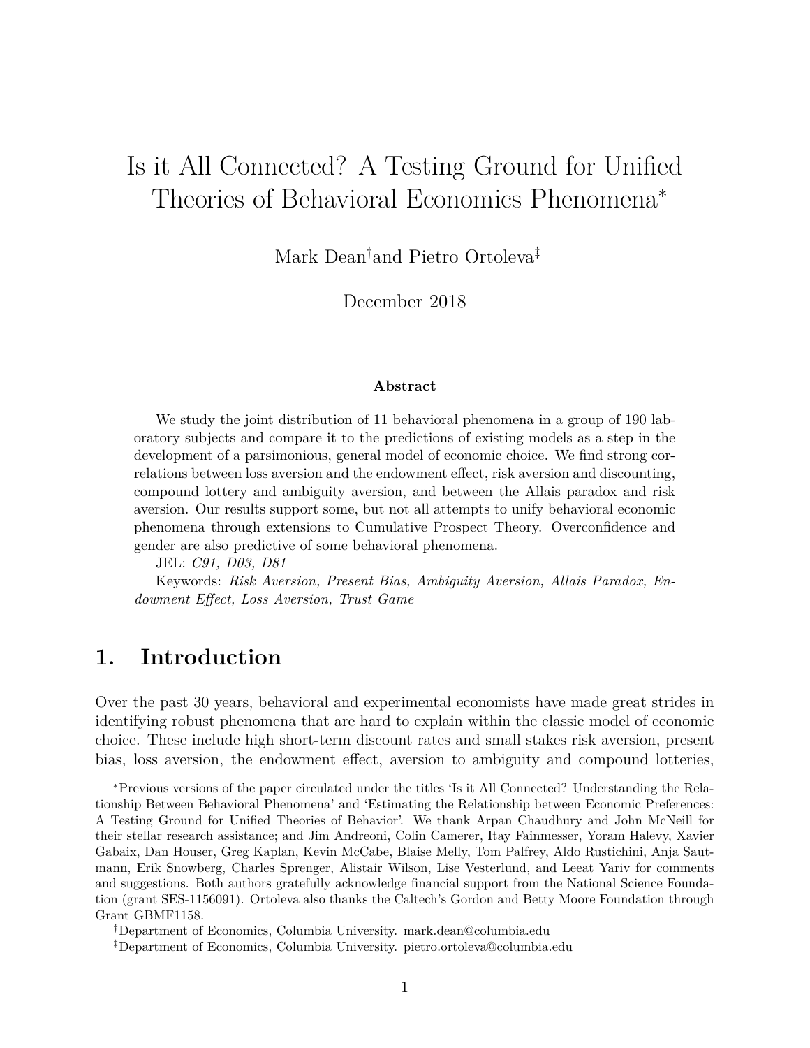# Is it All Connected? A Testing Ground for Unified Theories of Behavioral Economics Phenomena[*]

Mark Dean[†] and Pietro Ortoleva[‡]

December 2018

### Abstract

We study the joint distribution of 11 behavioral phenomena in a group of 190 laboratory subjects and compare it to the predictions of existing models as a step in the development of a parsimonious, general model of economic choice. We find strong correlations between loss aversion and the endowment effect, risk aversion and discounting, compound lottery and ambiguity aversion, and between the Allais paradox and risk aversion. Our results support some, but not all attempts to unify behavioral economic phenomena through extensions to Cumulative Prospect Theory. Overconfidence and gender are also predictive of some behavioral phenomena.

JEL: *C91, D03, D81*

Keywords: *Risk Aversion, Present Bias, Ambiguity Aversion, Allais Paradox, Endowment Effect, Loss Aversion, Trust Game*

## 1. Introduction

Over the past 30 years, behavioral and experimental economists have made great strides in identifying robust phenomena that are hard to explain within the classic model of economic choice. These include high short-term discount rates and small stakes risk aversion, present bias, loss aversion, the endowment effect, aversion to ambiguity and compound lotteries,

---

[*] Previous versions of the paper circulated under the titles 'Is it All Connected? Understanding the Relationship Between Behavioral Phenomena' and 'Estimating the Relationship between Economic Preferences: A Testing Ground for Unified Theories of Behavior'. We thank Arpan Chaudhury and John McNeill for their stellar research assistance; and Jim Andreoni, Colin Camerer, Itay Fainmesser, Yoram Halevy, Xavier Gabaix, Dan Houser, Greg Kaplan, Kevin McCabe, Blaise Melly, Tom Palfrey, Aldo Rustichini, Anja Sautmann, Erik Snowberg, Charles Sprenger, Alistair Wilson, Lise Vesterlund, and Leeat Yariv for comments and suggestions. Both authors gratefully acknowledge financial support from the National Science Foundation (grant SES-1156091). Ortoleva also thanks the Caltech's Gordon and Betty Moore Foundation through Grant GBMF1158.

[†] Department of Economics, Columbia University. mark.dean@columbia.edu

[‡] Department of Economics, Columbia University. pietro.ortoleva@columbia.edu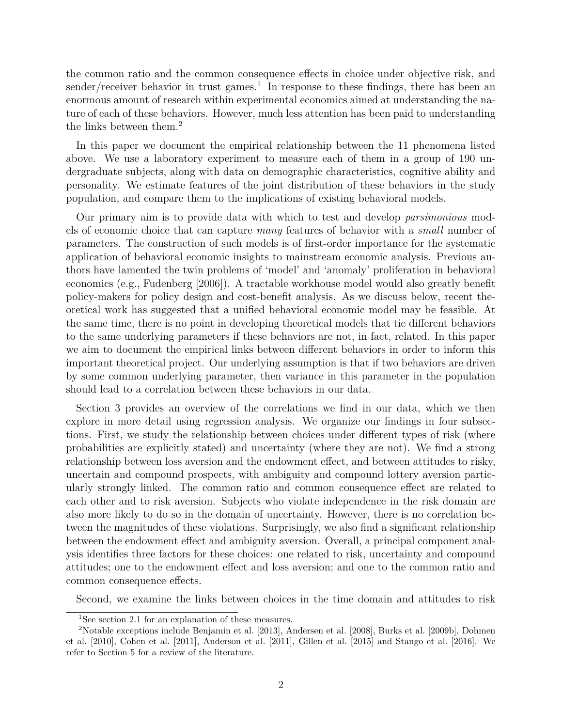the common ratio and the common consequence effects in choice under objective risk, and sender/receiver behavior in trust games.[1] In response to these findings, there has been an enormous amount of research within experimental economics aimed at understanding the nature of each of these behaviors. However, much less attention has been paid to understanding the links between them.[2]

In this paper we document the empirical relationship between the 11 phenomena listed above. We use a laboratory experiment to measure each of them in a group of 190 undergraduate subjects, along with data on demographic characteristics, cognitive ability and personality. We estimate features of the joint distribution of these behaviors in the study population, and compare them to the implications of existing behavioral models.

Our primary aim is to provide data with which to test and develop *parsimonious* models of economic choice that can capture *many* features of behavior with a *small* number of parameters. The construction of such models is of first-order importance for the systematic application of behavioral economic insights to mainstream economic analysis. Previous authors have lamented the twin problems of 'model' and 'anomaly' proliferation in behavioral economics (e.g., Fudenberg [2006]). A tractable workhouse model would also greatly benefit policy-makers for policy design and cost-benefit analysis. As we discuss below, recent theoretical work has suggested that a unified behavioral economic model may be feasible. At the same time, there is no point in developing theoretical models that tie different behaviors to the same underlying parameters if these behaviors are not, in fact, related. In this paper we aim to document the empirical links between different behaviors in order to inform this important theoretical project. Our underlying assumption is that if two behaviors are driven by some common underlying parameter, then variance in this parameter in the population should lead to a correlation between these behaviors in our data.

Section 3 provides an overview of the correlations we find in our data, which we then explore in more detail using regression analysis. We organize our findings in four subsections. First, we study the relationship between choices under different types of risk (where probabilities are explicitly stated) and uncertainty (where they are not). We find a strong relationship between loss aversion and the endowment effect, and between attitudes to risky, uncertain and compound prospects, with ambiguity and compound lottery aversion particularly strongly linked. The common ratio and common consequence effect are related to each other and to risk aversion. Subjects who violate independence in the risk domain are also more likely to do so in the domain of uncertainty. However, there is no correlation between the magnitudes of these violations. Surprisingly, we also find a significant relationship between the endowment effect and ambiguity aversion. Overall, a principal component analysis identifies three factors for these choices: one related to risk, uncertainty and compound attitudes; one to the endowment effect and loss aversion; and one to the common ratio and common consequence effects.

Second, we examine the links between choices in the time domain and attitudes to risk

[1] See section 2.1 for an explanation of these measures.

[2] Notable exceptions include Benjamin et al. [2013], Andersen et al. [2008], Burks et al. [2009b], Dohmen et al. [2010], Cohen et al. [2011], Anderson et al. [2011], Gillen et al. [2015] and Stango et al. [2016]. We refer to Section 5 for a review of the literature.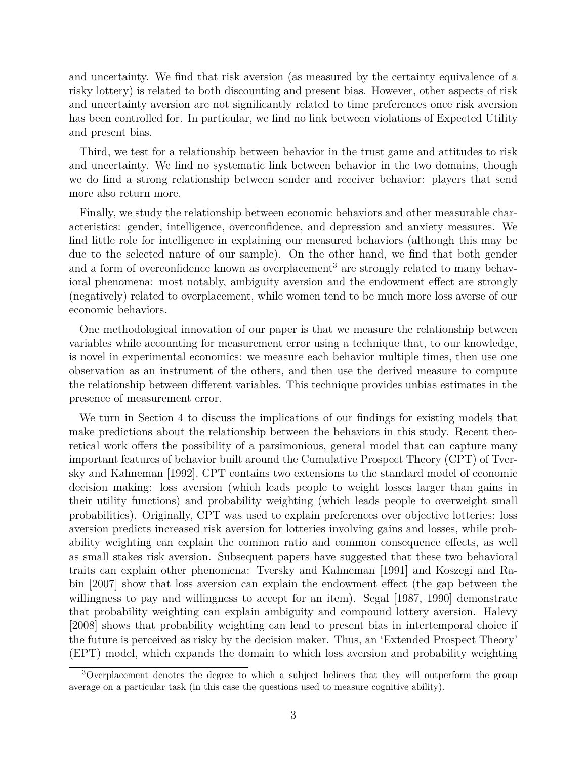and uncertainty. We find that risk aversion (as measured by the certainty equivalence of a risky lottery) is related to both discounting and present bias. However, other aspects of risk and uncertainty aversion are not significantly related to time preferences once risk aversion has been controlled for. In particular, we find no link between violations of Expected Utility and present bias.

Third, we test for a relationship between behavior in the trust game and attitudes to risk and uncertainty. We find no systematic link between behavior in the two domains, though we do find a strong relationship between sender and receiver behavior: players that send more also return more.

Finally, we study the relationship between economic behaviors and other measurable characteristics: gender, intelligence, overconfidence, and depression and anxiety measures. We find little role for intelligence in explaining our measured behaviors (although this may be due to the selected nature of our sample). On the other hand, we find that both gender and a form of overconfidence known as overplacement[3] are strongly related to many behavioral phenomena: most notably, ambiguity aversion and the endowment effect are strongly (negatively) related to overplacement, while women tend to be much more loss averse of our economic behaviors.

One methodological innovation of our paper is that we measure the relationship between variables while accounting for measurement error using a technique that, to our knowledge, is novel in experimental economics: we measure each behavior multiple times, then use one observation as an instrument of the others, and then use the derived measure to compute the relationship between different variables. This technique provides unbias estimates in the presence of measurement error.

We turn in Section 4 to discuss the implications of our findings for existing models that make predictions about the relationship between the behaviors in this study. Recent theoretical work offers the possibility of a parsimonious, general model that can capture many important features of behavior built around the Cumulative Prospect Theory (CPT) of Tversky and Kahneman [1992]. CPT contains two extensions to the standard model of economic decision making: loss aversion (which leads people to weight losses larger than gains in their utility functions) and probability weighting (which leads people to overweight small probabilities). Originally, CPT was used to explain preferences over objective lotteries: loss aversion predicts increased risk aversion for lotteries involving gains and losses, while probability weighting can explain the common ratio and common consequence effects, as well as small stakes risk aversion. Subsequent papers have suggested that these two behavioral traits can explain other phenomena: Tversky and Kahneman [1991] and Koszegi and Rabin [2007] show that loss aversion can explain the endowment effect (the gap between the willingness to pay and willingness to accept for an item). Segal [1987, 1990] demonstrate that probability weighting can explain ambiguity and compound lottery aversion. Halevy [2008] shows that probability weighting can lead to present bias in intertemporal choice if the future is perceived as risky by the decision maker. Thus, an 'Extended Prospect Theory' (EPT) model, which expands the domain to which loss aversion and probability weighting

[3]Overplacement denotes the degree to which a subject believes that they will outperform the group average on a particular task (in this case the questions used to measure cognitive ability).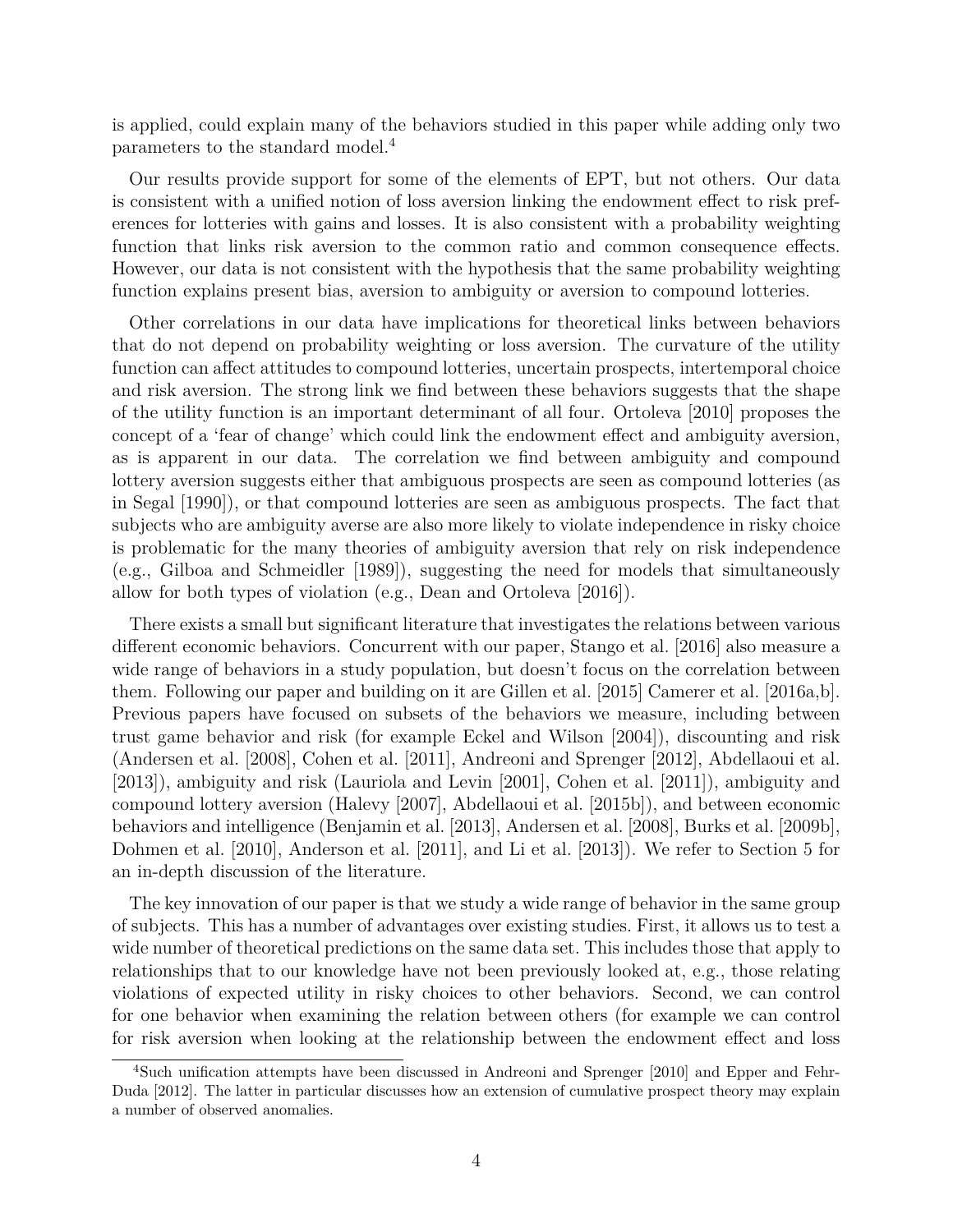is applied, could explain many of the behaviors studied in this paper while adding only two parameters to the standard model.[4]

Our results provide support for some of the elements of EPT, but not others. Our data is consistent with a unified notion of loss aversion linking the endowment effect to risk preferences for lotteries with gains and losses. It is also consistent with a probability weighting function that links risk aversion to the common ratio and common consequence effects. However, our data is not consistent with the hypothesis that the same probability weighting function explains present bias, aversion to ambiguity or aversion to compound lotteries.

Other correlations in our data have implications for theoretical links between behaviors that do not depend on probability weighting or loss aversion. The curvature of the utility function can affect attitudes to compound lotteries, uncertain prospects, intertemporal choice and risk aversion. The strong link we find between these behaviors suggests that the shape of the utility function is an important determinant of all four. Ortoleva [2010] proposes the concept of a 'fear of change' which could link the endowment effect and ambiguity aversion, as is apparent in our data. The correlation we find between ambiguity and compound lottery aversion suggests either that ambiguous prospects are seen as compound lotteries (as in Segal [1990]), or that compound lotteries are seen as ambiguous prospects. The fact that subjects who are ambiguity averse are also more likely to violate independence in risky choice is problematic for the many theories of ambiguity aversion that rely on risk independence (e.g., Gilboa and Schmeidler [1989]), suggesting the need for models that simultaneously allow for both types of violation (e.g., Dean and Ortoleva [2016]).

There exists a small but significant literature that investigates the relations between various different economic behaviors. Concurrent with our paper, Stango et al. [2016] also measure a wide range of behaviors in a study population, but doesn't focus on the correlation between them. Following our paper and building on it are Gillen et al. [2015] Camerer et al. [2016a,b]. Previous papers have focused on subsets of the behaviors we measure, including between trust game behavior and risk (for example Eckel and Wilson [2004]), discounting and risk (Andersen et al. [2008], Cohen et al. [2011], Andreoni and Sprenger [2012], Abdellaoui et al. [2013]), ambiguity and risk (Lauriola and Levin [2001], Cohen et al. [2011]), ambiguity and compound lottery aversion (Halevy [2007], Abdellaoui et al. [2015b]), and between economic behaviors and intelligence (Benjamin et al. [2013], Andersen et al. [2008], Burks et al. [2009b], Dohmen et al. [2010], Anderson et al. [2011], and Li et al. [2013]). We refer to Section 5 for an in-depth discussion of the literature.

The key innovation of our paper is that we study a wide range of behavior in the same group of subjects. This has a number of advantages over existing studies. First, it allows us to test a wide number of theoretical predictions on the same data set. This includes those that apply to relationships that to our knowledge have not been previously looked at, e.g., those relating violations of expected utility in risky choices to other behaviors. Second, we can control for one behavior when examining the relation between others (for example we can control for risk aversion when looking at the relationship between the endowment effect and loss

[4] Such unification attempts have been discussed in Andreoni and Sprenger [2010] and Epper and Fehr-Duda [2012]. The latter in particular discusses how an extension of cumulative prospect theory may explain a number of observed anomalies.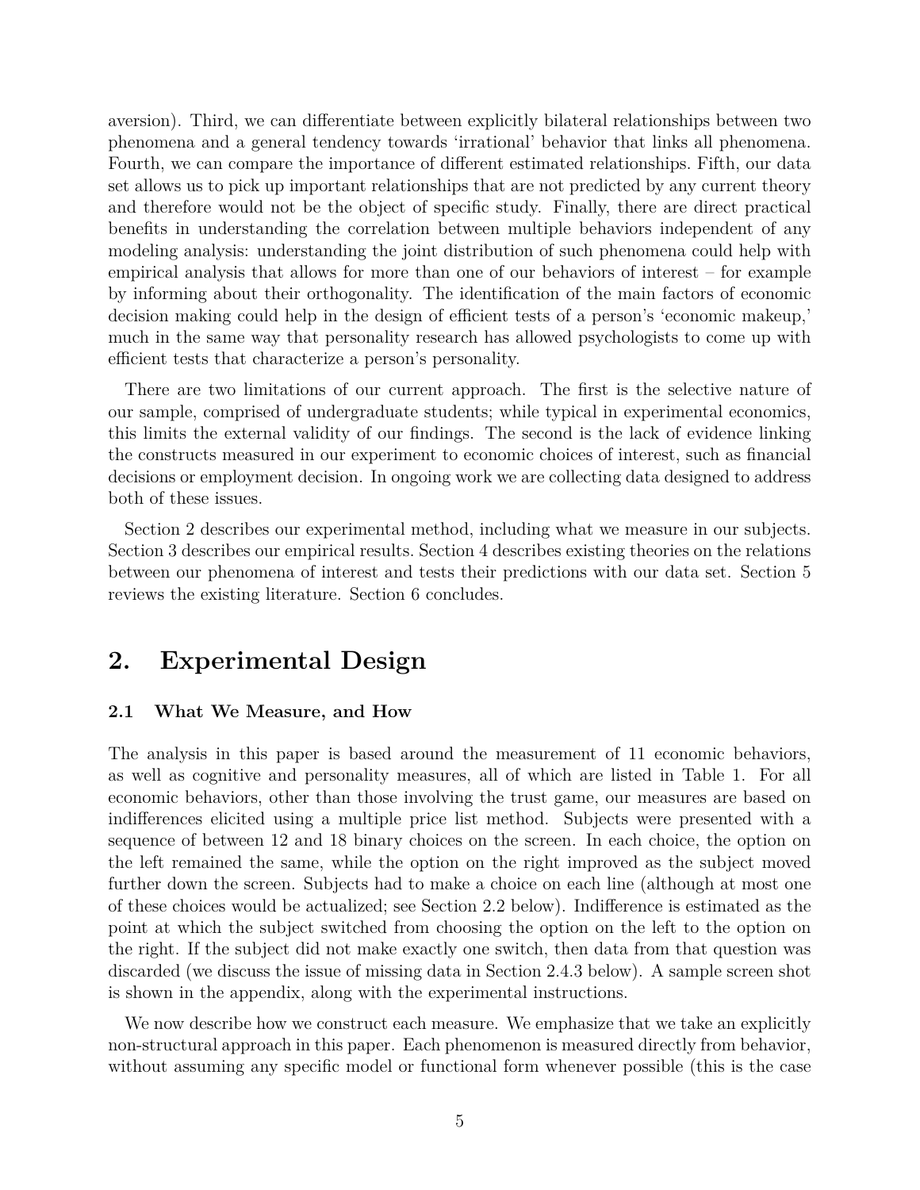aversion). Third, we can differentiate between explicitly bilateral relationships between two phenomena and a general tendency towards 'irrational' behavior that links all phenomena. Fourth, we can compare the importance of different estimated relationships. Fifth, our data set allows us to pick up important relationships that are not predicted by any current theory and therefore would not be the object of specific study. Finally, there are direct practical benefits in understanding the correlation between multiple behaviors independent of any modeling analysis: understanding the joint distribution of such phenomena could help with empirical analysis that allows for more than one of our behaviors of interest – for example by informing about their orthogonality. The identification of the main factors of economic decision making could help in the design of efficient tests of a person's 'economic makeup,' much in the same way that personality research has allowed psychologists to come up with efficient tests that characterize a person's personality.

There are two limitations of our current approach. The first is the selective nature of our sample, comprised of undergraduate students; while typical in experimental economics, this limits the external validity of our findings. The second is the lack of evidence linking the constructs measured in our experiment to economic choices of interest, such as financial decisions or employment decision. In ongoing work we are collecting data designed to address both of these issues.

Section 2 describes our experimental method, including what we measure in our subjects. Section 3 describes our empirical results. Section 4 describes existing theories on the relations between our phenomena of interest and tests their predictions with our data set. Section 5 reviews the existing literature. Section 6 concludes.

## 2. Experimental Design

### 2.1 What We Measure, and How

The analysis in this paper is based around the measurement of 11 economic behaviors, as well as cognitive and personality measures, all of which are listed in Table 1. For all economic behaviors, other than those involving the trust game, our measures are based on indifferences elicited using a multiple price list method. Subjects were presented with a sequence of between 12 and 18 binary choices on the screen. In each choice, the option on the left remained the same, while the option on the right improved as the subject moved further down the screen. Subjects had to make a choice on each line (although at most one of these choices would be actualized; see Section 2.2 below). Indifference is estimated as the point at which the subject switched from choosing the option on the left to the option on the right. If the subject did not make exactly one switch, then data from that question was discarded (we discuss the issue of missing data in Section 2.4.3 below). A sample screen shot is shown in the appendix, along with the experimental instructions.

We now describe how we construct each measure. We emphasize that we take an explicitly non-structural approach in this paper. Each phenomenon is measured directly from behavior, without assuming any specific model or functional form whenever possible (this is the case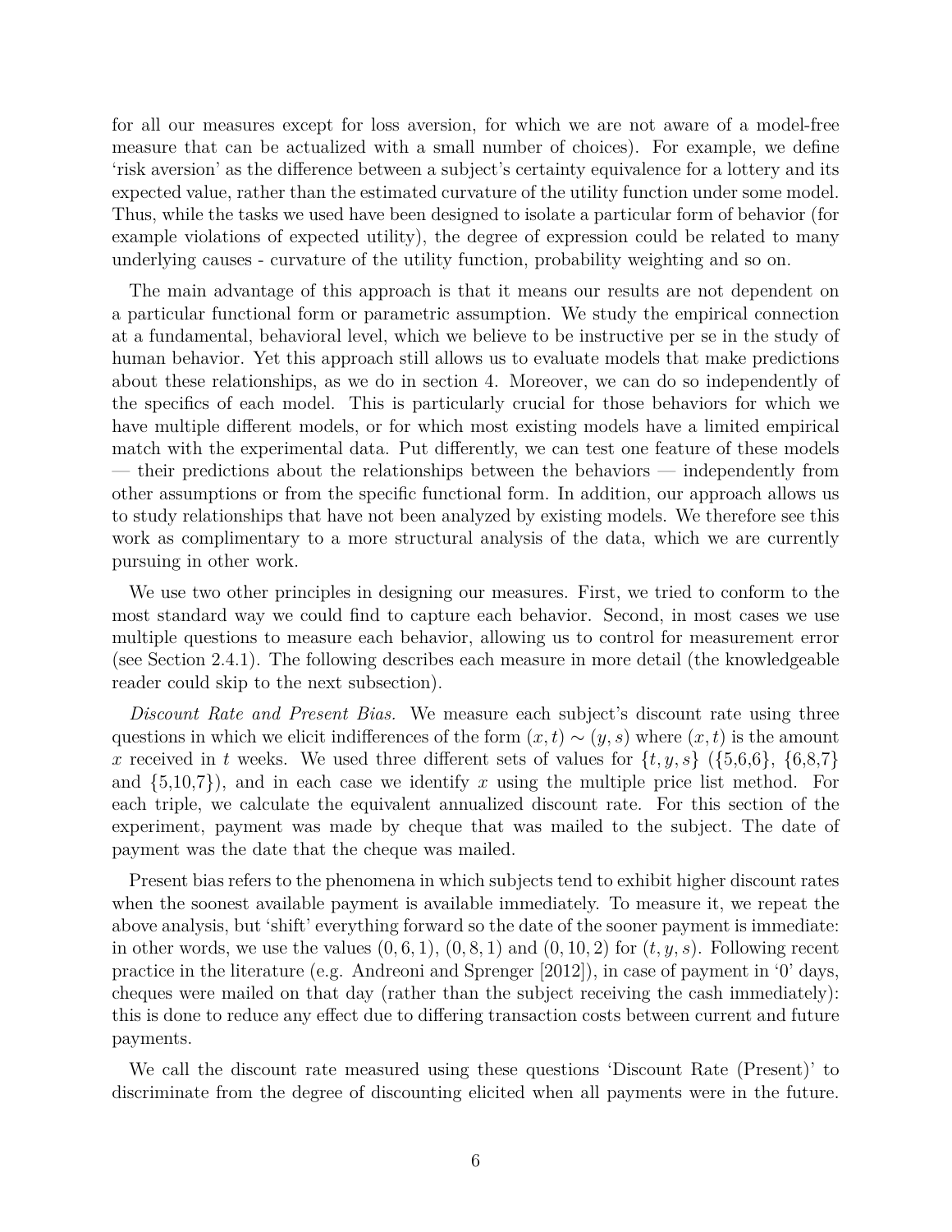for all our measures except for loss aversion, for which we are not aware of a model-free measure that can be actualized with a small number of choices). For example, we define 'risk aversion' as the difference between a subject's certainty equivalence for a lottery and its expected value, rather than the estimated curvature of the utility function under some model. Thus, while the tasks we used have been designed to isolate a particular form of behavior (for example violations of expected utility), the degree of expression could be related to many underlying causes - curvature of the utility function, probability weighting and so on.

The main advantage of this approach is that it means our results are not dependent on a particular functional form or parametric assumption. We study the empirical connection at a fundamental, behavioral level, which we believe to be instructive per se in the study of human behavior. Yet this approach still allows us to evaluate models that make predictions about these relationships, as we do in section 4. Moreover, we can do so independently of the specifics of each model. This is particularly crucial for those behaviors for which we have multiple different models, or for which most existing models have a limited empirical match with the experimental data. Put differently, we can test one feature of these models — their predictions about the relationships between the behaviors — independently from other assumptions or from the specific functional form. In addition, our approach allows us to study relationships that have not been analyzed by existing models. We therefore see this work as complimentary to a more structural analysis of the data, which we are currently pursuing in other work.

We use two other principles in designing our measures. First, we tried to conform to the most standard way we could find to capture each behavior. Second, in most cases we use multiple questions to measure each behavior, allowing us to control for measurement error (see Section 2.4.1). The following describes each measure in more detail (the knowledgeable reader could skip to the next subsection).

*Discount Rate and Present Bias.* We measure each subject's discount rate using three questions in which we elicit indifferences of the form $(x, t) \sim (y, s)$ where $(x, t)$ is the amount $x$ received in $t$ weeks. We used three different sets of values for $\{t, y, s\}$ ({5,6,6}, {6,8,7} and {5,10,7}), and in each case we identify $x$ using the multiple price list method. For each triple, we calculate the equivalent annualized discount rate. For this section of the experiment, payment was made by cheque that was mailed to the subject. The date of payment was the date that the cheque was mailed.

Present bias refers to the phenomena in which subjects tend to exhibit higher discount rates when the soonest available payment is available immediately. To measure it, we repeat the above analysis, but 'shift' everything forward so the date of the sooner payment is immediate: in other words, we use the values $(0, 6, 1)$, $(0, 8, 1)$ and $(0, 10, 2)$ for $(t, y, s)$. Following recent practice in the literature (e.g. Andreoni and Sprenger [2012]), in case of payment in '0' days, cheques were mailed on that day (rather than the subject receiving the cash immediately): this is done to reduce any effect due to differing transaction costs between current and future payments.

We call the discount rate measured using these questions 'Discount Rate (Present)' to discriminate from the degree of discounting elicited when all payments were in the future.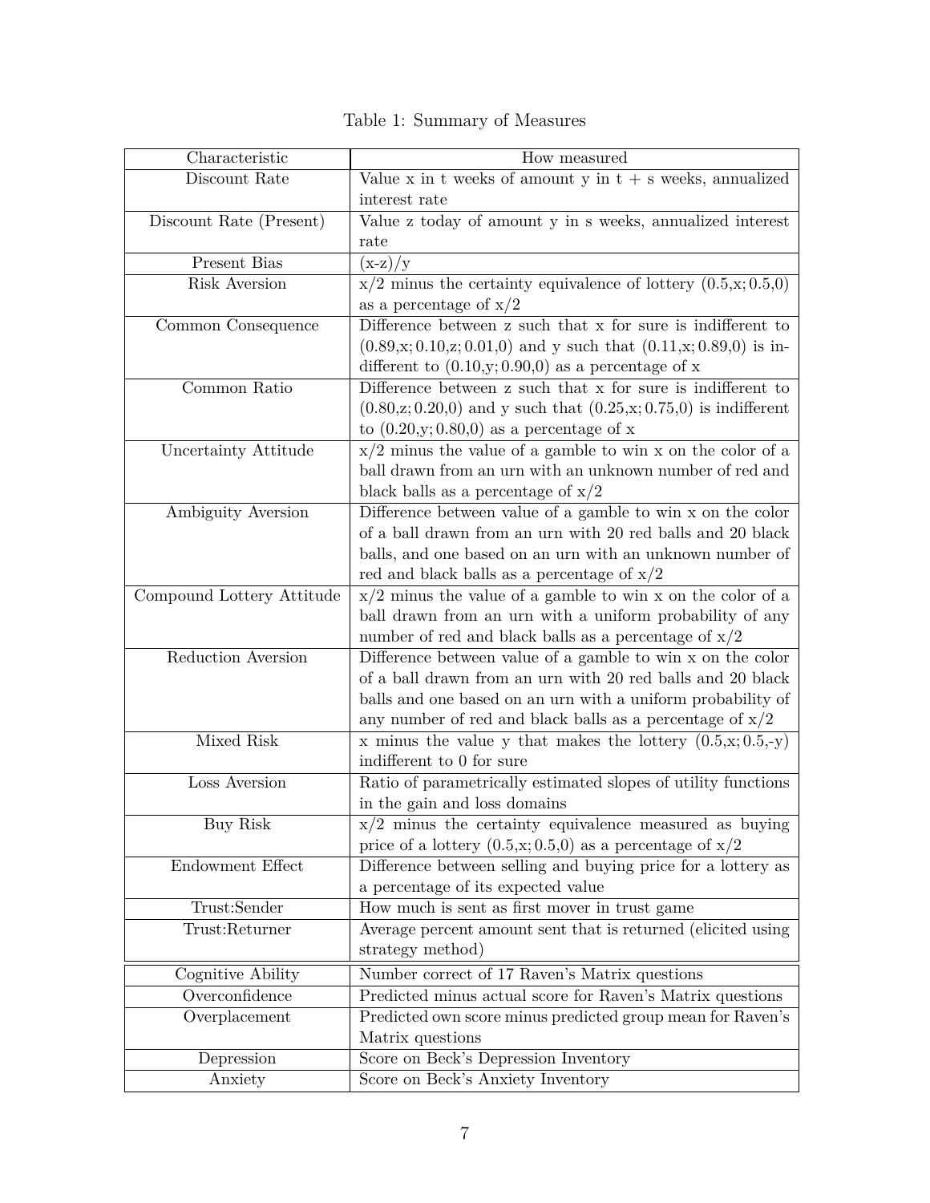Table 1: Summary of Measures

| Characteristic | How measured |
|---|---|
| Discount Rate | Value x in t weeks of amount y in t + s weeks, annualized interest rate |
| Discount Rate (Present) | Value z today of amount y in s weeks, annualized interest rate |
| Present Bias | (x-z)/y |
| Risk Aversion | x/2 minus the certainty equivalence of lottery (0.5,x; 0.5,0) as a percentage of x/2 |
| Common Consequence | Difference between z such that x for sure is indifferent to (0.89,x; 0.10,z; 0.01,0) and y such that (0.11,x; 0.89,0) is indifferent to (0.10,y; 0.90,0) as a percentage of x |
| Common Ratio | Difference between z such that x for sure is indifferent to (0.80,z; 0.20,0) and y such that (0.25,x; 0.75,0) is indifferent to (0.20,y; 0.80,0) as a percentage of x |
| Uncertainty Attitude | x/2 minus the value of a gamble to win x on the color of a ball drawn from an urn with an unknown number of red and black balls as a percentage of x/2 |
| Ambiguity Aversion | Difference between value of a gamble to win x on the color of a ball drawn from an urn with 20 red balls and 20 black balls, and one based on an urn with an unknown number of red and black balls as a percentage of x/2 |
| Compound Lottery Attitude | x/2 minus the value of a gamble to win x on the color of a ball drawn from an urn with a uniform probability of any number of red and black balls as a percentage of x/2 |
| Reduction Aversion | Difference between value of a gamble to win x on the color of a ball drawn from an urn with 20 red balls and 20 black balls and one based on an urn with a uniform probability of any number of red and black balls as a percentage of x/2 |
| Mixed Risk | x minus the value y that makes the lottery (0.5,x; 0.5,-y) indifferent to 0 for sure |
| Loss Aversion | Ratio of parametrically estimated slopes of utility functions in the gain and loss domains |
| Buy Risk | x/2 minus the certainty equivalence measured as buying price of a lottery (0.5,x; 0.5,0) as a percentage of x/2 |
| Endowment Effect | Difference between selling and buying price for a lottery as a percentage of its expected value |
| Trust:Sender | How much is sent as first mover in trust game |
| Trust:Returner | Average percent amount sent that is returned (elicited using strategy method) |
| Cognitive Ability | Number correct of 17 Raven's Matrix questions |
| Overconfidence | Predicted minus actual score for Raven's Matrix questions |
| Overplacement | Predicted own score minus predicted group mean for Raven's Matrix questions |
| Depression | Score on Beck's Depression Inventory |
| Anxiety | Score on Beck's Anxiety Inventory |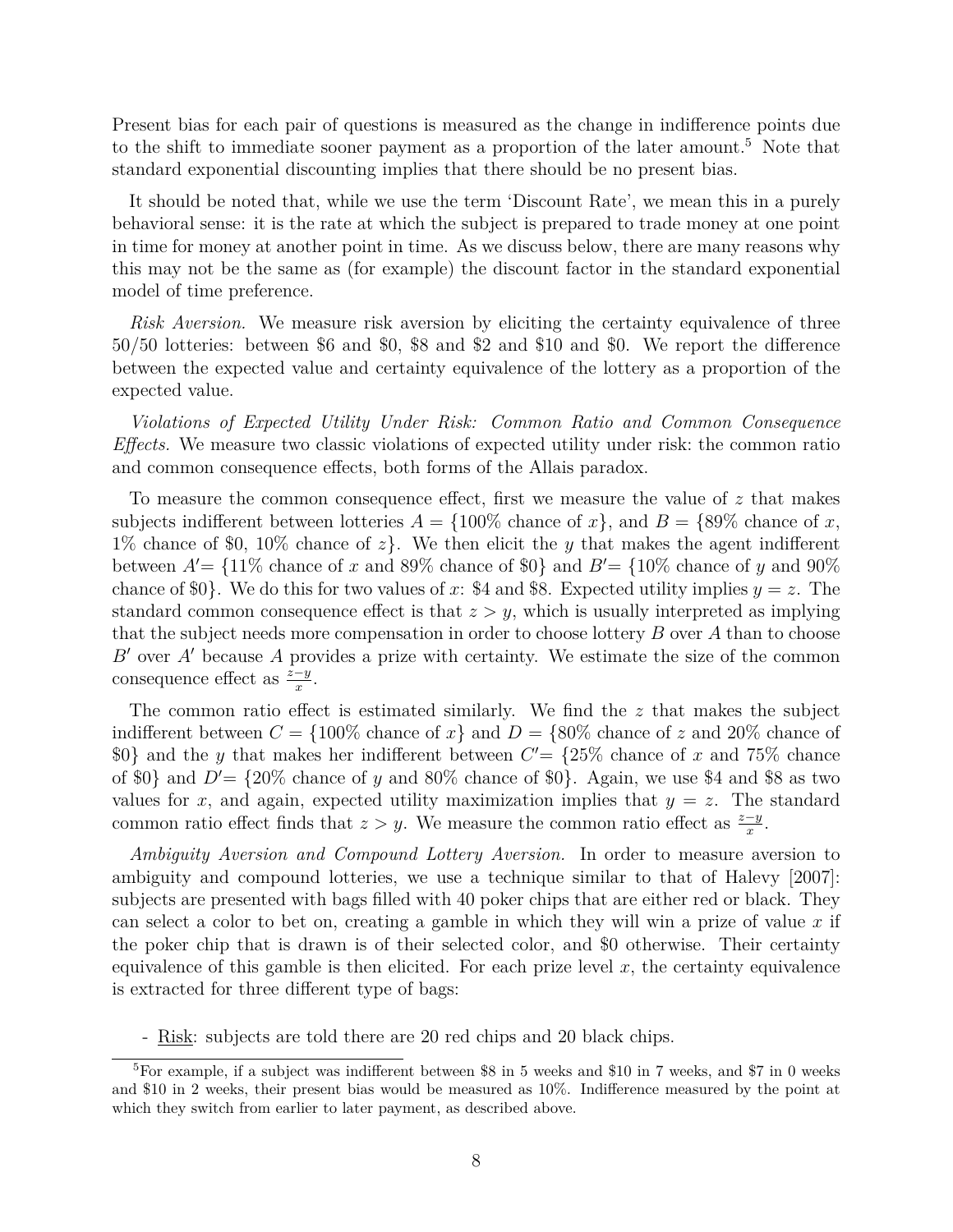Present bias for each pair of questions is measured as the change in indifference points due to the shift to immediate sooner payment as a proportion of the later amount.[5] Note that standard exponential discounting implies that there should be no present bias.

It should be noted that, while we use the term 'Discount Rate', we mean this in a purely behavioral sense: it is the rate at which the subject is prepared to trade money at one point in time for money at another point in time. As we discuss below, there are many reasons why this may not be the same as (for example) the discount factor in the standard exponential model of time preference.

*Risk Aversion.* We measure risk aversion by eliciting the certainty equivalence of three 50/50 lotteries: between \$6 and \$0, \$8 and \$2 and \$10 and \$0. We report the difference between the expected value and certainty equivalence of the lottery as a proportion of the expected value.

*Violations of Expected Utility Under Risk: Common Ratio and Common Consequence Effects.* We measure two classic violations of expected utility under risk: the common ratio and common consequence effects, both forms of the Allais paradox.

To measure the common consequence effect, first we measure the value of $z$ that makes subjects indifferent between lotteries $A = \{100\%$ chance of $x\}$, and $B = \{89\%$ chance of $x$, 1% chance of \$0, 10% chance of $z\}$. We then elicit the $y$ that makes the agent indifferent between $A' = \{11\%$ chance of $x$ and 89% chance of \$0$\}$ and $B' = \{10\%$ chance of $y$ and 90% chance of \$0$\}$. We do this for two values of $x$: \$4 and \$8. Expected utility implies $y = z$. The standard common consequence effect is that $z > y$, which is usually interpreted as implying that the subject needs more compensation in order to choose lottery $B$ over $A$ than to choose $B'$ over $A'$ because $A$ provides a prize with certainty. We estimate the size of the common consequence effect as $\frac{z-y}{x}$.

The common ratio effect is estimated similarly. We find the $z$ that makes the subject indifferent between $C = \{100\%$ chance of $x\}$ and $D = \{80\%$ chance of $z$ and 20% chance of \$0$\}$ and the $y$ that makes her indifferent between $C' = \{25\%$ chance of $x$ and 75% chance of \$0$\}$ and $D' = \{20\%$ chance of $y$ and 80% chance of \$0$\}$. Again, we use \$4 and \$8 as two values for $x$, and again, expected utility maximization implies that $y = z$. The standard common ratio effect finds that $z > y$. We measure the common ratio effect as $\frac{z-y}{x}$.

*Ambiguity Aversion and Compound Lottery Aversion.* In order to measure aversion to ambiguity and compound lotteries, we use a technique similar to that of Halevy [2007]: subjects are presented with bags filled with 40 poker chips that are either red or black. They can select a color to bet on, creating a gamble in which they will win a prize of value $x$ if the poker chip that is drawn is of their selected color, and \$0 otherwise. Their certainty equivalence of this gamble is then elicited. For each prize level $x$, the certainty equivalence is extracted for three different type of bags:

- Risk: subjects are told there are 20 red chips and 20 black chips.

[5] For example, if a subject was indifferent between \$8 in 5 weeks and \$10 in 7 weeks, and \$7 in 0 weeks and \$10 in 2 weeks, their present bias would be measured as 10%. Indifference measured by the point at which they switch from earlier to later payment, as described above.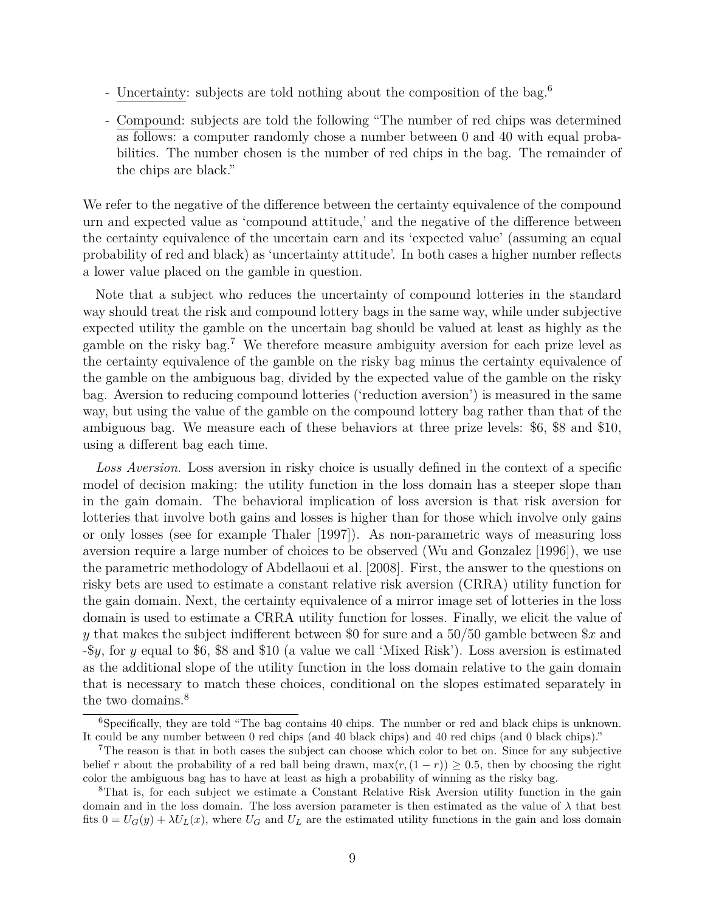- Uncertainty: subjects are told nothing about the composition of the bag.[6]

- Compound: subjects are told the following "The number of red chips was determined as follows: a computer randomly chose a number between 0 and 40 with equal probabilities. The number chosen is the number of red chips in the bag. The remainder of the chips are black."

We refer to the negative of the difference between the certainty equivalence of the compound urn and expected value as 'compound attitude,' and the negative of the difference between the certainty equivalence of the uncertain earn and its 'expected value' (assuming an equal probability of red and black) as 'uncertainty attitude'. In both cases a higher number reflects a lower value placed on the gamble in question.

Note that a subject who reduces the uncertainty of compound lotteries in the standard way should treat the risk and compound lottery bags in the same way, while under subjective expected utility the gamble on the uncertain bag should be valued at least as highly as the gamble on the risky bag.[7] We therefore measure ambiguity aversion for each prize level as the certainty equivalence of the gamble on the risky bag minus the certainty equivalence of the gamble on the ambiguous bag, divided by the expected value of the gamble on the risky bag. Aversion to reducing compound lotteries ('reduction aversion') is measured in the same way, but using the value of the gamble on the compound lottery bag rather than that of the ambiguous bag. We measure each of these behaviors at three prize levels: \$6, \$8 and \$10, using a different bag each time.

*Loss Aversion.* Loss aversion in risky choice is usually defined in the context of a specific model of decision making: the utility function in the loss domain has a steeper slope than in the gain domain. The behavioral implication of loss aversion is that risk aversion for lotteries that involve both gains and losses is higher than for those which involve only gains or only losses (see for example Thaler [1997]). As non-parametric ways of measuring loss aversion require a large number of choices to be observed (Wu and Gonzalez [1996]), we use the parametric methodology of Abdellaoui et al. [2008]. First, the answer to the questions on risky bets are used to estimate a constant relative risk aversion (CRRA) utility function for the gain domain. Next, the certainty equivalence of a mirror image set of lotteries in the loss domain is used to estimate a CRRA utility function for losses. Finally, we elicit the value of $y$ that makes the subject indifferent between \$0 for sure and a 50/50 gamble between \$$x$ and -\$$y$, for $y$ equal to \$6, \$8 and \$10 (a value we call 'Mixed Risk'). Loss aversion is estimated as the additional slope of the utility function in the loss domain relative to the gain domain that is necessary to match these choices, conditional on the slopes estimated separately in the two domains.[8]

---

[6] Specifically, they are told "The bag contains 40 chips. The number or red and black chips is unknown. It could be any number between 0 red chips (and 40 black chips) and 40 red chips (and 0 black chips)."

[7] The reason is that in both cases the subject can choose which color to bet on. Since for any subjective belief $r$ about the probability of a red ball being drawn, $\max(r, (1-r)) \geq 0.5$, then by choosing the right color the ambiguous bag has to have at least as high a probability of winning as the risky bag.

[8] That is, for each subject we estimate a Constant Relative Risk Aversion utility function in the gain domain and in the loss domain. The loss aversion parameter is then estimated as the value of $\lambda$ that best fits $0 = U_G(y) + \lambda U_L(x)$, where $U_G$ and $U_L$ are the estimated utility functions in the gain and loss domain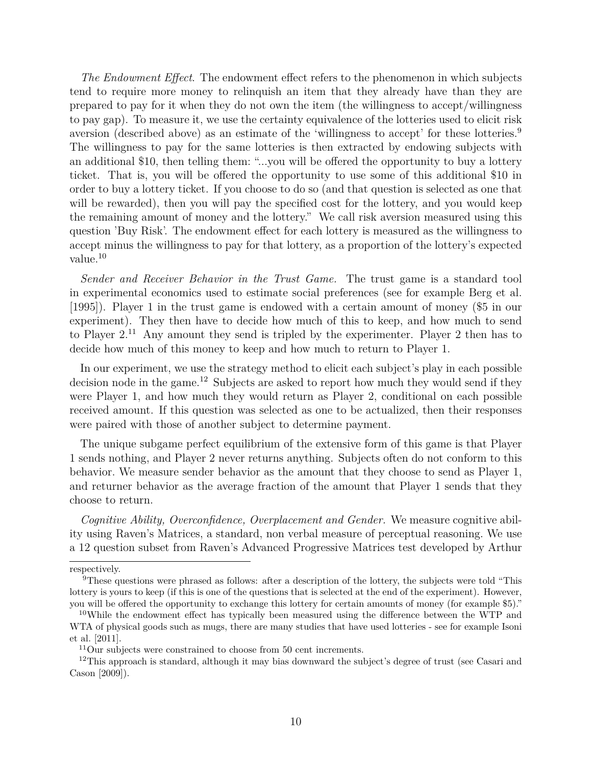*The Endowment Effect*. The endowment effect refers to the phenomenon in which subjects tend to require more money to relinquish an item that they already have than they are prepared to pay for it when they do not own the item (the willingness to accept/willingness to pay gap). To measure it, we use the certainty equivalence of the lotteries used to elicit risk aversion (described above) as an estimate of the 'willingness to accept' for these lotteries.[9] The willingness to pay for the same lotteries is then extracted by endowing subjects with an additional \$10, then telling them: "...you will be offered the opportunity to buy a lottery ticket. That is, you will be offered the opportunity to use some of this additional \$10 in order to buy a lottery ticket. If you choose to do so (and that question is selected as one that will be rewarded), then you will pay the specified cost for the lottery, and you would keep the remaining amount of money and the lottery." We call risk aversion measured using this question 'Buy Risk'. The endowment effect for each lottery is measured as the willingness to accept minus the willingness to pay for that lottery, as a proportion of the lottery's expected value.[10]

*Sender and Receiver Behavior in the Trust Game.* The trust game is a standard tool in experimental economics used to estimate social preferences (see for example Berg et al. [1995]). Player 1 in the trust game is endowed with a certain amount of money (\$5 in our experiment). They then have to decide how much of this to keep, and how much to send to Player 2.[11] Any amount they send is tripled by the experimenter. Player 2 then has to decide how much of this money to keep and how much to return to Player 1.

In our experiment, we use the strategy method to elicit each subject's play in each possible decision node in the game.[12] Subjects are asked to report how much they would send if they were Player 1, and how much they would return as Player 2, conditional on each possible received amount. If this question was selected as one to be actualized, then their responses were paired with those of another subject to determine payment.

The unique subgame perfect equilibrium of the extensive form of this game is that Player 1 sends nothing, and Player 2 never returns anything. Subjects often do not conform to this behavior. We measure sender behavior as the amount that they choose to send as Player 1, and returner behavior as the average fraction of the amount that Player 1 sends that they choose to return.

*Cognitive Ability, Overconfidence, Overplacement and Gender.* We measure cognitive ability using Raven's Matrices, a standard, non verbal measure of perceptual reasoning. We use a 12 question subset from Raven's Advanced Progressive Matrices test developed by Arthur

---

respectively.

[9] These questions were phrased as follows: after a description of the lottery, the subjects were told "This lottery is yours to keep (if this is one of the questions that is selected at the end of the experiment). However, you will be offered the opportunity to exchange this lottery for certain amounts of money (for example \$5)."

[10] While the endowment effect has typically been measured using the difference between the WTP and WTA of physical goods such as mugs, there are many studies that have used lotteries - see for example Isoni et al. [2011].

[11] Our subjects were constrained to choose from 50 cent increments.

[12] This approach is standard, although it may bias downward the subject's degree of trust (see Casari and Cason [2009]).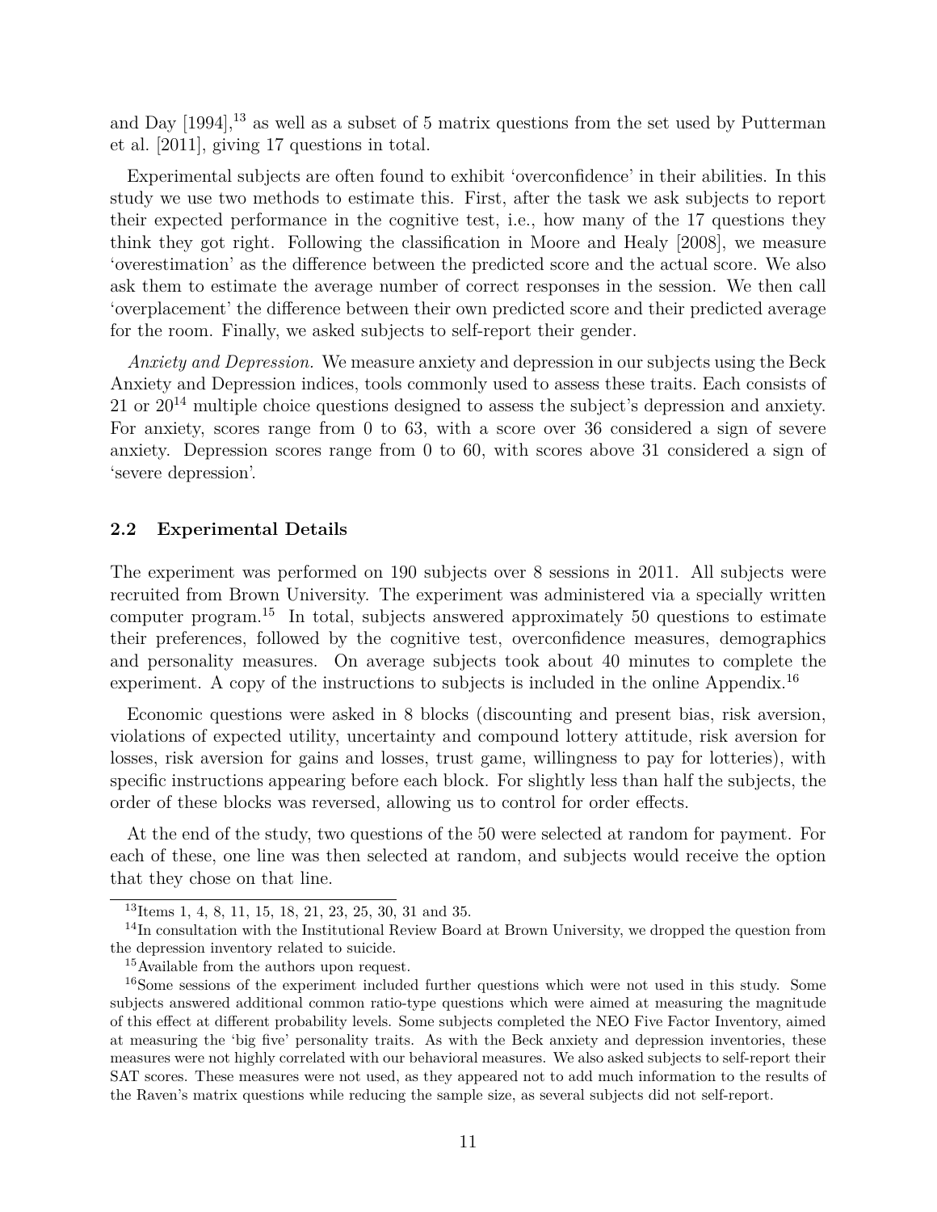and Day [1994],[13] as well as a subset of 5 matrix questions from the set used by Putterman et al. [2011], giving 17 questions in total.

Experimental subjects are often found to exhibit 'overconfidence' in their abilities. In this study we use two methods to estimate this. First, after the task we ask subjects to report their expected performance in the cognitive test, i.e., how many of the 17 questions they think they got right. Following the classification in Moore and Healy [2008], we measure 'overestimation' as the difference between the predicted score and the actual score. We also ask them to estimate the average number of correct responses in the session. We then call 'overplacement' the difference between their own predicted score and their predicted average for the room. Finally, we asked subjects to self-report their gender.

*Anxiety and Depression.* We measure anxiety and depression in our subjects using the Beck Anxiety and Depression indices, tools commonly used to assess these traits. Each consists of 21 or 20[14] multiple choice questions designed to assess the subject's depression and anxiety. For anxiety, scores range from 0 to 63, with a score over 36 considered a sign of severe anxiety. Depression scores range from 0 to 60, with scores above 31 considered a sign of 'severe depression'.

### 2.2 Experimental Details

The experiment was performed on 190 subjects over 8 sessions in 2011. All subjects were recruited from Brown University. The experiment was administered via a specially written computer program.[15] In total, subjects answered approximately 50 questions to estimate their preferences, followed by the cognitive test, overconfidence measures, demographics and personality measures. On average subjects took about 40 minutes to complete the experiment. A copy of the instructions to subjects is included in the online Appendix.[16]

Economic questions were asked in 8 blocks (discounting and present bias, risk aversion, violations of expected utility, uncertainty and compound lottery attitude, risk aversion for losses, risk aversion for gains and losses, trust game, willingness to pay for lotteries), with specific instructions appearing before each block. For slightly less than half the subjects, the order of these blocks was reversed, allowing us to control for order effects.

At the end of the study, two questions of the 50 were selected at random for payment. For each of these, one line was then selected at random, and subjects would receive the option that they chose on that line.

---

[13] Items 1, 4, 8, 11, 15, 18, 21, 23, 25, 30, 31 and 35.

[14] In consultation with the Institutional Review Board at Brown University, we dropped the question from the depression inventory related to suicide.

[15] Available from the authors upon request.

[16] Some sessions of the experiment included further questions which were not used in this study. Some subjects answered additional common ratio-type questions which were aimed at measuring the magnitude of this effect at different probability levels. Some subjects completed the NEO Five Factor Inventory, aimed at measuring the 'big five' personality traits. As with the Beck anxiety and depression inventories, these measures were not highly correlated with our behavioral measures. We also asked subjects to self-report their SAT scores. These measures were not used, as they appeared not to add much information to the results of the Raven's matrix questions while reducing the sample size, as several subjects did not self-report.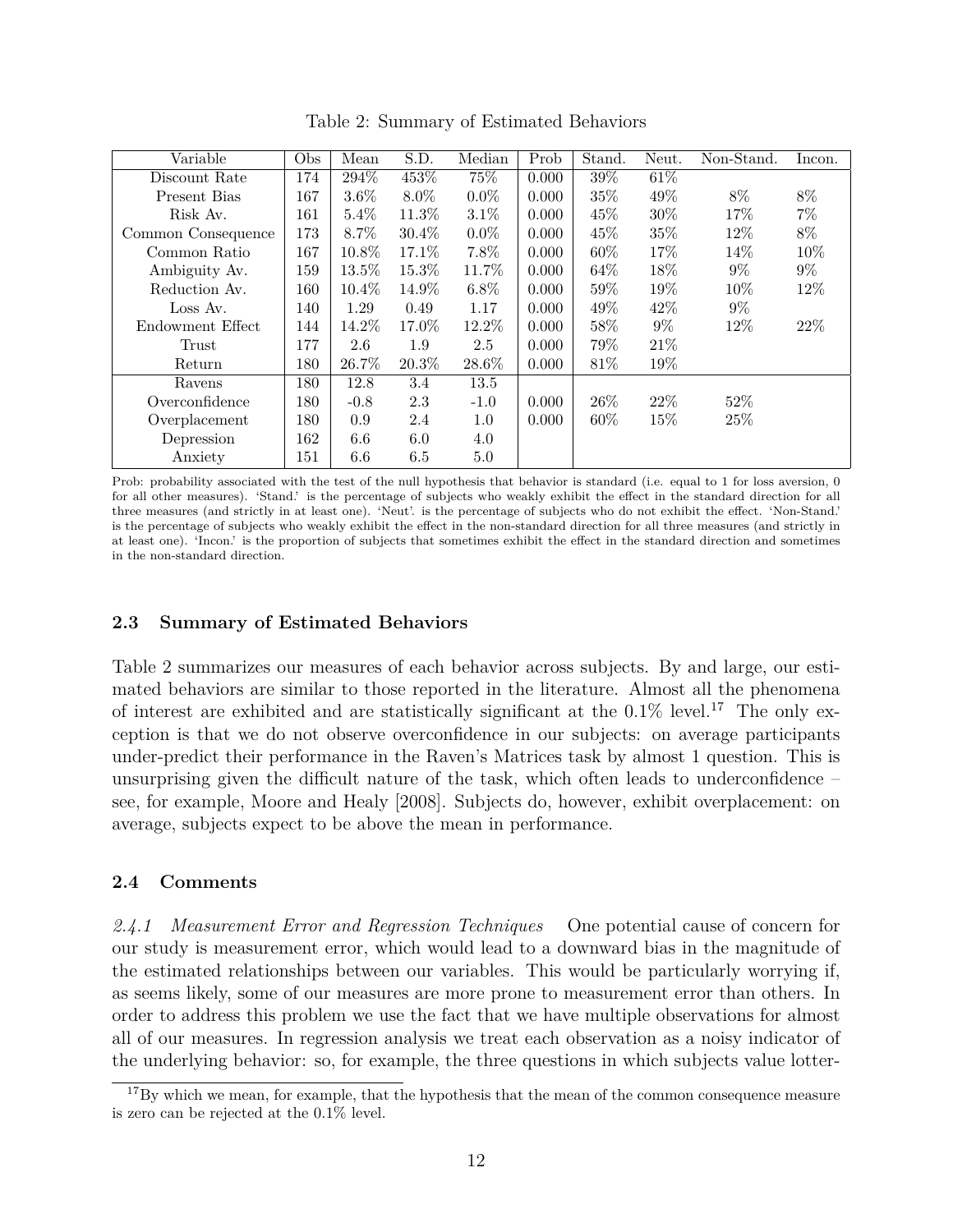Table 2: Summary of Estimated Behaviors

| Variable | Obs | Mean | S.D. | Median | Prob | Stand. | Neut. | Non-Stand. | Incon. |
|---|---|---|---|---|---|---|---|---|---|
| Discount Rate | 174 | 294% | 453% | 75% | 0.000 | 39% | 61% | | |
| Present Bias | 167 | 3.6% | 8.0% | 0.0% | 0.000 | 35% | 49% | 8% | 8% |
| Risk Av. | 161 | 5.4% | 11.3% | 3.1% | 0.000 | 45% | 30% | 17% | 7% |
| Common Consequence | 173 | 8.7% | 30.4% | 0.0% | 0.000 | 45% | 35% | 12% | 8% |
| Common Ratio | 167 | 10.8% | 17.1% | 7.8% | 0.000 | 60% | 17% | 14% | 10% |
| Ambiguity Av. | 159 | 13.5% | 15.3% | 11.7% | 0.000 | 64% | 18% | 9% | 9% |
| Reduction Av. | 160 | 10.4% | 14.9% | 6.8% | 0.000 | 59% | 19% | 10% | 12% |
| Loss Av. | 140 | 1.29 | 0.49 | 1.17 | 0.000 | 49% | 42% | 9% | |
| Endowment Effect | 144 | 14.2% | 17.0% | 12.2% | 0.000 | 58% | 9% | 12% | 22% |
| Trust | 177 | 2.6 | 1.9 | 2.5 | 0.000 | 79% | 21% | | |
| Return | 180 | 26.7% | 20.3% | 28.6% | 0.000 | 81% | 19% | | |
| Ravens | 180 | 12.8 | 3.4 | 13.5 | | | | | |
| Overconfidence | 180 | -0.8 | 2.3 | -1.0 | 0.000 | 26% | 22% | 52% | |
| Overplacement | 180 | 0.9 | 2.4 | 1.0 | 0.000 | 60% | 15% | 25% | |
| Depression | 162 | 6.6 | 6.0 | 4.0 | | | | | |
| Anxiety | 151 | 6.6 | 6.5 | 5.0 | | | | | |

Prob: probability associated with the test of the null hypothesis that behavior is standard (i.e. equal to 1 for loss aversion, 0 for all other measures). 'Stand.' is the percentage of subjects who weakly exhibit the effect in the standard direction for all three measures (and strictly in at least one). 'Neut'. is the percentage of subjects who do not exhibit the effect. 'Non-Stand.' is the percentage of subjects who weakly exhibit the effect in the non-standard direction for all three measures (and strictly in at least one). 'Incon.' is the proportion of subjects that sometimes exhibit the effect in the standard direction and sometimes in the non-standard direction.

### 2.3 Summary of Estimated Behaviors

Table 2 summarizes our measures of each behavior across subjects. By and large, our estimated behaviors are similar to those reported in the literature. Almost all the phenomena of interest are exhibited and are statistically significant at the 0.1% level.[17] The only exception is that we do not observe overconfidence in our subjects: on average participants under-predict their performance in the Raven's Matrices task by almost 1 question. This is unsurprising given the difficult nature of the task, which often leads to underconfidence – see, for example, Moore and Healy [2008]. Subjects do, however, exhibit overplacement: on average, subjects expect to be above the mean in performance.

### 2.4 Comments

*2.4.1 Measurement Error and Regression Techniques* One potential cause of concern for our study is measurement error, which would lead to a downward bias in the magnitude of the estimated relationships between our variables. This would be particularly worrying if, as seems likely, some of our measures are more prone to measurement error than others. In order to address this problem we use the fact that we have multiple observations for almost all of our measures. In regression analysis we treat each observation as a noisy indicator of the underlying behavior: so, for example, the three questions in which subjects value lotter-

[17] By which we mean, for example, that the hypothesis that the mean of the common consequence measure is zero can be rejected at the 0.1% level.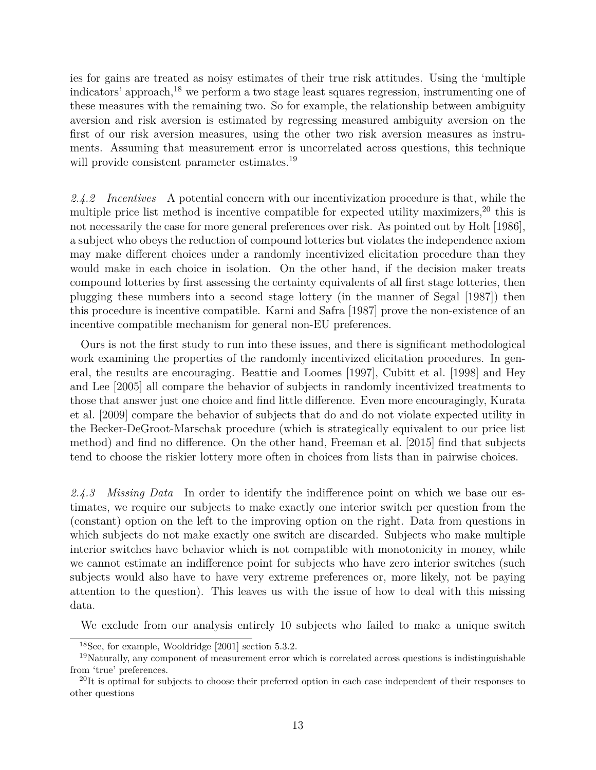ies for gains are treated as noisy estimates of their true risk attitudes. Using the 'multiple indicators' approach,[18] we perform a two stage least squares regression, instrumenting one of these measures with the remaining two. So for example, the relationship between ambiguity aversion and risk aversion is estimated by regressing measured ambiguity aversion on the first of our risk aversion measures, using the other two risk aversion measures as instruments. Assuming that measurement error is uncorrelated across questions, this technique will provide consistent parameter estimates.[19]

*2.4.2 Incentives* A potential concern with our incentivization procedure is that, while the multiple price list method is incentive compatible for expected utility maximizers,[20] this is not necessarily the case for more general preferences over risk. As pointed out by Holt [1986], a subject who obeys the reduction of compound lotteries but violates the independence axiom may make different choices under a randomly incentivized elicitation procedure than they would make in each choice in isolation. On the other hand, if the decision maker treats compound lotteries by first assessing the certainty equivalents of all first stage lotteries, then plugging these numbers into a second stage lottery (in the manner of Segal [1987]) then this procedure is incentive compatible. Karni and Safra [1987] prove the non-existence of an incentive compatible mechanism for general non-EU preferences.

Ours is not the first study to run into these issues, and there is significant methodological work examining the properties of the randomly incentivized elicitation procedures. In general, the results are encouraging. Beattie and Loomes [1997], Cubitt et al. [1998] and Hey and Lee [2005] all compare the behavior of subjects in randomly incentivized treatments to those that answer just one choice and find little difference. Even more encouragingly, Kurata et al. [2009] compare the behavior of subjects that do and do not violate expected utility in the Becker-DeGroot-Marschak procedure (which is strategically equivalent to our price list method) and find no difference. On the other hand, Freeman et al. [2015] find that subjects tend to choose the riskier lottery more often in choices from lists than in pairwise choices.

*2.4.3 Missing Data* In order to identify the indifference point on which we base our estimates, we require our subjects to make exactly one interior switch per question from the (constant) option on the left to the improving option on the right. Data from questions in which subjects do not make exactly one switch are discarded. Subjects who make multiple interior switches have behavior which is not compatible with monotonicity in money, while we cannot estimate an indifference point for subjects who have zero interior switches (such subjects would also have to have very extreme preferences or, more likely, not be paying attention to the question). This leaves us with the issue of how to deal with this missing data.

We exclude from our analysis entirely 10 subjects who failed to make a unique switch

[18] See, for example, Wooldridge [2001] section 5.3.2.

[19] Naturally, any component of measurement error which is correlated across questions is indistinguishable from 'true' preferences.

[20] It is optimal for subjects to choose their preferred option in each case independent of their responses to other questions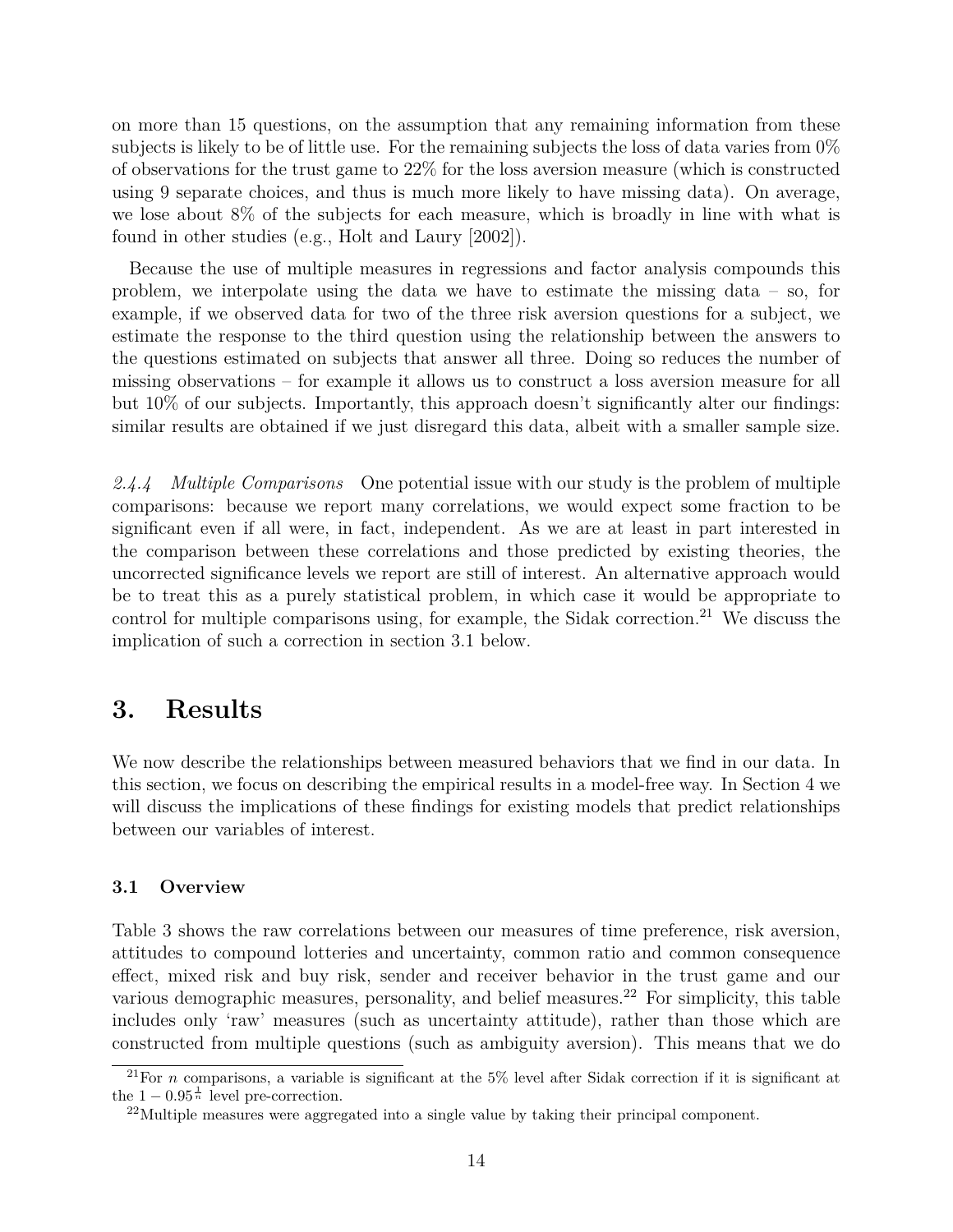on more than 15 questions, on the assumption that any remaining information from these subjects is likely to be of little use. For the remaining subjects the loss of data varies from 0% of observations for the trust game to 22% for the loss aversion measure (which is constructed using 9 separate choices, and thus is much more likely to have missing data). On average, we lose about 8% of the subjects for each measure, which is broadly in line with what is found in other studies (e.g., Holt and Laury [2002]).

Because the use of multiple measures in regressions and factor analysis compounds this problem, we interpolate using the data we have to estimate the missing data – so, for example, if we observed data for two of the three risk aversion questions for a subject, we estimate the response to the third question using the relationship between the answers to the questions estimated on subjects that answer all three. Doing so reduces the number of missing observations – for example it allows us to construct a loss aversion measure for all but 10% of our subjects. Importantly, this approach doesn't significantly alter our findings: similar results are obtained if we just disregard this data, albeit with a smaller sample size.

*2.4.4 Multiple Comparisons* One potential issue with our study is the problem of multiple comparisons: because we report many correlations, we would expect some fraction to be significant even if all were, in fact, independent. As we are at least in part interested in the comparison between these correlations and those predicted by existing theories, the uncorrected significance levels we report are still of interest. An alternative approach would be to treat this as a purely statistical problem, in which case it would be appropriate to control for multiple comparisons using, for example, the Sidak correction.[21] We discuss the implication of such a correction in section 3.1 below.

# 3. Results

We now describe the relationships between measured behaviors that we find in our data. In this section, we focus on describing the empirical results in a model-free way. In Section 4 we will discuss the implications of these findings for existing models that predict relationships between our variables of interest.

### 3.1 Overview

Table 3 shows the raw correlations between our measures of time preference, risk aversion, attitudes to compound lotteries and uncertainty, common ratio and common consequence effect, mixed risk and buy risk, sender and receiver behavior in the trust game and our various demographic measures, personality, and belief measures.[22] For simplicity, this table includes only 'raw' measures (such as uncertainty attitude), rather than those which are constructed from multiple questions (such as ambiguity aversion). This means that we do

[21] For $n$ comparisons, a variable is significant at the 5% level after Sidak correction if it is significant at the $1 - 0.95^{\frac{1}{n}}$ level pre-correction.

[22] Multiple measures were aggregated into a single value by taking their principal component.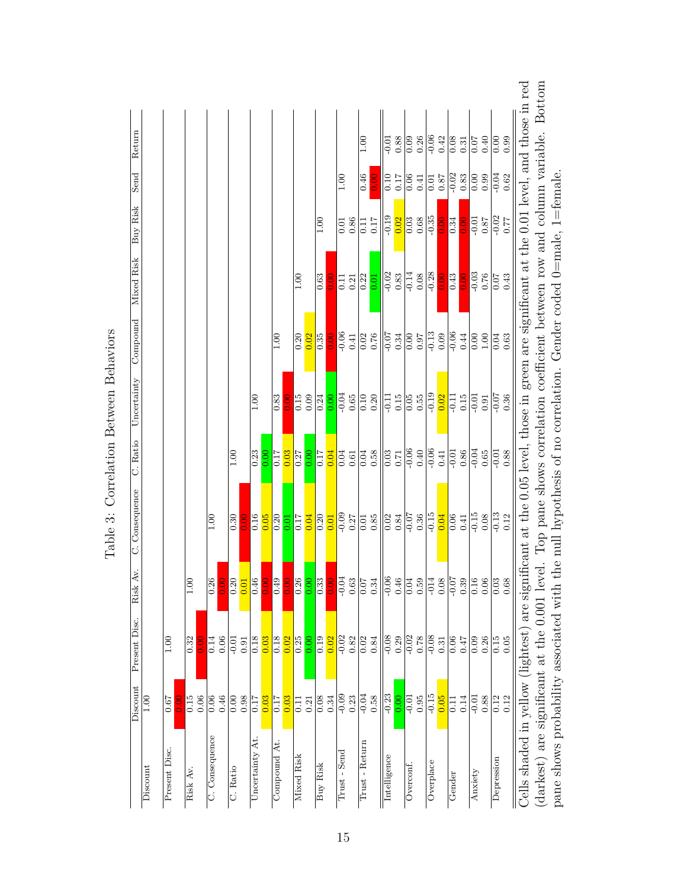# Table 3: Correlation Between Behaviors

| | Discount | Present Disc. | Risk Av. | C. Consequence | C. Ratio | Uncertainty | Compound | Mixed Risk | Buy Risk | Send | Return |
|---|---|---|---|---|---|---|---|---|---|---|---|
| Discount | 1.00 | | | | | | | | | | |
| | | | | | | | | | | | |
| Present Disc. | 0.67 | 1.00 | | | | | | | | | |
| | 0.00 | | | | | | | | | | |
| Risk Av. | 0.15 | 0.32 | 1.00 | | | | | | | | |
| | 0.06 | 0.00 | | | | | | | | | |
| C. Consequence | 0.06 | 0.14 | 0.26 | 1.00 | | | | | | | |
| | 0.46 | 0.06 | 0.00 | | | | | | | | |
| C. Ratio | 0.00 | -0.01 | 0.20 | 0.30 | 1.00 | | | | | | |
| | 0.98 | 0.91 | 0.01 | 0.00 | | | | | | | |
| Uncertainty At. | 0.17 | 0.18 | 0.46 | 0.16 | 0.23 | 1.00 | | | | | |
| | 0.03 | 0.03 | 0.00 | 0.05 | 0.00 | | | | | | |
| Compound At. | 0.17 | 0.18 | 0.49 | 0.20 | 0.17 | 0.83 | 1.00 | | | | |
| | 0.03 | 0.02 | 0.00 | 0.01 | 0.03 | 0.00 | | | | | |
| Mixed Risk | 0.11 | 0.25 | 0.26 | 0.17 | 0.27 | 0.15 | 0.20 | 1.00 | | | |
| | 0.21 | 0.00 | 0.00 | 0.04 | 0.00 | 0.09 | 0.02 | | | | |
| Buy Risk | 0.08 | 0.19 | 0.33 | 0.20 | 0.17 | 0.24 | 0.35 | 0.63 | 1.00 | | |
| | 0.34 | 0.02 | 0.00 | 0.01 | 0.04 | 0.00 | 0.00 | 0.00 | | | |
| Trust - Send | -0.09 | -0.02 | -0.04 | -0.09 | 0.04 | -0.04 | -0.06 | 0.11 | 0.01 | 1.00 | |
| | 0.23 | 0.82 | 0.63 | 0.27 | 0.61 | 0.65 | 0.41 | 0.21 | 0.86 | | |
| Trust - Return | -0.04 | 0.02 | 0.07 | 0.01 | 0.04 | 0.10 | 0.02 | 0.22 | 0.11 | 0.46 | 1.00 |
| | 0.58 | 0.84 | 0.34 | 0.85 | 0.58 | 0.20 | 0.76 | 0.01 | 0.17 | 0.00 | |
| Intelligence | -0.23 | -0.08 | -0.06 | 0.02 | 0.03 | -0.11 | -0.07 | -0.02 | -0.19 | 0.10 | -0.01 |
| | 0.00 | 0.29 | 0.46 | 0.84 | 0.71 | 0.15 | 0.34 | 0.83 | 0.02 | 0.17 | 0.88 |
| Overconf. | -0.01 | -0.02 | 0.04 | -0.07 | -0.06 | 0.05 | 0.00 | -0.14 | 0.03 | 0.06 | 0.09 |
| | 0.95 | 0.78 | 0.59 | 0.36 | 0.40 | 0.55 | 0.97 | 0.08 | 0.68 | 0.41 | 0.26 |
| Overplace | -0.15 | -0.08 | -014 | -0.15 | -0.06 | -0.19 | -0.13 | -0.28 | -0.35 | 0.01 | -0.06 |
| | 0.05 | 0.31 | 0.08 | 0.04 | 0.41 | 0.02 | 0.09 | 0.00 | 0.00 | 0.87 | 0.42 |
| Gender | 0.11 | 0.06 | -0.07 | 0.06 | -0.01 | -0.11 | -0.06 | 0.43 | 0.34 | -0.02 | 0.08 |
| | 0.14 | 0.47 | 0.39 | 0.41 | 0.86 | 0.15 | 0.44 | 0.00 | 0.00 | 0.83 | 0.31 |
| Anxiety | -0.01 | 0.09 | 0.16 | -0.15 | -0.04 | -0.01 | 0.00 | -0.03 | -0.01 | 0.00 | 0.07 |
| | 0.88 | 0.26 | 0.06 | 0.08 | 0.65 | 0.91 | 1.00 | 0.76 | 0.87 | 0.99 | 0.40 |
| Depression | 0.12 | 0.15 | 0.03 | -0.13 | -0.01 | -0.07 | 0.04 | 0.07 | -0.02 | -0.04 | 0.00 |
| | 0.12 | 0.05 | 0.68 | 0.12 | 0.88 | 0.36 | 0.63 | 0.43 | 0.77 | 0.62 | 0.99 |

Cells shaded in yellow (lightest) are significant at the 0.05 level, those in green are significant at the 0.01 level, and those in red (darkest) are significant at the 0.001 level. Top pane shows correlation coefficient between row and column variable. Bottom pane shows probability associated with the null hypothesis of no correlation. Gender coded 0=male, 1=female.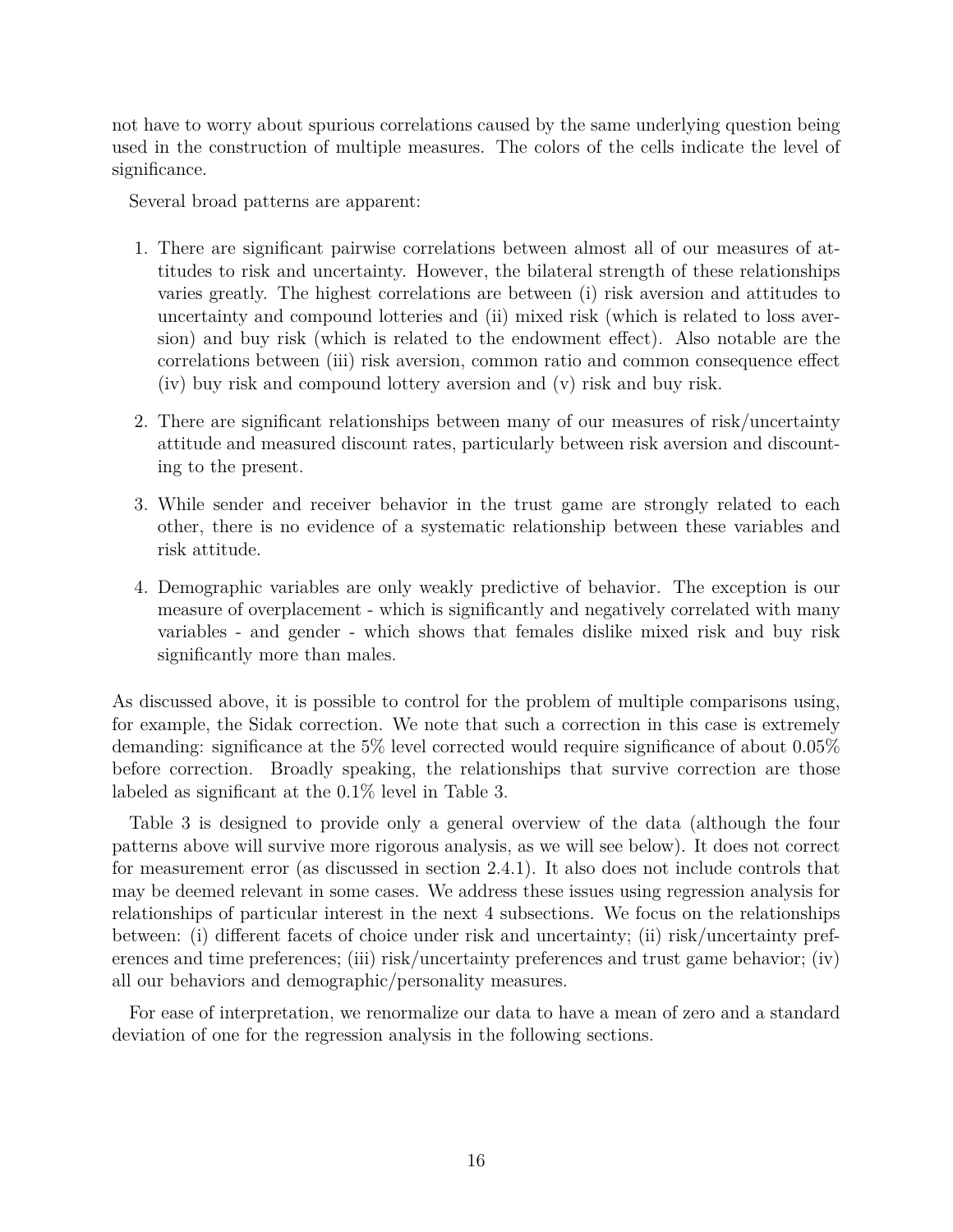not have to worry about spurious correlations caused by the same underlying question being used in the construction of multiple measures. The colors of the cells indicate the level of significance.

Several broad patterns are apparent:

1. There are significant pairwise correlations between almost all of our measures of attitudes to risk and uncertainty. However, the bilateral strength of these relationships varies greatly. The highest correlations are between (i) risk aversion and attitudes to uncertainty and compound lotteries and (ii) mixed risk (which is related to loss aversion) and buy risk (which is related to the endowment effect). Also notable are the correlations between (iii) risk aversion, common ratio and common consequence effect (iv) buy risk and compound lottery aversion and (v) risk and buy risk.
2. There are significant relationships between many of our measures of risk/uncertainty attitude and measured discount rates, particularly between risk aversion and discounting to the present.
3. While sender and receiver behavior in the trust game are strongly related to each other, there is no evidence of a systematic relationship between these variables and risk attitude.
4. Demographic variables are only weakly predictive of behavior. The exception is our measure of overplacement - which is significantly and negatively correlated with many variables - and gender - which shows that females dislike mixed risk and buy risk significantly more than males.

As discussed above, it is possible to control for the problem of multiple comparisons using, for example, the Sidak correction. We note that such a correction in this case is extremely demanding: significance at the 5% level corrected would require significance of about 0.05% before correction. Broadly speaking, the relationships that survive correction are those labeled as significant at the 0.1% level in Table 3.

Table 3 is designed to provide only a general overview of the data (although the four patterns above will survive more rigorous analysis, as we will see below). It does not correct for measurement error (as discussed in section 2.4.1). It also does not include controls that may be deemed relevant in some cases. We address these issues using regression analysis for relationships of particular interest in the next 4 subsections. We focus on the relationships between: (i) different facets of choice under risk and uncertainty; (ii) risk/uncertainty preferences and time preferences; (iii) risk/uncertainty preferences and trust game behavior; (iv) all our behaviors and demographic/personality measures.

For ease of interpretation, we renormalize our data to have a mean of zero and a standard deviation of one for the regression analysis in the following sections.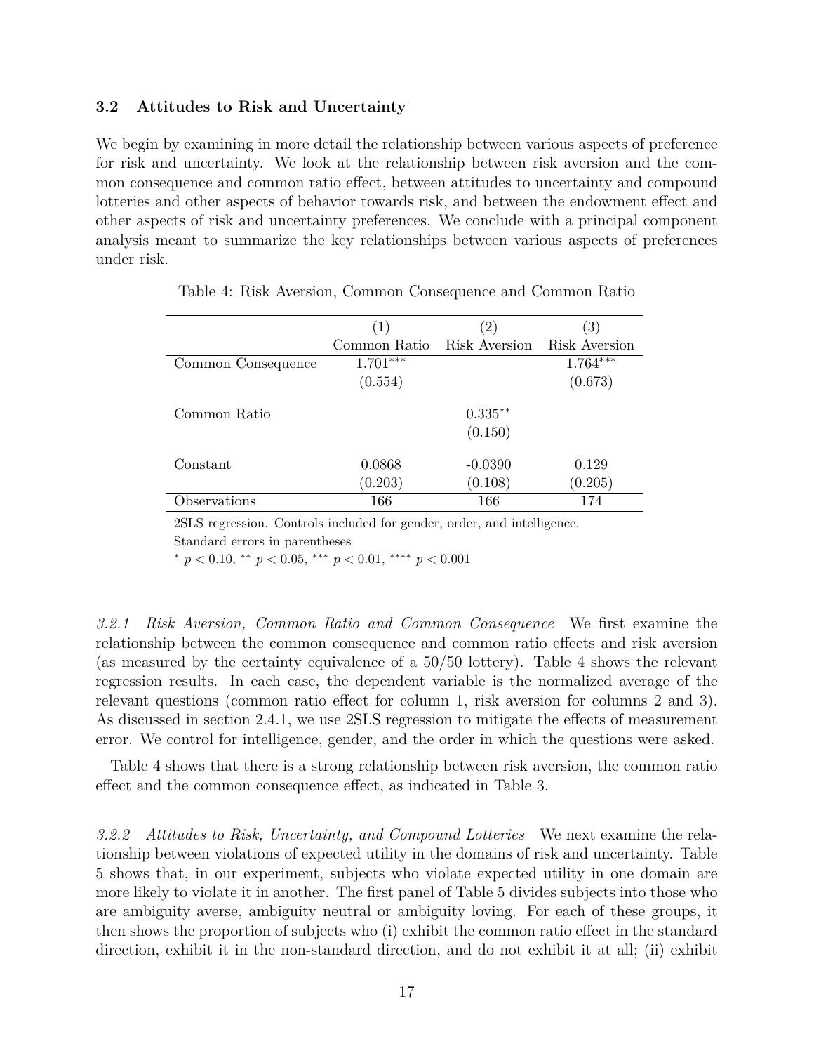### 3.2 Attitudes to Risk and Uncertainty

We begin by examining in more detail the relationship between various aspects of preference for risk and uncertainty. We look at the relationship between risk aversion and the common consequence and common ratio effect, between attitudes to uncertainty and compound lotteries and other aspects of behavior towards risk, and between the endowment effect and other aspects of risk and uncertainty preferences. We conclude with a principal component analysis meant to summarize the key relationships between various aspects of preferences under risk.

Table 4: Risk Aversion, Common Consequence and Common Ratio

| | (1) | (2) | (3) |
|---|---|---|---|
| | Common Ratio | Risk Aversion | Risk Aversion |
| Common Consequence | $1.701^{***}$ | | $1.764^{***}$ |
| | (0.554) | | (0.673) |
| Common Ratio | | $0.335^{**}$ | |
| | | (0.150) | |
| Constant | 0.0868 | -0.0390 | 0.129 |
| | (0.203) | (0.108) | (0.205) |
| Observations | 166 | 166 | 174 |

2SLS regression. Controls included for gender, order, and intelligence.
Standard errors in parentheses
$^{*}$ $p < 0.10$, $^{**}$ $p < 0.05$, $^{***}$ $p < 0.01$, $^{****}$ $p < 0.001$

*3.2.1 Risk Aversion, Common Ratio and Common Consequence* We first examine the relationship between the common consequence and common ratio effects and risk aversion (as measured by the certainty equivalence of a 50/50 lottery). Table 4 shows the relevant regression results. In each case, the dependent variable is the normalized average of the relevant questions (common ratio effect for column 1, risk aversion for columns 2 and 3). As discussed in section 2.4.1, we use 2SLS regression to mitigate the effects of measurement error. We control for intelligence, gender, and the order in which the questions were asked.

Table 4 shows that there is a strong relationship between risk aversion, the common ratio effect and the common consequence effect, as indicated in Table 3.

*3.2.2 Attitudes to Risk, Uncertainty, and Compound Lotteries* We next examine the relationship between violations of expected utility in the domains of risk and uncertainty. Table 5 shows that, in our experiment, subjects who violate expected utility in one domain are more likely to violate it in another. The first panel of Table 5 divides subjects into those who are ambiguity averse, ambiguity neutral or ambiguity loving. For each of these groups, it then shows the proportion of subjects who (i) exhibit the common ratio effect in the standard direction, exhibit it in the non-standard direction, and do not exhibit it at all; (ii) exhibit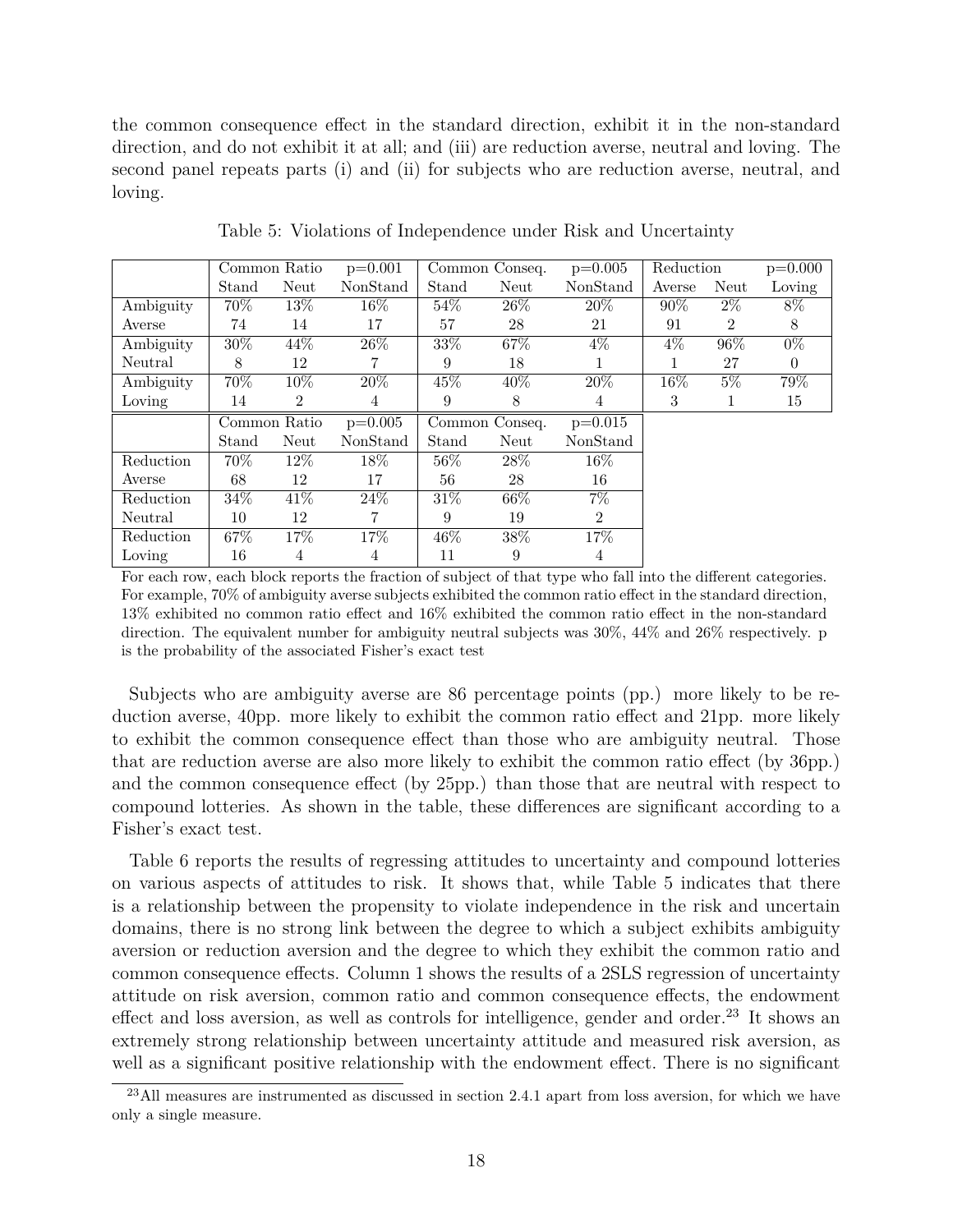the common consequence effect in the standard direction, exhibit it in the non-standard direction, and do not exhibit it at all; and (iii) are reduction averse, neutral and loving. The second panel repeats parts (i) and (ii) for subjects who are reduction averse, neutral, and loving.

Table 5: Violations of Independence under Risk and Uncertainty

| | Common Ratio | | p=0.001 | Common Conseq. | | p=0.005 | Reduction | | p=0.000 |
|---|---|---|---|---|---|---|---|---|---|
| | Stand | Neut | NonStand | Stand | Neut | NonStand | Averse | Neut | Loving |
| Ambiguity | 70% | 13% | 16% | 54% | 26% | 20% | 90% | 2% | 8% |
| Averse | 74 | 14 | 17 | 57 | 28 | 21 | 91 | 2 | 8 |
| Ambiguity | 30% | 44% | 26% | 33% | 67% | 4% | 4% | 96% | 0% |
| Neutral | 8 | 12 | 7 | 9 | 18 | 1 | 1 | 27 | 0 |
| Ambiguity | 70% | 10% | 20% | 45% | 40% | 20% | 16% | 5% | 79% |
| Loving | 14 | 2 | 4 | 9 | 8 | 4 | 3 | 1 | 15 |
| | Common Ratio | | p=0.005 | Common Conseq. | | p=0.015 | | | |
| | Stand | Neut | NonStand | Stand | Neut | NonStand | | | |
| Reduction | 70% | 12% | 18% | 56% | 28% | 16% | | | |
| Averse | 68 | 12 | 17 | 56 | 28 | 16 | | | |
| Reduction | 34% | 41% | 24% | 31% | 66% | 7% | | | |
| Neutral | 10 | 12 | 7 | 9 | 19 | 2 | | | |
| Reduction | 67% | 17% | 17% | 46% | 38% | 17% | | | |
| Loving | 16 | 4 | 4 | 11 | 9 | 4 | | | |

For each row, each block reports the fraction of subject of that type who fall into the different categories. For example, 70% of ambiguity averse subjects exhibited the common ratio effect in the standard direction, 13% exhibited no common ratio effect and 16% exhibited the common ratio effect in the non-standard direction. The equivalent number for ambiguity neutral subjects was 30%, 44% and 26% respectively. p is the probability of the associated Fisher's exact test

Subjects who are ambiguity averse are 86 percentage points (pp.) more likely to be reduction averse, 40pp. more likely to exhibit the common ratio effect and 21pp. more likely to exhibit the common consequence effect than those who are ambiguity neutral. Those that are reduction averse are also more likely to exhibit the common ratio effect (by 36pp.) and the common consequence effect (by 25pp.) than those that are neutral with respect to compound lotteries. As shown in the table, these differences are significant according to a Fisher's exact test.

Table 6 reports the results of regressing attitudes to uncertainty and compound lotteries on various aspects of attitudes to risk. It shows that, while Table 5 indicates that there is a relationship between the propensity to violate independence in the risk and uncertain domains, there is no strong link between the degree to which a subject exhibits ambiguity aversion or reduction aversion and the degree to which they exhibit the common ratio and common consequence effects. Column 1 shows the results of a 2SLS regression of uncertainty attitude on risk aversion, common ratio and common consequence effects, the endowment effect and loss aversion, as well as controls for intelligence, gender and order.[23] It shows an extremely strong relationship between uncertainty attitude and measured risk aversion, as well as a significant positive relationship with the endowment effect. There is no significant

[23]All measures are instrumented as discussed in section 2.4.1 apart from loss aversion, for which we have only a single measure.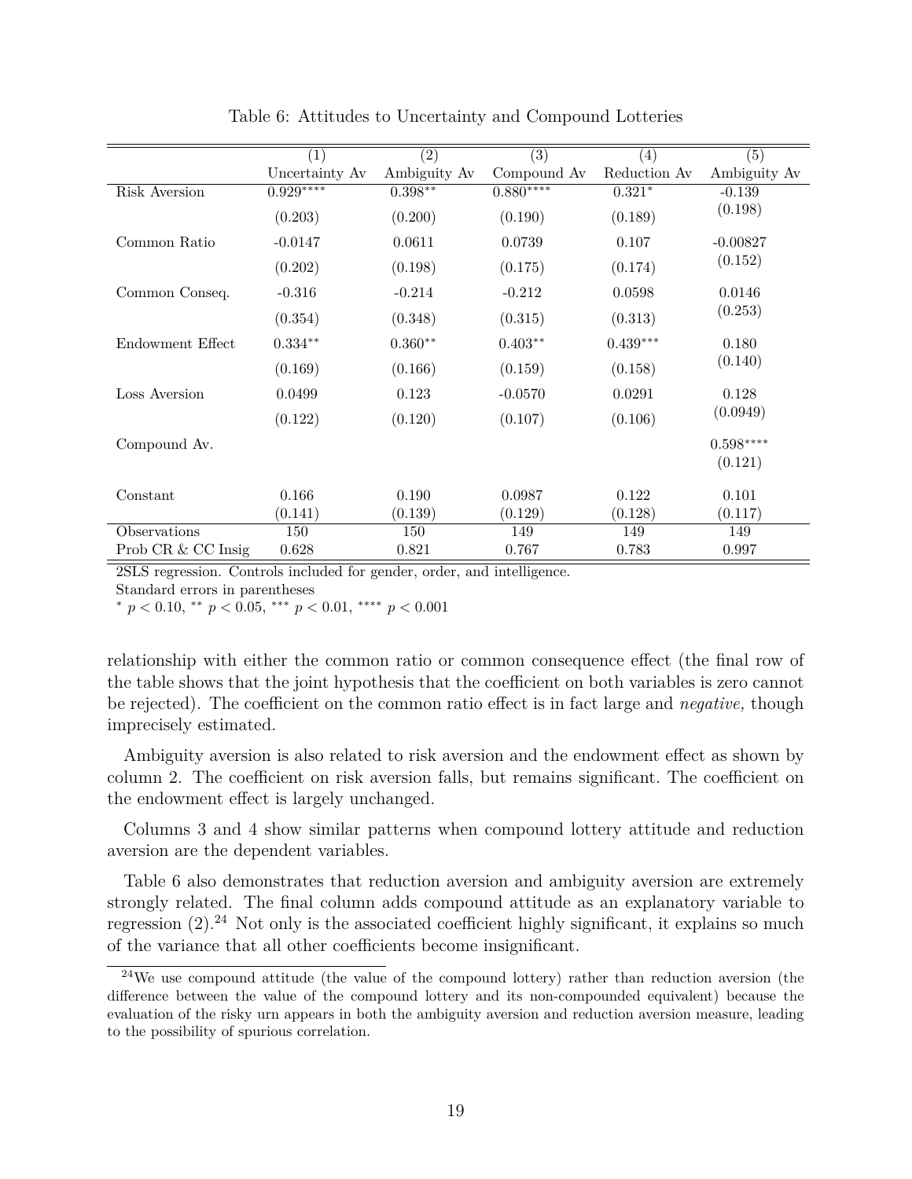Table 6: Attitudes to Uncertainty and Compound Lotteries

| | (1) | (2) | (3) | (4) | (5) |
|---|---|---|---|---|---|
| | Uncertainty Av | Ambiguity Av | Compound Av | Reduction Av | Ambiguity Av |
| Risk Aversion | 0.929**** | 0.398** | 0.880**** | 0.321* | -0.139 |
| | (0.203) | (0.200) | (0.190) | (0.189) | (0.198) |
| Common Ratio | -0.0147 | 0.0611 | 0.0739 | 0.107 | -0.00827 |
| | (0.202) | (0.198) | (0.175) | (0.174) | (0.152) |
| Common Conseq. | -0.316 | -0.214 | -0.212 | 0.0598 | 0.0146 |
| | (0.354) | (0.348) | (0.315) | (0.313) | (0.253) |
| Endowment Effect | 0.334** | 0.360** | 0.403** | 0.439*** | 0.180 |
| | (0.169) | (0.166) | (0.159) | (0.158) | (0.140) |
| Loss Aversion | 0.0499 | 0.123 | -0.0570 | 0.0291 | 0.128 |
| | (0.122) | (0.120) | (0.107) | (0.106) | (0.0949) |
| Compound Av. | | | | | 0.598**** |
| | | | | | (0.121) |
| Constant | 0.166 | 0.190 | 0.0987 | 0.122 | 0.101 |
| | (0.141) | (0.139) | (0.129) | (0.128) | (0.117) |
| Observations | 150 | 150 | 149 | 149 | 149 |
| Prob CR & CC Insig | 0.628 | 0.821 | 0.767 | 0.783 | 0.997 |

2SLS regression. Controls included for gender, order, and intelligence.

Standard errors in parentheses

* $p < 0.10$, ** $p < 0.05$, *** $p < 0.01$, **** $p < 0.001$

relationship with either the common ratio or common consequence effect (the final row of the table shows that the joint hypothesis that the coefficient on both variables is zero cannot be rejected). The coefficient on the common ratio effect is in fact large and *negative,* though imprecisely estimated.

Ambiguity aversion is also related to risk aversion and the endowment effect as shown by column 2. The coefficient on risk aversion falls, but remains significant. The coefficient on the endowment effect is largely unchanged.

Columns 3 and 4 show similar patterns when compound lottery attitude and reduction aversion are the dependent variables.

Table 6 also demonstrates that reduction aversion and ambiguity aversion are extremely strongly related. The final column adds compound attitude as an explanatory variable to regression (2).[24] Not only is the associated coefficient highly significant, it explains so much of the variance that all other coefficients become insignificant.

[24] We use compound attitude (the value of the compound lottery) rather than reduction aversion (the difference between the value of the compound lottery and its non-compounded equivalent) because the evaluation of the risky urn appears in both the ambiguity aversion and reduction aversion measure, leading to the possibility of spurious correlation.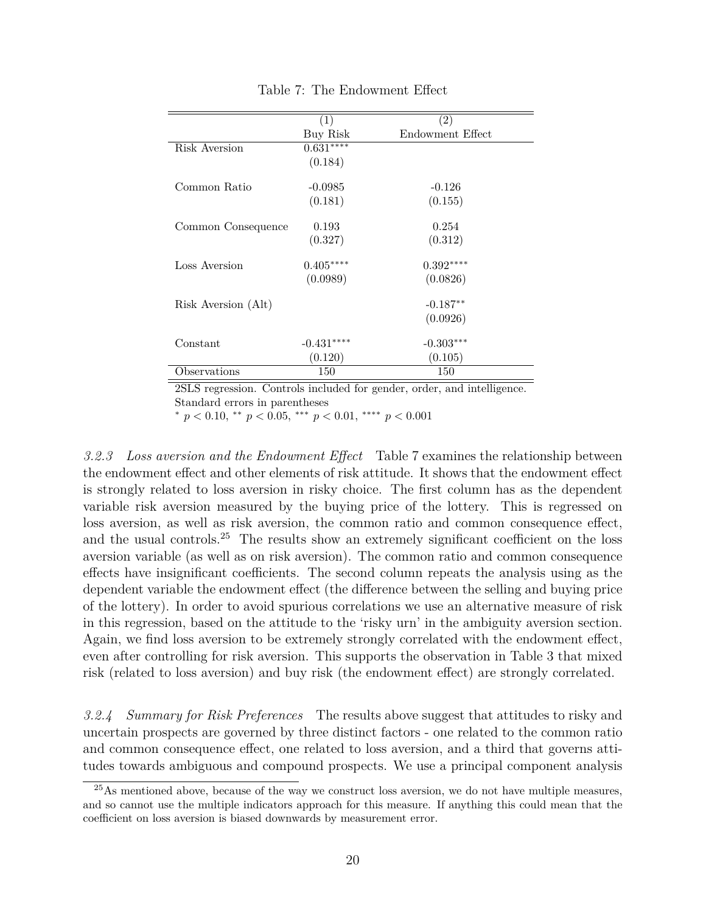Table 7: The Endowment Effect

| | (1) | (2) |
|---|---|---|
| | Buy Risk | Endowment Effect |
| Risk Aversion | 0.631$^{****}$ | |
| | (0.184) | |
| Common Ratio | -0.0985 | -0.126 |
| | (0.181) | (0.155) |
| Common Consequence | 0.193 | 0.254 |
| | (0.327) | (0.312) |
| Loss Aversion | 0.405$^{****}$ | 0.392$^{****}$ |
| | (0.0989) | (0.0826) |
| Risk Aversion (Alt) | | -0.187$^{**}$ |
| | | (0.0926) |
| Constant | -0.431$^{****}$ | -0.303$^{***}$ |
| | (0.120) | (0.105) |
| Observations | 150 | 150 |

2SLS regression. Controls included for gender, order, and intelligence.
Standard errors in parentheses
$^{*}$ $p < 0.10$, $^{**}$ $p < 0.05$, $^{***}$ $p < 0.01$, $^{****}$ $p < 0.001$

*3.2.3 Loss aversion and the Endowment Effect* Table 7 examines the relationship between the endowment effect and other elements of risk attitude. It shows that the endowment effect is strongly related to loss aversion in risky choice. The first column has as the dependent variable risk aversion measured by the buying price of the lottery. This is regressed on loss aversion, as well as risk aversion, the common ratio and common consequence effect, and the usual controls.[25] The results show an extremely significant coefficient on the loss aversion variable (as well as on risk aversion). The common ratio and common consequence effects have insignificant coefficients. The second column repeats the analysis using as the dependent variable the endowment effect (the difference between the selling and buying price of the lottery). In order to avoid spurious correlations we use an alternative measure of risk in this regression, based on the attitude to the 'risky urn' in the ambiguity aversion section. Again, we find loss aversion to be extremely strongly correlated with the endowment effect, even after controlling for risk aversion. This supports the observation in Table 3 that mixed risk (related to loss aversion) and buy risk (the endowment effect) are strongly correlated.

*3.2.4 Summary for Risk Preferences* The results above suggest that attitudes to risky and uncertain prospects are governed by three distinct factors - one related to the common ratio and common consequence effect, one related to loss aversion, and a third that governs attitudes towards ambiguous and compound prospects. We use a principal component analysis

[25]As mentioned above, because of the way we construct loss aversion, we do not have multiple measures, and so cannot use the multiple indicators approach for this measure. If anything this could mean that the coefficient on loss aversion is biased downwards by measurement error.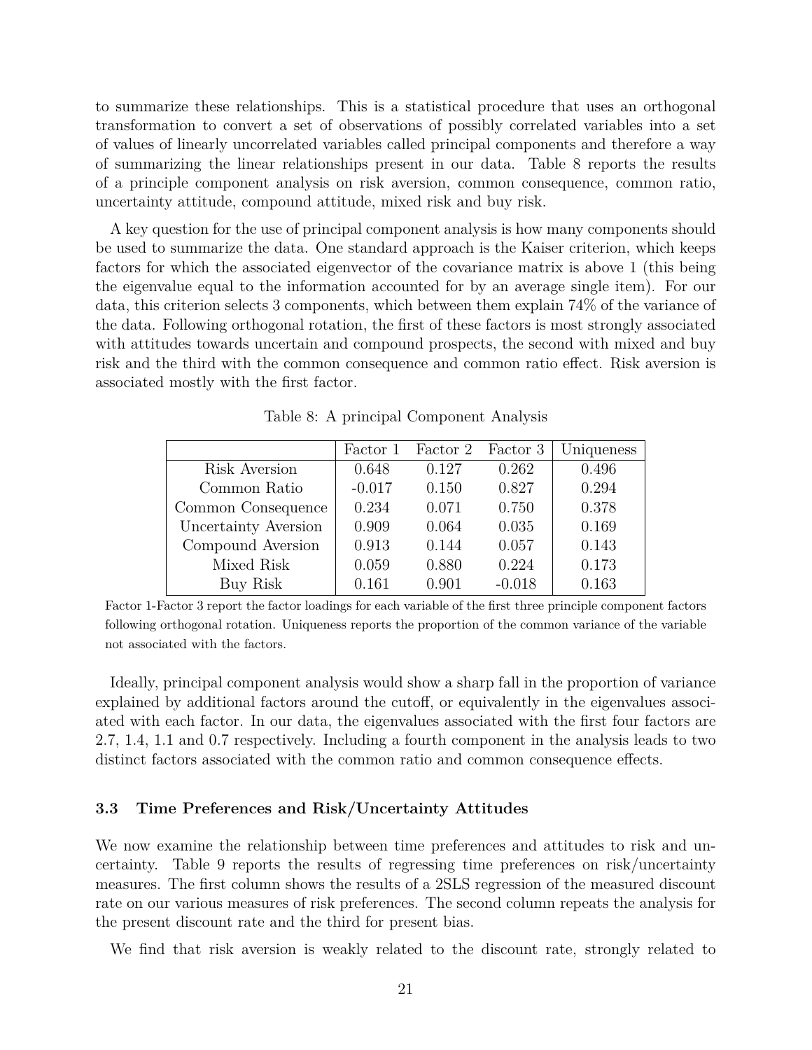to summarize these relationships. This is a statistical procedure that uses an orthogonal transformation to convert a set of observations of possibly correlated variables into a set of values of linearly uncorrelated variables called principal components and therefore a way of summarizing the linear relationships present in our data. Table 8 reports the results of a principle component analysis on risk aversion, common consequence, common ratio, uncertainty attitude, compound attitude, mixed risk and buy risk.

A key question for the use of principal component analysis is how many components should be used to summarize the data. One standard approach is the Kaiser criterion, which keeps factors for which the associated eigenvector of the covariance matrix is above 1 (this being the eigenvalue equal to the information accounted for by an average single item). For our data, this criterion selects 3 components, which between them explain 74% of the variance of the data. Following orthogonal rotation, the first of these factors is most strongly associated with attitudes towards uncertain and compound prospects, the second with mixed and buy risk and the third with the common consequence and common ratio effect. Risk aversion is associated mostly with the first factor.

Table 8: A principal Component Analysis

| | Factor 1 | Factor 2 | Factor 3 | Uniqueness |
|---|---|---|---|---|
| Risk Aversion | 0.648 | 0.127 | 0.262 | 0.496 |
| Common Ratio | -0.017 | 0.150 | 0.827 | 0.294 |
| Common Consequence | 0.234 | 0.071 | 0.750 | 0.378 |
| Uncertainty Aversion | 0.909 | 0.064 | 0.035 | 0.169 |
| Compound Aversion | 0.913 | 0.144 | 0.057 | 0.143 |
| Mixed Risk | 0.059 | 0.880 | 0.224 | 0.173 |
| Buy Risk | 0.161 | 0.901 | -0.018 | 0.163 |

Factor 1-Factor 3 report the factor loadings for each variable of the first three principle component factors following orthogonal rotation. Uniqueness reports the proportion of the common variance of the variable not associated with the factors.

Ideally, principal component analysis would show a sharp fall in the proportion of variance explained by additional factors around the cutoff, or equivalently in the eigenvalues associated with each factor. In our data, the eigenvalues associated with the first four factors are 2.7, 1.4, 1.1 and 0.7 respectively. Including a fourth component in the analysis leads to two distinct factors associated with the common ratio and common consequence effects.

### 3.3 Time Preferences and Risk/Uncertainty Attitudes

We now examine the relationship between time preferences and attitudes to risk and uncertainty. Table 9 reports the results of regressing time preferences on risk/uncertainty measures. The first column shows the results of a 2SLS regression of the measured discount rate on our various measures of risk preferences. The second column repeats the analysis for the present discount rate and the third for present bias.

We find that risk aversion is weakly related to the discount rate, strongly related to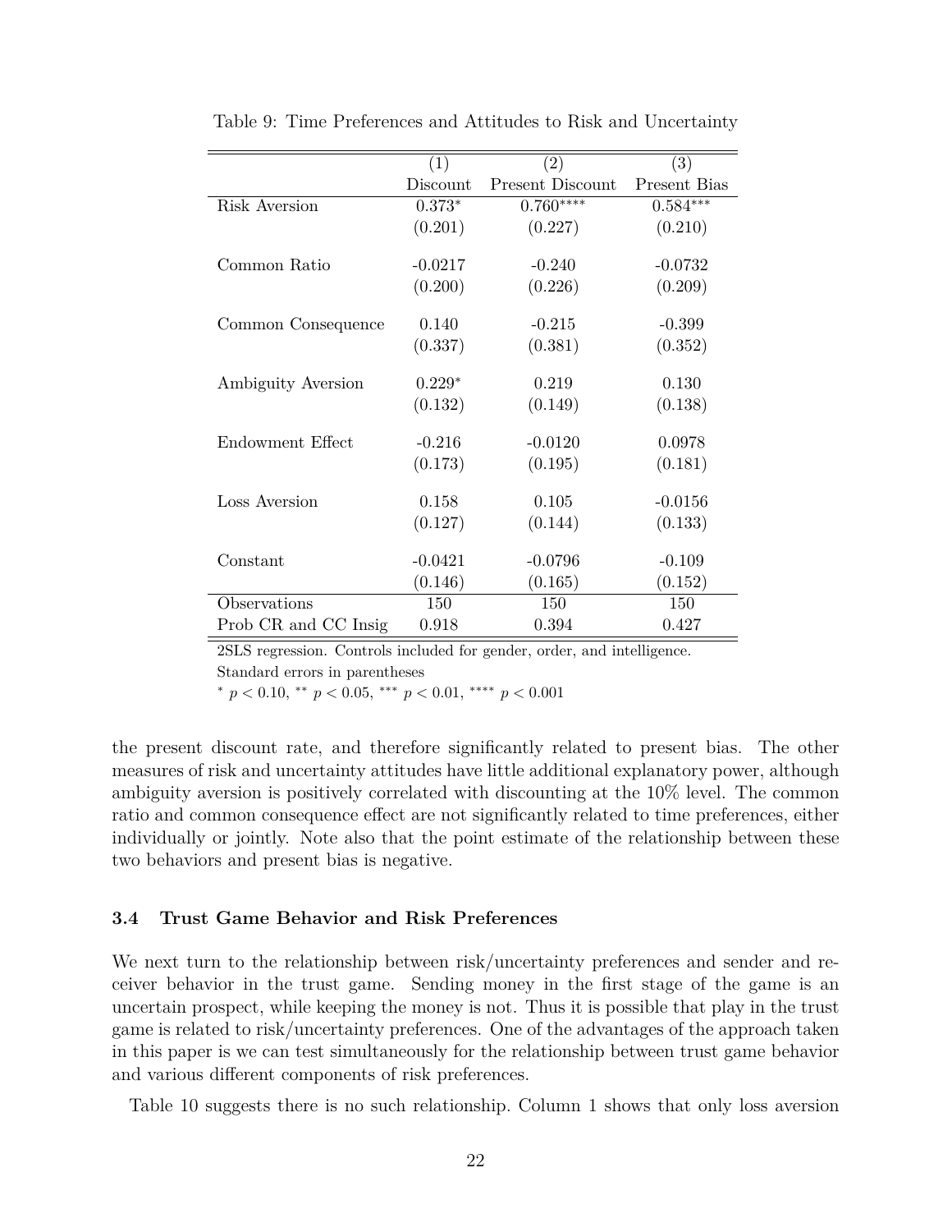Table 9: Time Preferences and Attitudes to Risk and Uncertainty

| | (1) | (2) | (3) |
|---|---|---|---|
| | Discount | Present Discount | Present Bias |
| Risk Aversion | 0.373* | 0.760**** | 0.584*** |
| | (0.201) | (0.227) | (0.210) |
| Common Ratio | -0.0217 | -0.240 | -0.0732 |
| | (0.200) | (0.226) | (0.209) |
| Common Consequence | 0.140 | -0.215 | -0.399 |
| | (0.337) | (0.381) | (0.352) |
| Ambiguity Aversion | 0.229* | 0.219 | 0.130 |
| | (0.132) | (0.149) | (0.138) |
| Endowment Effect | -0.216 | -0.0120 | 0.0978 |
| | (0.173) | (0.195) | (0.181) |
| Loss Aversion | 0.158 | 0.105 | -0.0156 |
| | (0.127) | (0.144) | (0.133) |
| Constant | -0.0421 | -0.0796 | -0.109 |
| | (0.146) | (0.165) | (0.152) |
| Observations | 150 | 150 | 150 |
| Prob CR and CC Insig | 0.918 | 0.394 | 0.427 |

2SLS regression. Controls included for gender, order, and intelligence.
Standard errors in parentheses
* $p < 0.10$, ** $p < 0.05$, *** $p < 0.01$, **** $p < 0.001$

the present discount rate, and therefore significantly related to present bias. The other measures of risk and uncertainty attitudes have little additional explanatory power, although ambiguity aversion is positively correlated with discounting at the 10% level. The common ratio and common consequence effect are not significantly related to time preferences, either individually or jointly. Note also that the point estimate of the relationship between these two behaviors and present bias is negative.

### 3.4 Trust Game Behavior and Risk Preferences

We next turn to the relationship between risk/uncertainty preferences and sender and receiver behavior in the trust game. Sending money in the first stage of the game is an uncertain prospect, while keeping the money is not. Thus it is possible that play in the trust game is related to risk/uncertainty preferences. One of the advantages of the approach taken in this paper is we can test simultaneously for the relationship between trust game behavior and various different components of risk preferences.

Table 10 suggests there is no such relationship. Column 1 shows that only loss aversion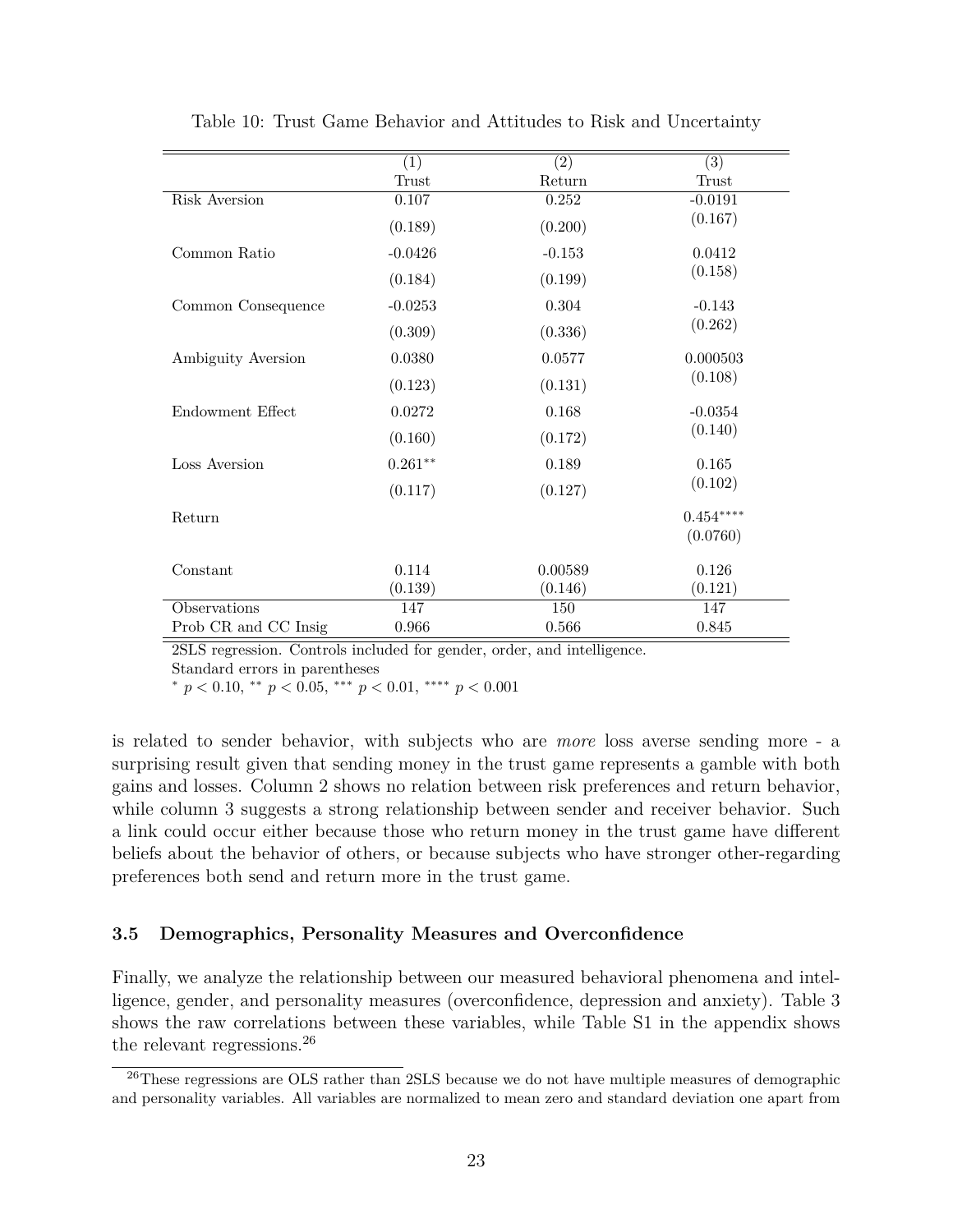Table 10: Trust Game Behavior and Attitudes to Risk and Uncertainty

| | (1) | (2) | (3) |
|---|---|---|---|
| | Trust | Return | Trust |
| Risk Aversion | 0.107 | 0.252 | -0.0191 |
| | (0.189) | (0.200) | (0.167) |
| Common Ratio | -0.0426 | -0.153 | 0.0412 |
| | (0.184) | (0.199) | (0.158) |
| Common Consequence | -0.0253 | 0.304 | -0.143 |
| | (0.309) | (0.336) | (0.262) |
| Ambiguity Aversion | 0.0380 | 0.0577 | 0.000503 |
| | (0.123) | (0.131) | (0.108) |
| Endowment Effect | 0.0272 | 0.168 | -0.0354 |
| | (0.160) | (0.172) | (0.140) |
| Loss Aversion | 0.261** | 0.189 | 0.165 |
| | (0.117) | (0.127) | (0.102) |
| Return | | | 0.454**** |
| | | | (0.0760) |
| Constant | 0.114 | 0.00589 | 0.126 |
| | (0.139) | (0.146) | (0.121) |
| Observations | 147 | 150 | 147 |
| Prob CR and CC Insig | 0.966 | 0.566 | 0.845 |

2SLS regression. Controls included for gender, order, and intelligence.
Standard errors in parentheses
* $p < 0.10$, ** $p < 0.05$, *** $p < 0.01$, **** $p < 0.001$

is related to sender behavior, with subjects who are *more* loss averse sending more - a surprising result given that sending money in the trust game represents a gamble with both gains and losses. Column 2 shows no relation between risk preferences and return behavior, while column 3 suggests a strong relationship between sender and receiver behavior. Such a link could occur either because those who return money in the trust game have different beliefs about the behavior of others, or because subjects who have stronger other-regarding preferences both send and return more in the trust game.

### 3.5 Demographics, Personality Measures and Overconfidence

Finally, we analyze the relationship between our measured behavioral phenomena and intelligence, gender, and personality measures (overconfidence, depression and anxiety). Table 3 shows the raw correlations between these variables, while Table S1 in the appendix shows the relevant regressions.[26]

[26] These regressions are OLS rather than 2SLS because we do not have multiple measures of demographic and personality variables. All variables are normalized to mean zero and standard deviation one apart from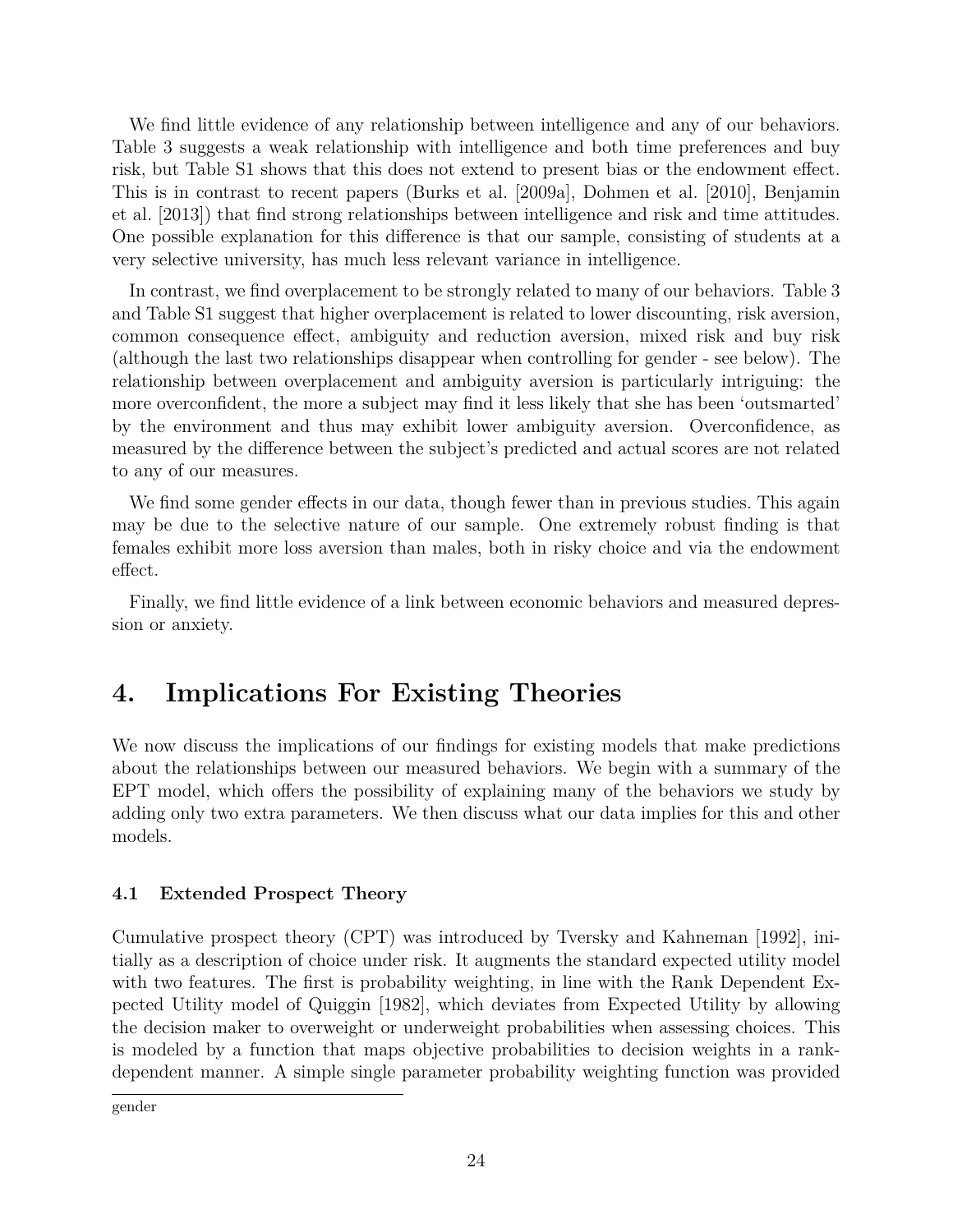We find little evidence of any relationship between intelligence and any of our behaviors. Table 3 suggests a weak relationship with intelligence and both time preferences and buy risk, but Table S1 shows that this does not extend to present bias or the endowment effect. This is in contrast to recent papers (Burks et al. [2009a], Dohmen et al. [2010], Benjamin et al. [2013]) that find strong relationships between intelligence and risk and time attitudes. One possible explanation for this difference is that our sample, consisting of students at a very selective university, has much less relevant variance in intelligence.

In contrast, we find overplacement to be strongly related to many of our behaviors. Table 3 and Table S1 suggest that higher overplacement is related to lower discounting, risk aversion, common consequence effect, ambiguity and reduction aversion, mixed risk and buy risk (although the last two relationships disappear when controlling for gender - see below). The relationship between overplacement and ambiguity aversion is particularly intriguing: the more overconfident, the more a subject may find it less likely that she has been 'outsmarted' by the environment and thus may exhibit lower ambiguity aversion. Overconfidence, as measured by the difference between the subject's predicted and actual scores are not related to any of our measures.

We find some gender effects in our data, though fewer than in previous studies. This again may be due to the selective nature of our sample. One extremely robust finding is that females exhibit more loss aversion than males, both in risky choice and via the endowment effect.

Finally, we find little evidence of a link between economic behaviors and measured depression or anxiety.

# 4. Implications For Existing Theories

We now discuss the implications of our findings for existing models that make predictions about the relationships between our measured behaviors. We begin with a summary of the EPT model, which offers the possibility of explaining many of the behaviors we study by adding only two extra parameters. We then discuss what our data implies for this and other models.

### 4.1 Extended Prospect Theory

Cumulative prospect theory (CPT) was introduced by Tversky and Kahneman [1992], initially as a description of choice under risk. It augments the standard expected utility model with two features. The first is probability weighting, in line with the Rank Dependent Expected Utility model of Quiggin [1982], which deviates from Expected Utility by allowing the decision maker to overweight or underweight probabilities when assessing choices. This is modeled by a function that maps objective probabilities to decision weights in a rank-dependent manner. A simple single parameter probability weighting function was provided

gender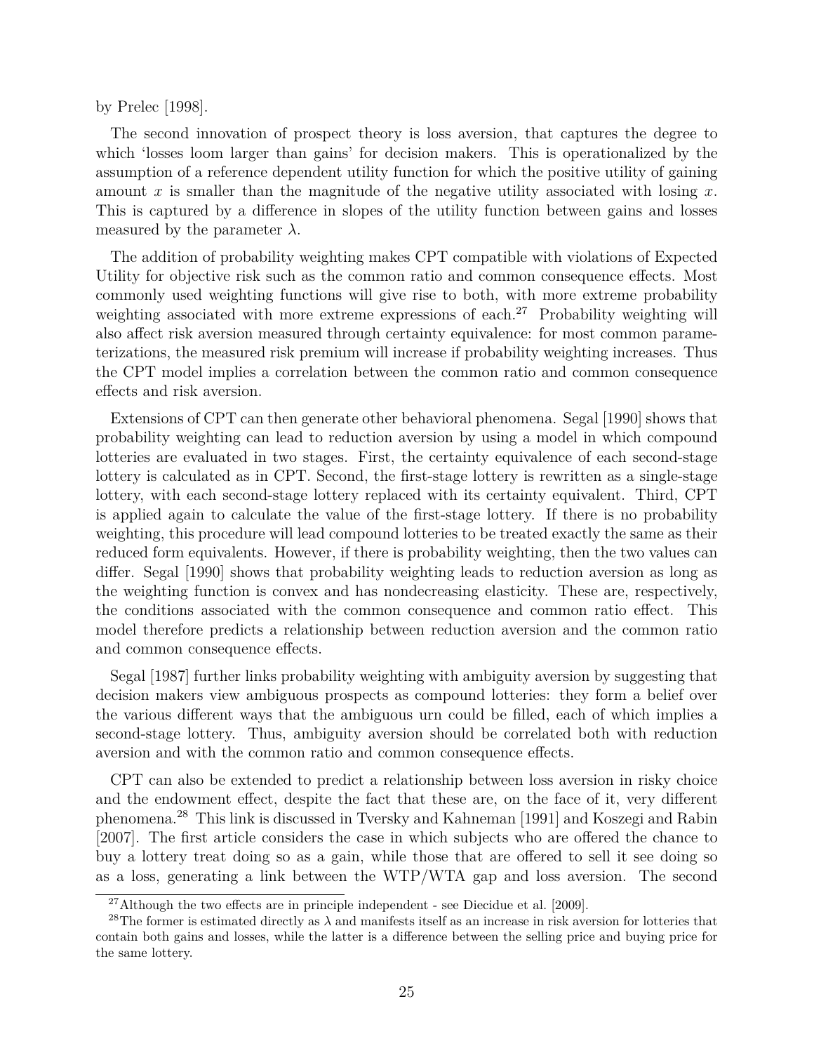by Prelec [1998].

The second innovation of prospect theory is loss aversion, that captures the degree to which 'losses loom larger than gains' for decision makers. This is operationalized by the assumption of a reference dependent utility function for which the positive utility of gaining amount $x$ is smaller than the magnitude of the negative utility associated with losing $x$. This is captured by a difference in slopes of the utility function between gains and losses measured by the parameter $\lambda$.

The addition of probability weighting makes CPT compatible with violations of Expected Utility for objective risk such as the common ratio and common consequence effects. Most commonly used weighting functions will give rise to both, with more extreme probability weighting associated with more extreme expressions of each.[27] Probability weighting will also affect risk aversion measured through certainty equivalence: for most common parameterizations, the measured risk premium will increase if probability weighting increases. Thus the CPT model implies a correlation between the common ratio and common consequence effects and risk aversion.

Extensions of CPT can then generate other behavioral phenomena. Segal [1990] shows that probability weighting can lead to reduction aversion by using a model in which compound lotteries are evaluated in two stages. First, the certainty equivalence of each second-stage lottery is calculated as in CPT. Second, the first-stage lottery is rewritten as a single-stage lottery, with each second-stage lottery replaced with its certainty equivalent. Third, CPT is applied again to calculate the value of the first-stage lottery. If there is no probability weighting, this procedure will lead compound lotteries to be treated exactly the same as their reduced form equivalents. However, if there is probability weighting, then the two values can differ. Segal [1990] shows that probability weighting leads to reduction aversion as long as the weighting function is convex and has nondecreasing elasticity. These are, respectively, the conditions associated with the common consequence and common ratio effect. This model therefore predicts a relationship between reduction aversion and the common ratio and common consequence effects.

Segal [1987] further links probability weighting with ambiguity aversion by suggesting that decision makers view ambiguous prospects as compound lotteries: they form a belief over the various different ways that the ambiguous urn could be filled, each of which implies a second-stage lottery. Thus, ambiguity aversion should be correlated both with reduction aversion and with the common ratio and common consequence effects.

CPT can also be extended to predict a relationship between loss aversion in risky choice and the endowment effect, despite the fact that these are, on the face of it, very different phenomena.[28] This link is discussed in Tversky and Kahneman [1991] and Koszegi and Rabin [2007]. The first article considers the case in which subjects who are offered the chance to buy a lottery treat doing so as a gain, while those that are offered to sell it see doing so as a loss, generating a link between the WTP/WTA gap and loss aversion. The second

[27] Although the two effects are in principle independent - see Diecidue et al. [2009].

[28] The former is estimated directly as $\lambda$ and manifests itself as an increase in risk aversion for lotteries that contain both gains and losses, while the latter is a difference between the selling price and buying price for the same lottery.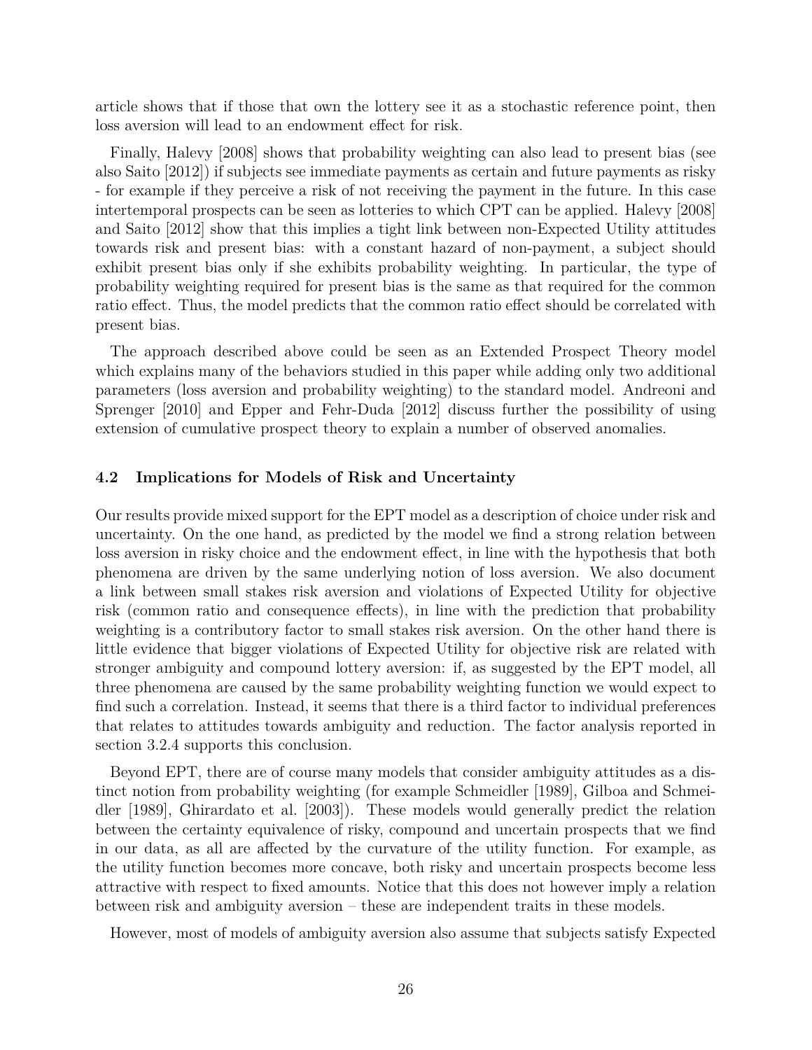article shows that if those that own the lottery see it as a stochastic reference point, then loss aversion will lead to an endowment effect for risk.

Finally, Halevy [2008] shows that probability weighting can also lead to present bias (see also Saito [2012]) if subjects see immediate payments as certain and future payments as risky - for example if they perceive a risk of not receiving the payment in the future. In this case intertemporal prospects can be seen as lotteries to which CPT can be applied. Halevy [2008] and Saito [2012] show that this implies a tight link between non-Expected Utility attitudes towards risk and present bias: with a constant hazard of non-payment, a subject should exhibit present bias only if she exhibits probability weighting. In particular, the type of probability weighting required for present bias is the same as that required for the common ratio effect. Thus, the model predicts that the common ratio effect should be correlated with present bias.

The approach described above could be seen as an Extended Prospect Theory model which explains many of the behaviors studied in this paper while adding only two additional parameters (loss aversion and probability weighting) to the standard model. Andreoni and Sprenger [2010] and Epper and Fehr-Duda [2012] discuss further the possibility of using extension of cumulative prospect theory to explain a number of observed anomalies.

### 4.2 Implications for Models of Risk and Uncertainty

Our results provide mixed support for the EPT model as a description of choice under risk and uncertainty. On the one hand, as predicted by the model we find a strong relation between loss aversion in risky choice and the endowment effect, in line with the hypothesis that both phenomena are driven by the same underlying notion of loss aversion. We also document a link between small stakes risk aversion and violations of Expected Utility for objective risk (common ratio and consequence effects), in line with the prediction that probability weighting is a contributory factor to small stakes risk aversion. On the other hand there is little evidence that bigger violations of Expected Utility for objective risk are related with stronger ambiguity and compound lottery aversion: if, as suggested by the EPT model, all three phenomena are caused by the same probability weighting function we would expect to find such a correlation. Instead, it seems that there is a third factor to individual preferences that relates to attitudes towards ambiguity and reduction. The factor analysis reported in section 3.2.4 supports this conclusion.

Beyond EPT, there are of course many models that consider ambiguity attitudes as a distinct notion from probability weighting (for example Schmeidler [1989], Gilboa and Schmeidler [1989], Ghirardato et al. [2003]). These models would generally predict the relation between the certainty equivalence of risky, compound and uncertain prospects that we find in our data, as all are affected by the curvature of the utility function. For example, as the utility function becomes more concave, both risky and uncertain prospects become less attractive with respect to fixed amounts. Notice that this does not however imply a relation between risk and ambiguity aversion – these are independent traits in these models.

However, most of models of ambiguity aversion also assume that subjects satisfy Expected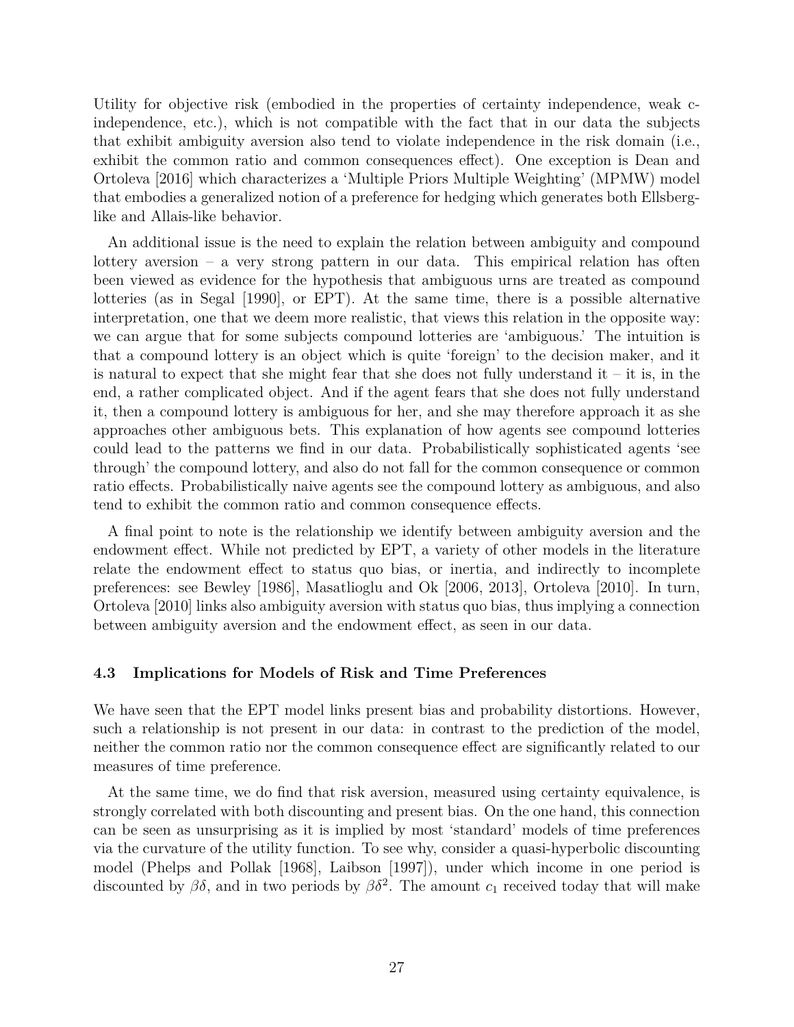Utility for objective risk (embodied in the properties of certainty independence, weak c-independence, etc.), which is not compatible with the fact that in our data the subjects that exhibit ambiguity aversion also tend to violate independence in the risk domain (i.e., exhibit the common ratio and common consequences effect). One exception is Dean and Ortoleva [2016] which characterizes a 'Multiple Priors Multiple Weighting' (MPMW) model that embodies a generalized notion of a preference for hedging which generates both Ellsberg-like and Allais-like behavior.

An additional issue is the need to explain the relation between ambiguity and compound lottery aversion – a very strong pattern in our data. This empirical relation has often been viewed as evidence for the hypothesis that ambiguous urns are treated as compound lotteries (as in Segal [1990], or EPT). At the same time, there is a possible alternative interpretation, one that we deem more realistic, that views this relation in the opposite way: we can argue that for some subjects compound lotteries are 'ambiguous.' The intuition is that a compound lottery is an object which is quite 'foreign' to the decision maker, and it is natural to expect that she might fear that she does not fully understand it – it is, in the end, a rather complicated object. And if the agent fears that she does not fully understand it, then a compound lottery is ambiguous for her, and she may therefore approach it as she approaches other ambiguous bets. This explanation of how agents see compound lotteries could lead to the patterns we find in our data. Probabilistically sophisticated agents 'see through' the compound lottery, and also do not fall for the common consequence or common ratio effects. Probabilistically naive agents see the compound lottery as ambiguous, and also tend to exhibit the common ratio and common consequence effects.

A final point to note is the relationship we identify between ambiguity aversion and the endowment effect. While not predicted by EPT, a variety of other models in the literature relate the endowment effect to status quo bias, or inertia, and indirectly to incomplete preferences: see Bewley [1986], Masatlioglu and Ok [2006, 2013], Ortoleva [2010]. In turn, Ortoleva [2010] links also ambiguity aversion with status quo bias, thus implying a connection between ambiguity aversion and the endowment effect, as seen in our data.

### 4.3 Implications for Models of Risk and Time Preferences

We have seen that the EPT model links present bias and probability distortions. However, such a relationship is not present in our data: in contrast to the prediction of the model, neither the common ratio nor the common consequence effect are significantly related to our measures of time preference.

At the same time, we do find that risk aversion, measured using certainty equivalence, is strongly correlated with both discounting and present bias. On the one hand, this connection can be seen as unsurprising as it is implied by most 'standard' models of time preferences via the curvature of the utility function. To see why, consider a quasi-hyperbolic discounting model (Phelps and Pollak [1968], Laibson [1997]), under which income in one period is discounted by $\beta\delta$, and in two periods by $\beta\delta^2$. The amount $c_1$ received today that will make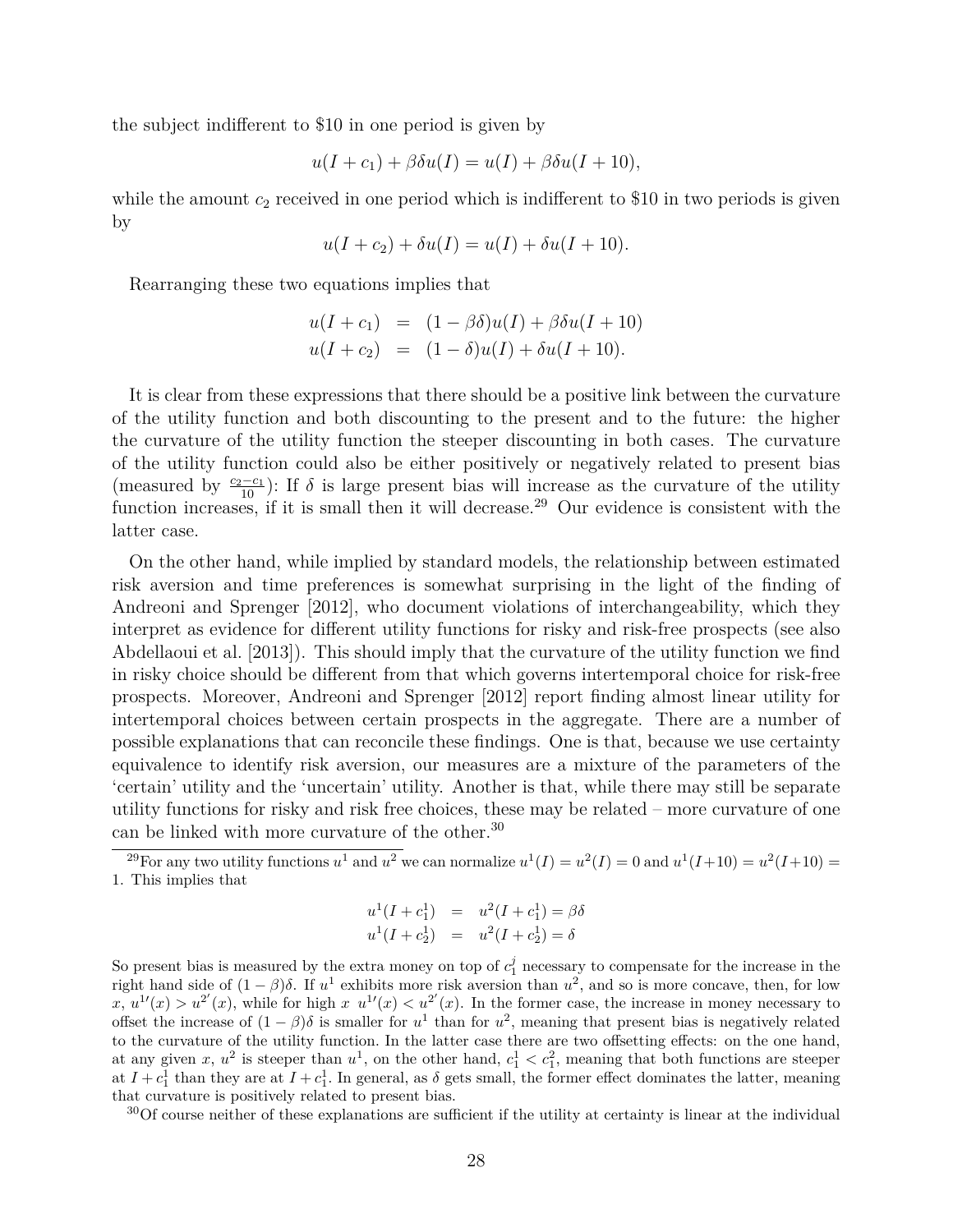the subject indifferent to \$10 in one period is given by

$$u(I + c_1) + \beta\delta u(I) = u(I) + \beta\delta u(I + 10),$$

while the amount $c_2$ received in one period which is indifferent to \$10 in two periods is given by

$$u(I + c_2) + \delta u(I) = u(I) + \delta u(I + 10).$$

Rearranging these two equations implies that

$$\begin{aligned} u(I + c_1) &= (1 - \beta\delta)u(I) + \beta\delta u(I + 10) \\ u(I + c_2) &= (1 - \delta)u(I) + \delta u(I + 10). \end{aligned}$$

It is clear from these expressions that there should be a positive link between the curvature of the utility function and both discounting to the present and to the future: the higher the curvature of the utility function the steeper discounting in both cases. The curvature of the utility function could also be either positively or negatively related to present bias (measured by $\frac{c_2 - c_1}{10}$): If $\delta$ is large present bias will increase as the curvature of the utility function increases, if it is small then it will decrease.[29] Our evidence is consistent with the latter case.

On the other hand, while implied by standard models, the relationship between estimated risk aversion and time preferences is somewhat surprising in the light of the finding of Andreoni and Sprenger [2012], who document violations of interchangeability, which they interpret as evidence for different utility functions for risky and risk-free prospects (see also Abdellaoui et al. [2013]). This should imply that the curvature of the utility function we find in risky choice should be different from that which governs intertemporal choice for risk-free prospects. Moreover, Andreoni and Sprenger [2012] report finding almost linear utility for intertemporal choices between certain prospects in the aggregate. There are a number of possible explanations that can reconcile these findings. One is that, because we use certainty equivalence to identify risk aversion, our measures are a mixture of the parameters of the 'certain' utility and the 'uncertain' utility. Another is that, while there may still be separate utility functions for risky and risk free choices, these may be related – more curvature of one can be linked with more curvature of the other.[30]

[29] For any two utility functions $u^1$ and $u^2$ we can normalize $u^1(I) = u^2(I) = 0$ and $u^1(I+10) = u^2(I+10) = 1$. This implies that

$$\begin{aligned} u^1(I + c_1^1) &= u^2(I + c_1^1) = \beta\delta \\ u^1(I + c_2^1) &= u^2(I + c_2^1) = \delta \end{aligned}$$

So present bias is measured by the extra money on top of $c_1^j$ necessary to compensate for the increase in the right hand side of $(1-\beta)\delta$. If $u^1$ exhibits more risk aversion than $u^2$, and so is more concave, then, for low $x$, $u^{1\prime}(x) > u^{2\prime}(x)$, while for high $x$ $u^{1\prime}(x) < u^{2\prime}(x)$. In the former case, the increase in money necessary to offset the increase of $(1-\beta)\delta$ is smaller for $u^1$ than for $u^2$, meaning that present bias is negatively related to the curvature of the utility function. In the latter case there are two offsetting effects: on the one hand, at any given $x$, $u^2$ is steeper than $u^1$, on the other hand, $c_1^1 < c_1^2$, meaning that both functions are steeper at $I + c_1^1$ than they are at $I + c_1^1$. In general, as $\delta$ gets small, the former effect dominates the latter, meaning that curvature is positively related to present bias.

[30] Of course neither of these explanations are sufficient if the utility at certainty is linear at the individual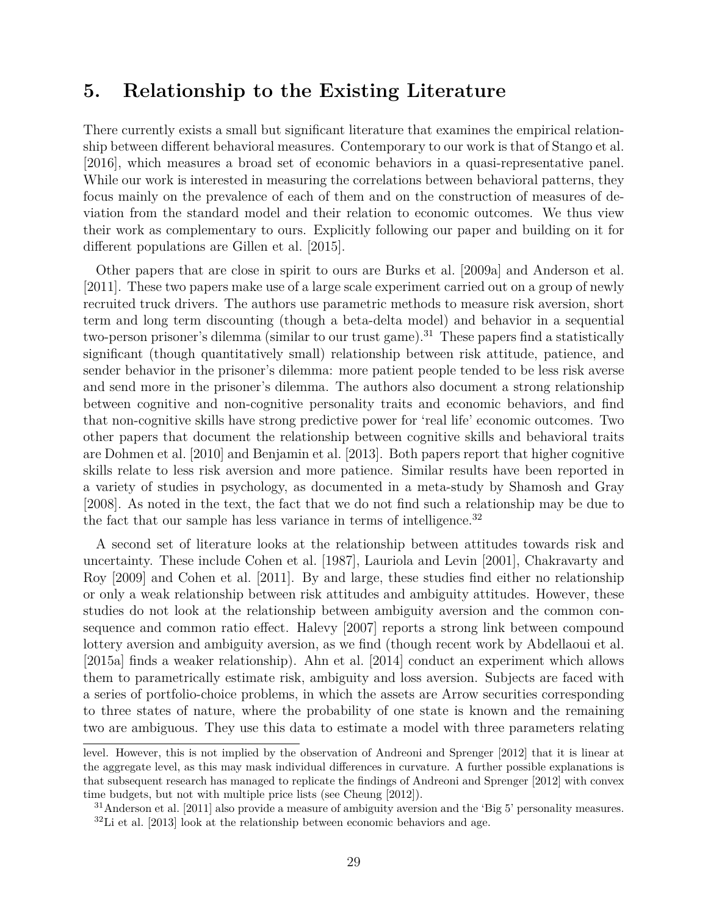# 5. Relationship to the Existing Literature

There currently exists a small but significant literature that examines the empirical relationship between different behavioral measures. Contemporary to our work is that of Stango et al. [2016], which measures a broad set of economic behaviors in a quasi-representative panel. While our work is interested in measuring the correlations between behavioral patterns, they focus mainly on the prevalence of each of them and on the construction of measures of deviation from the standard model and their relation to economic outcomes. We thus view their work as complementary to ours. Explicitly following our paper and building on it for different populations are Gillen et al. [2015].

Other papers that are close in spirit to ours are Burks et al. [2009a] and Anderson et al. [2011]. These two papers make use of a large scale experiment carried out on a group of newly recruited truck drivers. The authors use parametric methods to measure risk aversion, short term and long term discounting (though a beta-delta model) and behavior in a sequential two-person prisoner's dilemma (similar to our trust game).[31] These papers find a statistically significant (though quantitatively small) relationship between risk attitude, patience, and sender behavior in the prisoner's dilemma: more patient people tended to be less risk averse and send more in the prisoner's dilemma. The authors also document a strong relationship between cognitive and non-cognitive personality traits and economic behaviors, and find that non-cognitive skills have strong predictive power for 'real life' economic outcomes. Two other papers that document the relationship between cognitive skills and behavioral traits are Dohmen et al. [2010] and Benjamin et al. [2013]. Both papers report that higher cognitive skills relate to less risk aversion and more patience. Similar results have been reported in a variety of studies in psychology, as documented in a meta-study by Shamosh and Gray [2008]. As noted in the text, the fact that we do not find such a relationship may be due to the fact that our sample has less variance in terms of intelligence.[32]

A second set of literature looks at the relationship between attitudes towards risk and uncertainty. These include Cohen et al. [1987], Lauriola and Levin [2001], Chakravarty and Roy [2009] and Cohen et al. [2011]. By and large, these studies find either no relationship or only a weak relationship between risk attitudes and ambiguity attitudes. However, these studies do not look at the relationship between ambiguity aversion and the common consequence and common ratio effect. Halevy [2007] reports a strong link between compound lottery aversion and ambiguity aversion, as we find (though recent work by Abdellaoui et al. [2015a] finds a weaker relationship). Ahn et al. [2014] conduct an experiment which allows them to parametrically estimate risk, ambiguity and loss aversion. Subjects are faced with a series of portfolio-choice problems, in which the assets are Arrow securities corresponding to three states of nature, where the probability of one state is known and the remaining two are ambiguous. They use this data to estimate a model with three parameters relating

level. However, this is not implied by the observation of Andreoni and Sprenger [2012] that it is linear at the aggregate level, as this may mask individual differences in curvature. A further possible explanations is that subsequent research has managed to replicate the findings of Andreoni and Sprenger [2012] with convex time budgets, but not with multiple price lists (see Cheung [2012]).

[31] Anderson et al. [2011] also provide a measure of ambiguity aversion and the 'Big 5' personality measures.

[32] Li et al. [2013] look at the relationship between economic behaviors and age.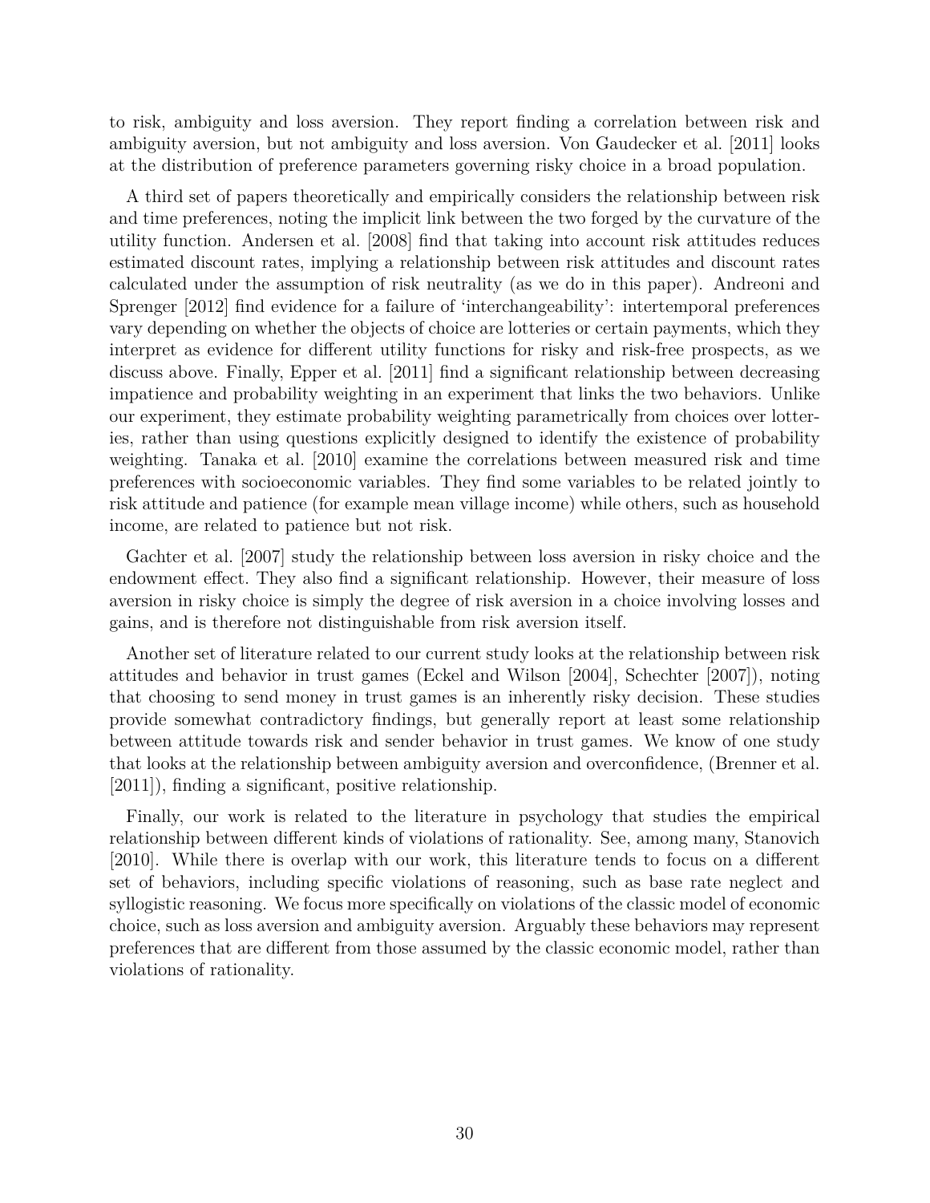to risk, ambiguity and loss aversion. They report finding a correlation between risk and ambiguity aversion, but not ambiguity and loss aversion. Von Gaudecker et al. [2011] looks at the distribution of preference parameters governing risky choice in a broad population.

A third set of papers theoretically and empirically considers the relationship between risk and time preferences, noting the implicit link between the two forged by the curvature of the utility function. Andersen et al. [2008] find that taking into account risk attitudes reduces estimated discount rates, implying a relationship between risk attitudes and discount rates calculated under the assumption of risk neutrality (as we do in this paper). Andreoni and Sprenger [2012] find evidence for a failure of 'interchangeability': intertemporal preferences vary depending on whether the objects of choice are lotteries or certain payments, which they interpret as evidence for different utility functions for risky and risk-free prospects, as we discuss above. Finally, Epper et al. [2011] find a significant relationship between decreasing impatience and probability weighting in an experiment that links the two behaviors. Unlike our experiment, they estimate probability weighting parametrically from choices over lotteries, rather than using questions explicitly designed to identify the existence of probability weighting. Tanaka et al. [2010] examine the correlations between measured risk and time preferences with socioeconomic variables. They find some variables to be related jointly to risk attitude and patience (for example mean village income) while others, such as household income, are related to patience but not risk.

Gachter et al. [2007] study the relationship between loss aversion in risky choice and the endowment effect. They also find a significant relationship. However, their measure of loss aversion in risky choice is simply the degree of risk aversion in a choice involving losses and gains, and is therefore not distinguishable from risk aversion itself.

Another set of literature related to our current study looks at the relationship between risk attitudes and behavior in trust games (Eckel and Wilson [2004], Schechter [2007]), noting that choosing to send money in trust games is an inherently risky decision. These studies provide somewhat contradictory findings, but generally report at least some relationship between attitude towards risk and sender behavior in trust games. We know of one study that looks at the relationship between ambiguity aversion and overconfidence, (Brenner et al. [2011]), finding a significant, positive relationship.

Finally, our work is related to the literature in psychology that studies the empirical relationship between different kinds of violations of rationality. See, among many, Stanovich [2010]. While there is overlap with our work, this literature tends to focus on a different set of behaviors, including specific violations of reasoning, such as base rate neglect and syllogistic reasoning. We focus more specifically on violations of the classic model of economic choice, such as loss aversion and ambiguity aversion. Arguably these behaviors may represent preferences that are different from those assumed by the classic economic model, rather than violations of rationality.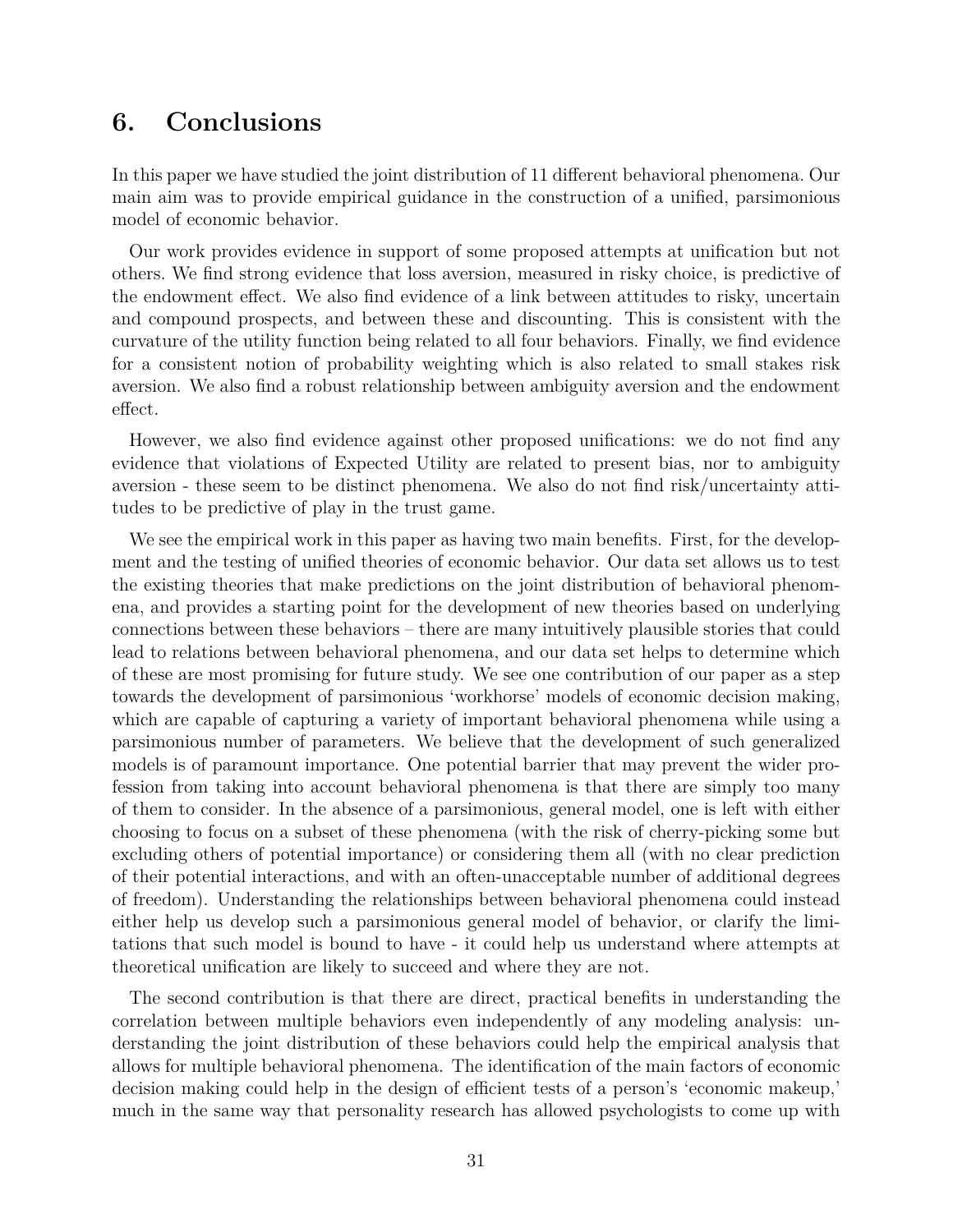# 6. Conclusions

In this paper we have studied the joint distribution of 11 different behavioral phenomena. Our main aim was to provide empirical guidance in the construction of a unified, parsimonious model of economic behavior.

Our work provides evidence in support of some proposed attempts at unification but not others. We find strong evidence that loss aversion, measured in risky choice, is predictive of the endowment effect. We also find evidence of a link between attitudes to risky, uncertain and compound prospects, and between these and discounting. This is consistent with the curvature of the utility function being related to all four behaviors. Finally, we find evidence for a consistent notion of probability weighting which is also related to small stakes risk aversion. We also find a robust relationship between ambiguity aversion and the endowment effect.

However, we also find evidence against other proposed unifications: we do not find any evidence that violations of Expected Utility are related to present bias, nor to ambiguity aversion - these seem to be distinct phenomena. We also do not find risk/uncertainty attitudes to be predictive of play in the trust game.

We see the empirical work in this paper as having two main benefits. First, for the development and the testing of unified theories of economic behavior. Our data set allows us to test the existing theories that make predictions on the joint distribution of behavioral phenomena, and provides a starting point for the development of new theories based on underlying connections between these behaviors – there are many intuitively plausible stories that could lead to relations between behavioral phenomena, and our data set helps to determine which of these are most promising for future study. We see one contribution of our paper as a step towards the development of parsimonious 'workhorse' models of economic decision making, which are capable of capturing a variety of important behavioral phenomena while using a parsimonious number of parameters. We believe that the development of such generalized models is of paramount importance. One potential barrier that may prevent the wider profession from taking into account behavioral phenomena is that there are simply too many of them to consider. In the absence of a parsimonious, general model, one is left with either choosing to focus on a subset of these phenomena (with the risk of cherry-picking some but excluding others of potential importance) or considering them all (with no clear prediction of their potential interactions, and with an often-unacceptable number of additional degrees of freedom). Understanding the relationships between behavioral phenomena could instead either help us develop such a parsimonious general model of behavior, or clarify the limitations that such model is bound to have - it could help us understand where attempts at theoretical unification are likely to succeed and where they are not.

The second contribution is that there are direct, practical benefits in understanding the correlation between multiple behaviors even independently of any modeling analysis: understanding the joint distribution of these behaviors could help the empirical analysis that allows for multiple behavioral phenomena. The identification of the main factors of economic decision making could help in the design of efficient tests of a person's 'economic makeup,' much in the same way that personality research has allowed psychologists to come up with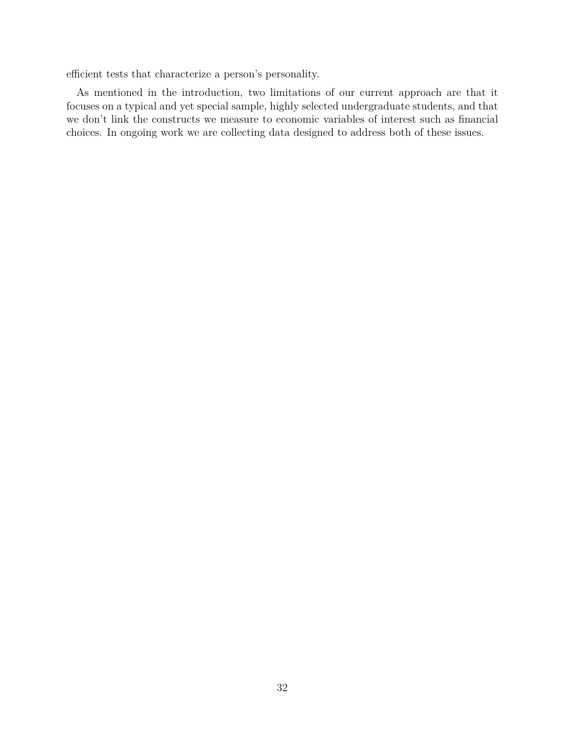efficient tests that characterize a person's personality.

As mentioned in the introduction, two limitations of our current approach are that it focuses on a typical and yet special sample, highly selected undergraduate students, and that we don't link the constructs we measure to economic variables of interest such as financial choices. In ongoing work we are collecting data designed to address both of these issues.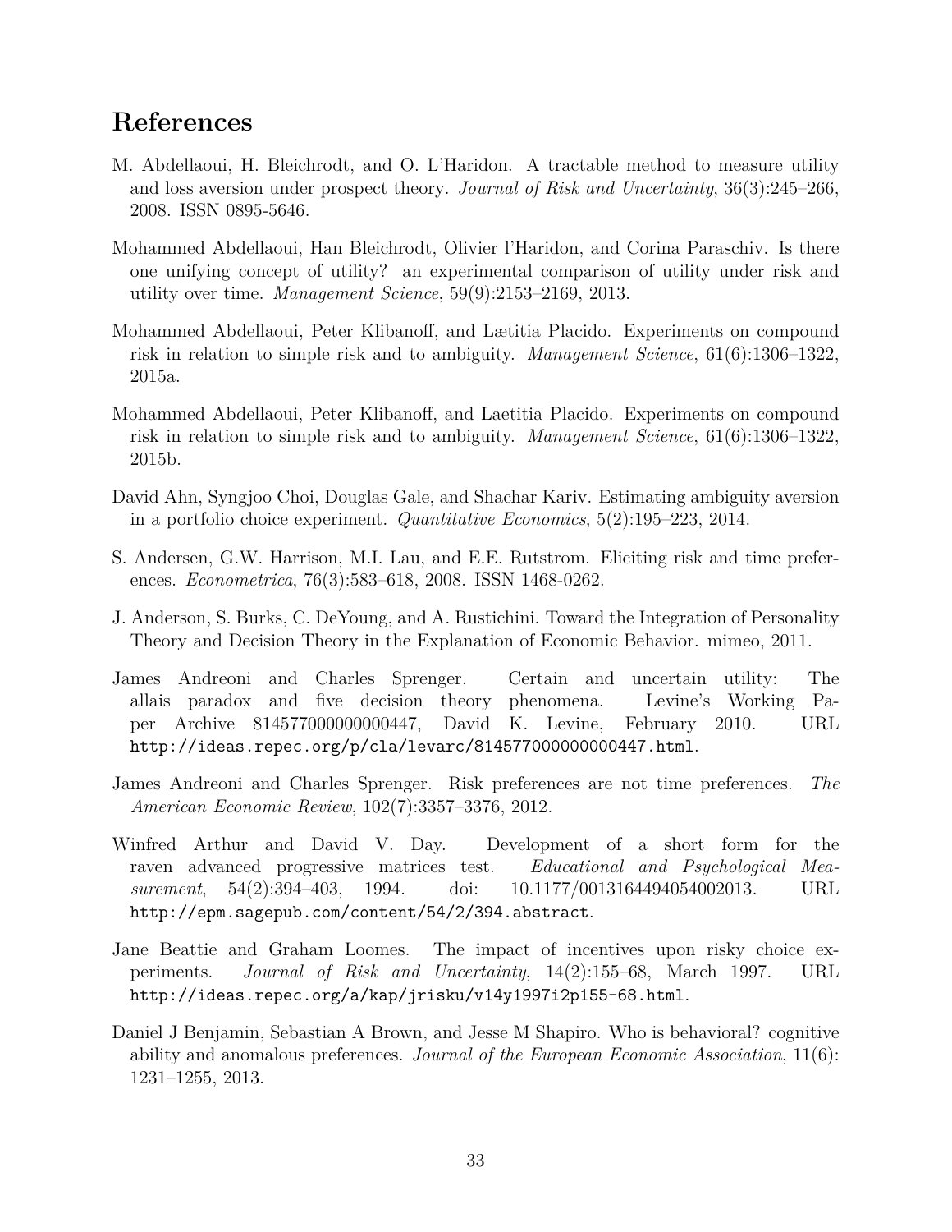# References

M. Abdellaoui, H. Bleichrodt, and O. L'Haridon. A tractable method to measure utility and loss aversion under prospect theory. *Journal of Risk and Uncertainty*, 36(3):245–266, 2008. ISSN 0895-5646.

Mohammed Abdellaoui, Han Bleichrodt, Olivier l'Haridon, and Corina Paraschiv. Is there one unifying concept of utility? an experimental comparison of utility under risk and utility over time. *Management Science*, 59(9):2153–2169, 2013.

Mohammed Abdellaoui, Peter Klibanoff, and Lætitia Placido. Experiments on compound risk in relation to simple risk and to ambiguity. *Management Science*, 61(6):1306–1322, 2015a.

Mohammed Abdellaoui, Peter Klibanoff, and Laetitia Placido. Experiments on compound risk in relation to simple risk and to ambiguity. *Management Science*, 61(6):1306–1322, 2015b.

David Ahn, Syngjoo Choi, Douglas Gale, and Shachar Kariv. Estimating ambiguity aversion in a portfolio choice experiment. *Quantitative Economics*, 5(2):195–223, 2014.

S. Andersen, G.W. Harrison, M.I. Lau, and E.E. Rutstrom. Eliciting risk and time preferences. *Econometrica*, 76(3):583–618, 2008. ISSN 1468-0262.

J. Anderson, S. Burks, C. DeYoung, and A. Rustichini. Toward the Integration of Personality Theory and Decision Theory in the Explanation of Economic Behavior. mimeo, 2011.

James Andreoni and Charles Sprenger. Certain and uncertain utility: The allais paradox and five decision theory phenomena. Levine's Working Paper Archive 814577000000000447, David K. Levine, February 2010. URL http://ideas.repec.org/p/cla/levarc/814577000000000447.html.

James Andreoni and Charles Sprenger. Risk preferences are not time preferences. *The American Economic Review*, 102(7):3357–3376, 2012.

Winfred Arthur and David V. Day. Development of a short form for the raven advanced progressive matrices test. *Educational and Psychological Measurement*, 54(2):394–403, 1994. doi: 10.1177/0013164494054002013. URL http://epm.sagepub.com/content/54/2/394.abstract.

Jane Beattie and Graham Loomes. The impact of incentives upon risky choice experiments. *Journal of Risk and Uncertainty*, 14(2):155–68, March 1997. URL http://ideas.repec.org/a/kap/jrisku/v14y1997i2p155-68.html.

Daniel J Benjamin, Sebastian A Brown, and Jesse M Shapiro. Who is behavioral? cognitive ability and anomalous preferences. *Journal of the European Economic Association*, 11(6): 1231–1255, 2013.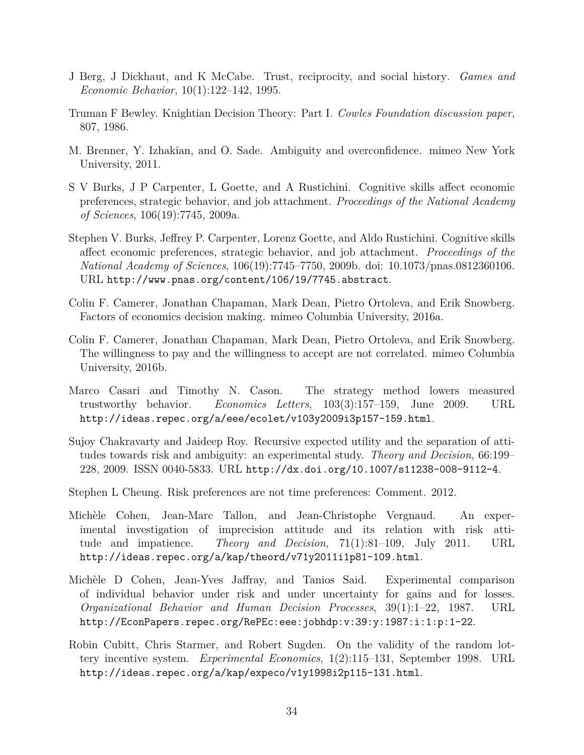J Berg, J Dickhaut, and K McCabe. Trust, reciprocity, and social history. *Games and Economic Behavior*, 10(1):122–142, 1995.

Truman F Bewley. Knightian Decision Theory: Part I. *Cowles Foundation discussion paper*, 807, 1986.

M. Brenner, Y. Izhakian, and O. Sade. Ambiguity and overconfidence. mimeo New York University, 2011.

S V Burks, J P Carpenter, L Goette, and A Rustichini. Cognitive skills affect economic preferences, strategic behavior, and job attachment. *Proceedings of the National Academy of Sciences*, 106(19):7745, 2009a.

Stephen V. Burks, Jeffrey P. Carpenter, Lorenz Goette, and Aldo Rustichini. Cognitive skills affect economic preferences, strategic behavior, and job attachment. *Proceedings of the National Academy of Sciences*, 106(19):7745–7750, 2009b. doi: 10.1073/pnas.0812360106. URL http://www.pnas.org/content/106/19/7745.abstract.

Colin F. Camerer, Jonathan Chapaman, Mark Dean, Pietro Ortoleva, and Erik Snowberg. Factors of economics decision making. mimeo Columbia University, 2016a.

Colin F. Camerer, Jonathan Chapaman, Mark Dean, Pietro Ortoleva, and Erik Snowberg. The willingness to pay and the willingness to accept are not correlated. mimeo Columbia University, 2016b.

Marco Casari and Timothy N. Cason. The strategy method lowers measured trustworthy behavior. *Economics Letters*, 103(3):157–159, June 2009. URL http://ideas.repec.org/a/eee/ecolet/v103y2009i3p157-159.html.

Sujoy Chakravarty and Jaideep Roy. Recursive expected utility and the separation of attitudes towards risk and ambiguity: an experimental study. *Theory and Decision*, 66:199–228, 2009. ISSN 0040-5833. URL http://dx.doi.org/10.1007/s11238-008-9112-4.

Stephen L Cheung. Risk preferences are not time preferences: Comment. 2012.

Michèle Cohen, Jean-Marc Tallon, and Jean-Christophe Vergnaud. An experimental investigation of imprecision attitude and its relation with risk attitude and impatience. *Theory and Decision*, 71(1):81–109, July 2011. URL http://ideas.repec.org/a/kap/theord/v71y2011i1p81-109.html.

Michèle D Cohen, Jean-Yves Jaffray, and Tanios Said. Experimental comparison of individual behavior under risk and under uncertainty for gains and for losses. *Organizational Behavior and Human Decision Processes*, 39(1):1–22, 1987. URL http://EconPapers.repec.org/RePEc:eee:jobhdp:v:39:y:1987:i:1:p:1-22.

Robin Cubitt, Chris Starmer, and Robert Sugden. On the validity of the random lottery incentive system. *Experimental Economics*, 1(2):115–131, September 1998. URL http://ideas.repec.org/a/kap/expeco/v1y1998i2p115-131.html.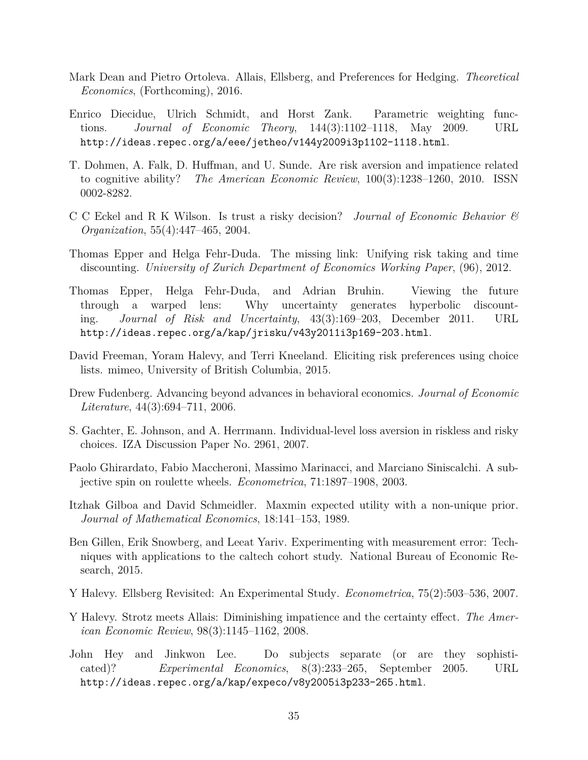Mark Dean and Pietro Ortoleva. Allais, Ellsberg, and Preferences for Hedging. *Theoretical Economics*, (Forthcoming), 2016.

Enrico Diecidue, Ulrich Schmidt, and Horst Zank. Parametric weighting functions. *Journal of Economic Theory*, 144(3):1102–1118, May 2009. URL http://ideas.repec.org/a/eee/jetheo/v144y2009i3p1102-1118.html.

T. Dohmen, A. Falk, D. Huffman, and U. Sunde. Are risk aversion and impatience related to cognitive ability? *The American Economic Review*, 100(3):1238–1260, 2010. ISSN 0002-8282.

C C Eckel and R K Wilson. Is trust a risky decision? *Journal of Economic Behavior & Organization*, 55(4):447–465, 2004.

Thomas Epper and Helga Fehr-Duda. The missing link: Unifying risk taking and time discounting. *University of Zurich Department of Economics Working Paper*, (96), 2012.

Thomas Epper, Helga Fehr-Duda, and Adrian Bruhin. Viewing the future through a warped lens: Why uncertainty generates hyperbolic discounting. *Journal of Risk and Uncertainty*, 43(3):169–203, December 2011. URL http://ideas.repec.org/a/kap/jrisku/v43y2011i3p169-203.html.

David Freeman, Yoram Halevy, and Terri Kneeland. Eliciting risk preferences using choice lists. mimeo, University of British Columbia, 2015.

Drew Fudenberg. Advancing beyond advances in behavioral economics. *Journal of Economic Literature*, 44(3):694–711, 2006.

S. Gachter, E. Johnson, and A. Herrmann. Individual-level loss aversion in riskless and risky choices. IZA Discussion Paper No. 2961, 2007.

Paolo Ghirardato, Fabio Maccheroni, Massimo Marinacci, and Marciano Siniscalchi. A subjective spin on roulette wheels. *Econometrica*, 71:1897–1908, 2003.

Itzhak Gilboa and David Schmeidler. Maxmin expected utility with a non-unique prior. *Journal of Mathematical Economics*, 18:141–153, 1989.

Ben Gillen, Erik Snowberg, and Leeat Yariv. Experimenting with measurement error: Techniques with applications to the caltech cohort study. National Bureau of Economic Research, 2015.

Y Halevy. Ellsberg Revisited: An Experimental Study. *Econometrica*, 75(2):503–536, 2007.

Y Halevy. Strotz meets Allais: Diminishing impatience and the certainty effect. *The American Economic Review*, 98(3):1145–1162, 2008.

John Hey and Jinkwon Lee. Do subjects separate (or are they sophisticated)? *Experimental Economics*, 8(3):233–265, September 2005. URL http://ideas.repec.org/a/kap/expeco/v8y2005i3p233-265.html.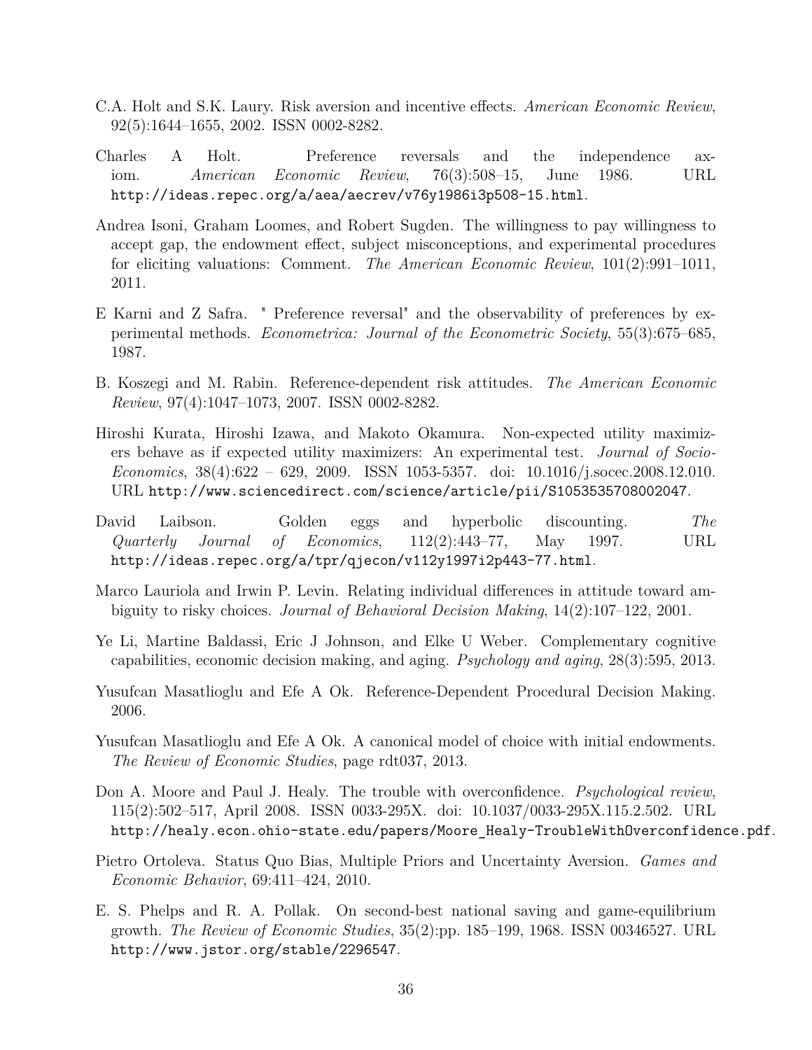C.A. Holt and S.K. Laury. Risk aversion and incentive effects. *American Economic Review*, 92(5):1644–1655, 2002. ISSN 0002-8282.

Charles A Holt. Preference reversals and the independence axiom. *American Economic Review*, 76(3):508–15, June 1986. URL http://ideas.repec.org/a/aea/aecrev/v76y1986i3p508-15.html.

Andrea Isoni, Graham Loomes, and Robert Sugden. The willingness to pay willingness to accept gap, the endowment effect, subject misconceptions, and experimental procedures for eliciting valuations: Comment. *The American Economic Review*, 101(2):991–1011, 2011.

E Karni and Z Safra. " Preference reversal" and the observability of preferences by experimental methods. *Econometrica: Journal of the Econometric Society*, 55(3):675–685, 1987.

B. Koszegi and M. Rabin. Reference-dependent risk attitudes. *The American Economic Review*, 97(4):1047–1073, 2007. ISSN 0002-8282.

Hiroshi Kurata, Hiroshi Izawa, and Makoto Okamura. Non-expected utility maximizers behave as if expected utility maximizers: An experimental test. *Journal of Socio-Economics*, 38(4):622 – 629, 2009. ISSN 1053-5357. doi: 10.1016/j.socec.2008.12.010. URL http://www.sciencedirect.com/science/article/pii/S1053535708002047.

David Laibson. Golden eggs and hyperbolic discounting. *The Quarterly Journal of Economics*, 112(2):443–77, May 1997. URL http://ideas.repec.org/a/tpr/qjecon/v112y1997i2p443-77.html.

Marco Lauriola and Irwin P. Levin. Relating individual differences in attitude toward ambiguity to risky choices. *Journal of Behavioral Decision Making*, 14(2):107–122, 2001.

Ye Li, Martine Baldassi, Eric J Johnson, and Elke U Weber. Complementary cognitive capabilities, economic decision making, and aging. *Psychology and aging*, 28(3):595, 2013.

Yusufcan Masatlioglu and Efe A Ok. Reference-Dependent Procedural Decision Making. 2006.

Yusufcan Masatlioglu and Efe A Ok. A canonical model of choice with initial endowments. *The Review of Economic Studies*, page rdt037, 2013.

Don A. Moore and Paul J. Healy. The trouble with overconfidence. *Psychological review*, 115(2):502–517, April 2008. ISSN 0033-295X. doi: 10.1037/0033-295X.115.2.502. URL http://healy.econ.ohio-state.edu/papers/Moore_Healy-TroubleWithOverconfidence.pdf.

Pietro Ortoleva. Status Quo Bias, Multiple Priors and Uncertainty Aversion. *Games and Economic Behavior*, 69:411–424, 2010.

E. S. Phelps and R. A. Pollak. On second-best national saving and game-equilibrium growth. *The Review of Economic Studies*, 35(2):pp. 185–199, 1968. ISSN 00346527. URL http://www.jstor.org/stable/2296547.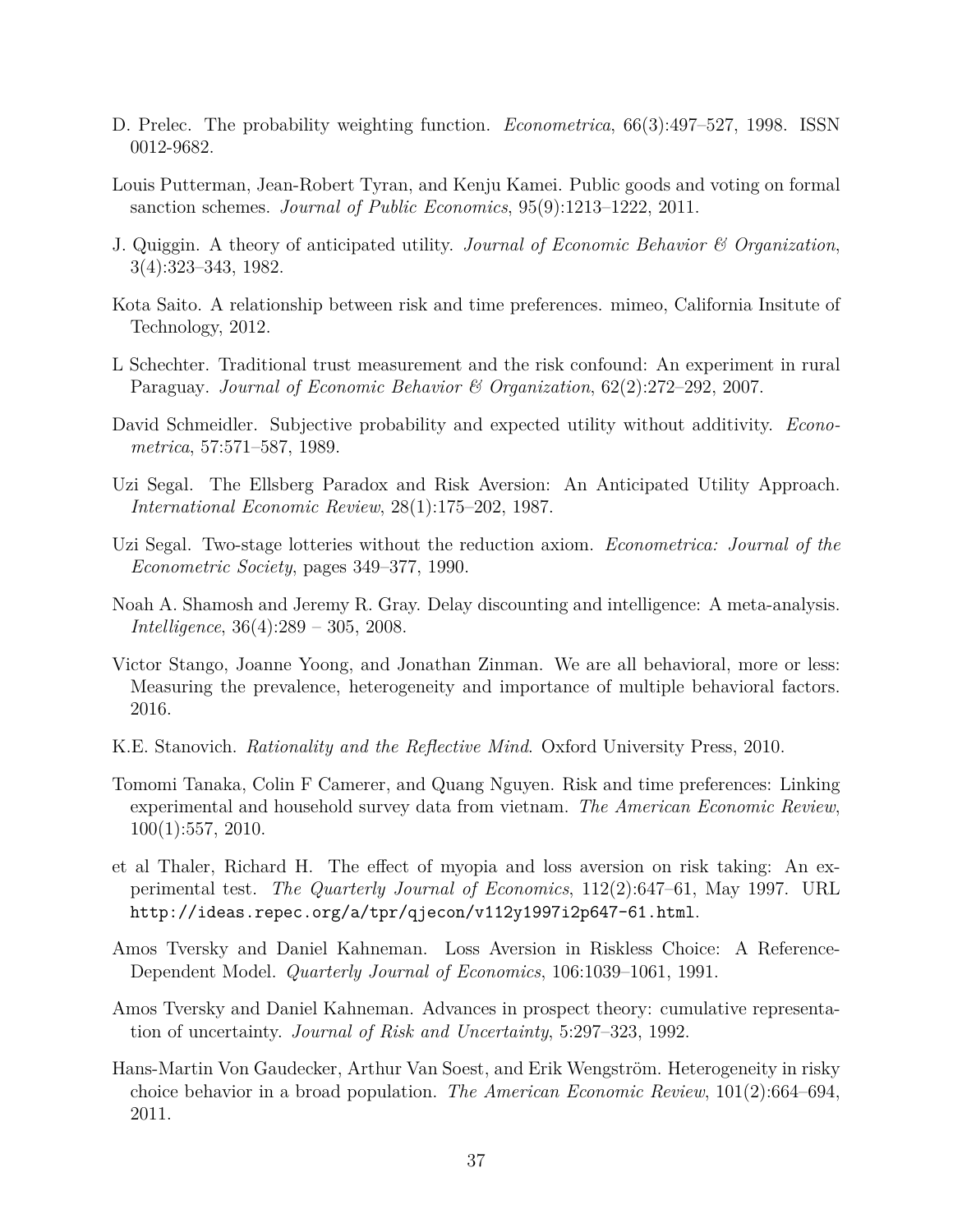D. Prelec. The probability weighting function. *Econometrica*, 66(3):497–527, 1998. ISSN 0012-9682.

Louis Putterman, Jean-Robert Tyran, and Kenju Kamei. Public goods and voting on formal sanction schemes. *Journal of Public Economics*, 95(9):1213–1222, 2011.

J. Quiggin. A theory of anticipated utility. *Journal of Economic Behavior & Organization*, 3(4):323–343, 1982.

Kota Saito. A relationship between risk and time preferences. mimeo, California Insitute of Technology, 2012.

L Schechter. Traditional trust measurement and the risk confound: An experiment in rural Paraguay. *Journal of Economic Behavior & Organization*, 62(2):272–292, 2007.

David Schmeidler. Subjective probability and expected utility without additivity. *Econometrica*, 57:571–587, 1989.

Uzi Segal. The Ellsberg Paradox and Risk Aversion: An Anticipated Utility Approach. *International Economic Review*, 28(1):175–202, 1987.

Uzi Segal. Two-stage lotteries without the reduction axiom. *Econometrica: Journal of the Econometric Society*, pages 349–377, 1990.

Noah A. Shamosh and Jeremy R. Gray. Delay discounting and intelligence: A meta-analysis. *Intelligence*, 36(4):289 – 305, 2008.

Victor Stango, Joanne Yoong, and Jonathan Zinman. We are all behavioral, more or less: Measuring the prevalence, heterogeneity and importance of multiple behavioral factors. 2016.

K.E. Stanovich. *Rationality and the Reflective Mind*. Oxford University Press, 2010.

Tomomi Tanaka, Colin F Camerer, and Quang Nguyen. Risk and time preferences: Linking experimental and household survey data from vietnam. *The American Economic Review*, 100(1):557, 2010.

et al Thaler, Richard H. The effect of myopia and loss aversion on risk taking: An experimental test. *The Quarterly Journal of Economics*, 112(2):647–61, May 1997. URL `http://ideas.repec.org/a/tpr/qjecon/v112y1997i2p647-61.html`.

Amos Tversky and Daniel Kahneman. Loss Aversion in Riskless Choice: A Reference-Dependent Model. *Quarterly Journal of Economics*, 106:1039–1061, 1991.

Amos Tversky and Daniel Kahneman. Advances in prospect theory: cumulative representation of uncertainty. *Journal of Risk and Uncertainty*, 5:297–323, 1992.

Hans-Martin Von Gaudecker, Arthur Van Soest, and Erik Wengström. Heterogeneity in risky choice behavior in a broad population. *The American Economic Review*, 101(2):664–694, 2011.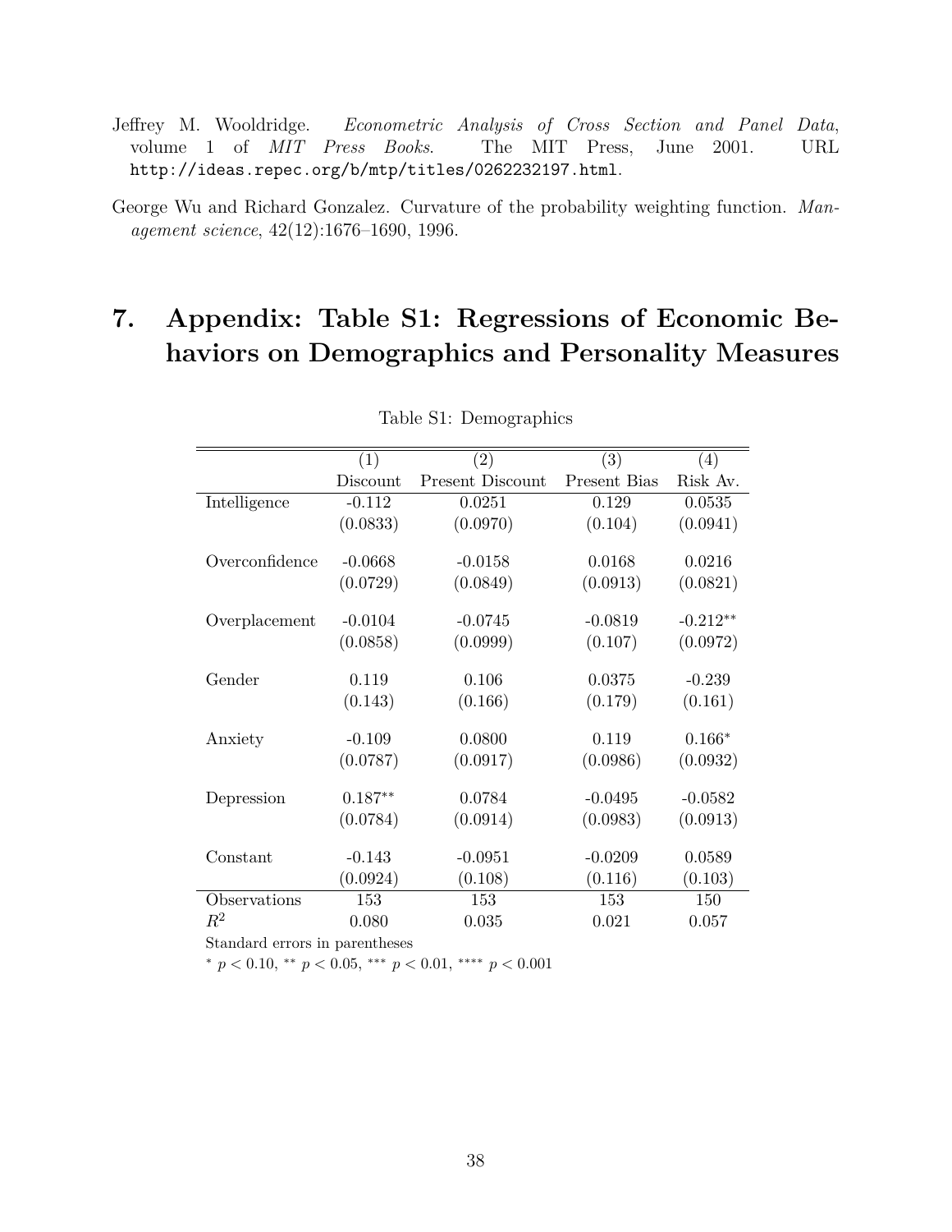Jeffrey M. Wooldridge. *Econometric Analysis of Cross Section and Panel Data*, volume 1 of *MIT Press Books*. The MIT Press, June 2001. URL `http://ideas.repec.org/b/mtp/titles/0262232197.html`.

George Wu and Richard Gonzalez. Curvature of the probability weighting function. *Management science*, 42(12):1676–1690, 1996.

# 7. Appendix: Table S1: Regressions of Economic Behaviors on Demographics and Personality Measures

Table S1: Demographics

| | (1) | (2) | (3) | (4) |
|---|---|---|---|---|
| | Discount | Present Discount | Present Bias | Risk Av. |
| Intelligence | -0.112 | 0.0251 | 0.129 | 0.0535 |
| | (0.0833) | (0.0970) | (0.104) | (0.0941) |
| Overconfidence | -0.0668 | -0.0158 | 0.0168 | 0.0216 |
| | (0.0729) | (0.0849) | (0.0913) | (0.0821) |
| Overplacement | -0.0104 | -0.0745 | -0.0819 | -0.212** |
| | (0.0858) | (0.0999) | (0.107) | (0.0972) |
| Gender | 0.119 | 0.106 | 0.0375 | -0.239 |
| | (0.143) | (0.166) | (0.179) | (0.161) |
| Anxiety | -0.109 | 0.0800 | 0.119 | 0.166* |
| | (0.0787) | (0.0917) | (0.0986) | (0.0932) |
| Depression | 0.187** | 0.0784 | -0.0495 | -0.0582 |
| | (0.0784) | (0.0914) | (0.0983) | (0.0913) |
| Constant | -0.143 | -0.0951 | -0.0209 | 0.0589 |
| | (0.0924) | (0.108) | (0.116) | (0.103) |
| Observations | 153 | 153 | 153 | 150 |
| $R^2$ | 0.080 | 0.035 | 0.021 | 0.057 |

Standard errors in parentheses

$^{*}$ $p < 0.10$, $^{**}$ $p < 0.05$, $^{***}$ $p < 0.01$, $^{****}$ $p < 0.001$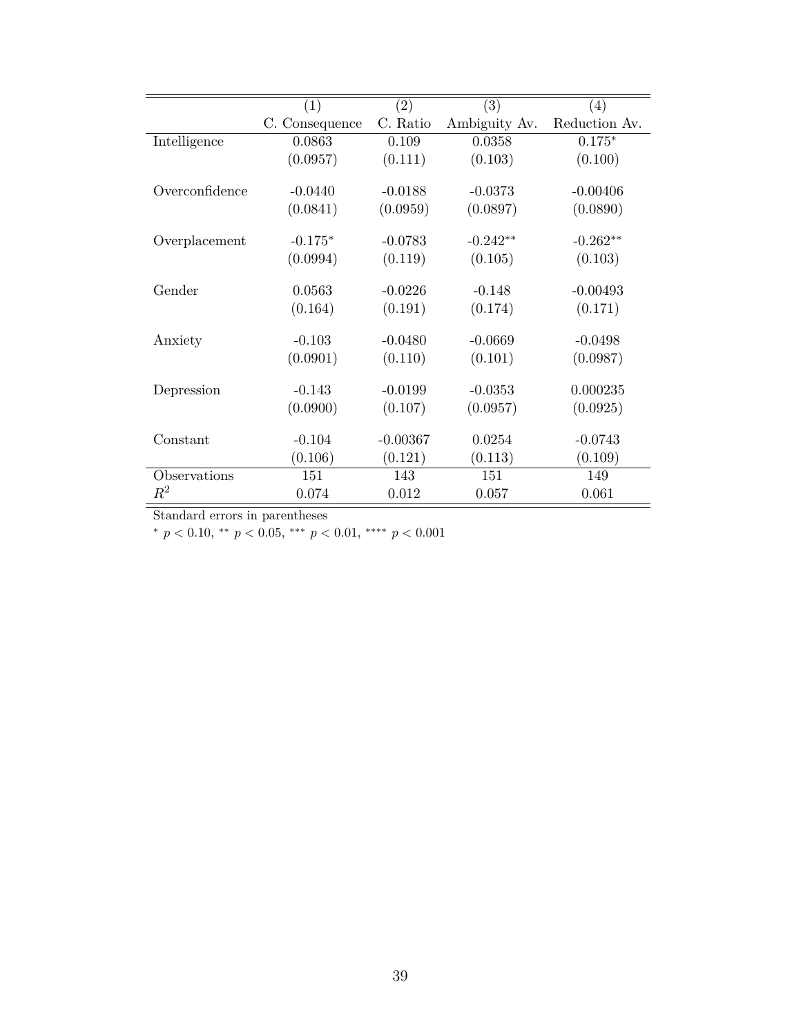| | (1) | (2) | (3) | (4) |
|---|---|---|---|---|
| | C. Consequence | C. Ratio | Ambiguity Av. | Reduction Av. |
| Intelligence | 0.0863 | 0.109 | 0.0358 | 0.175* |
| | (0.0957) | (0.111) | (0.103) | (0.100) |
| Overconfidence | -0.0440 | -0.0188 | -0.0373 | -0.00406 |
| | (0.0841) | (0.0959) | (0.0897) | (0.0890) |
| Overplacement | -0.175* | -0.0783 | -0.242** | -0.262** |
| | (0.0994) | (0.119) | (0.105) | (0.103) |
| Gender | 0.0563 | -0.0226 | -0.148 | -0.00493 |
| | (0.164) | (0.191) | (0.174) | (0.171) |
| Anxiety | -0.103 | -0.0480 | -0.0669 | -0.0498 |
| | (0.0901) | (0.110) | (0.101) | (0.0987) |
| Depression | -0.143 | -0.0199 | -0.0353 | 0.000235 |
| | (0.0900) | (0.107) | (0.0957) | (0.0925) |
| Constant | -0.104 | -0.00367 | 0.0254 | -0.0743 |
| | (0.106) | (0.121) | (0.113) | (0.109) |
| Observations | 151 | 143 | 151 | 149 |
| $R^2$ | 0.074 | 0.012 | 0.057 | 0.061 |

Standard errors in parentheses

* $p < 0.10$, ** $p < 0.05$, *** $p < 0.01$, **** $p < 0.001$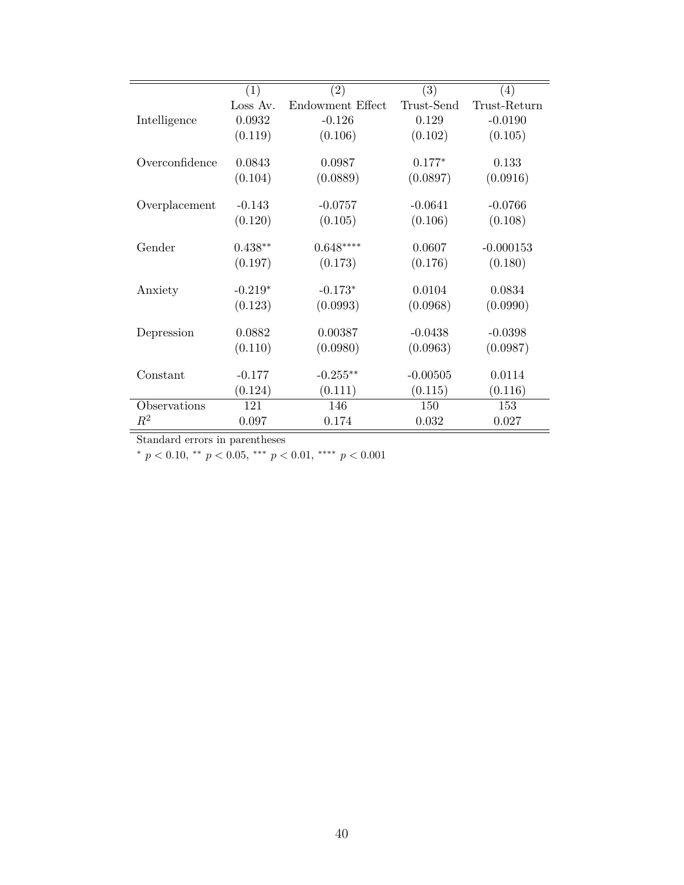| | (1) | (2) | (3) | (4) |
|---|---|---|---|---|
| | Loss Av. | Endowment Effect | Trust-Send | Trust-Return |
| Intelligence | 0.0932 | -0.126 | 0.129 | -0.0190 |
| | (0.119) | (0.106) | (0.102) | (0.105) |
| Overconfidence | 0.0843 | 0.0987 | $0.177^{*}$ | 0.133 |
| | (0.104) | (0.0889) | (0.0897) | (0.0916) |
| Overplacement | -0.143 | -0.0757 | -0.0641 | -0.0766 |
| | (0.120) | (0.105) | (0.106) | (0.108) |
| Gender | $0.438^{**}$ | $0.648^{****}$ | 0.0607 | -0.000153 |
| | (0.197) | (0.173) | (0.176) | (0.180) |
| Anxiety | $-0.219^{*}$ | $-0.173^{*}$ | 0.0104 | 0.0834 |
| | (0.123) | (0.0993) | (0.0968) | (0.0990) |
| Depression | 0.0882 | 0.00387 | -0.0438 | -0.0398 |
| | (0.110) | (0.0980) | (0.0963) | (0.0987) |
| Constant | -0.177 | $-0.255^{**}$ | -0.00505 | 0.0114 |
| | (0.124) | (0.111) | (0.115) | (0.116) |
| Observations | 121 | 146 | 150 | 153 |
| $R^2$ | 0.097 | 0.174 | 0.032 | 0.027 |

Standard errors in parentheses

$^{*}$ $p < 0.10$, $^{**}$ $p < 0.05$, $^{***}$ $p < 0.01$, $^{****}$ $p < 0.001$